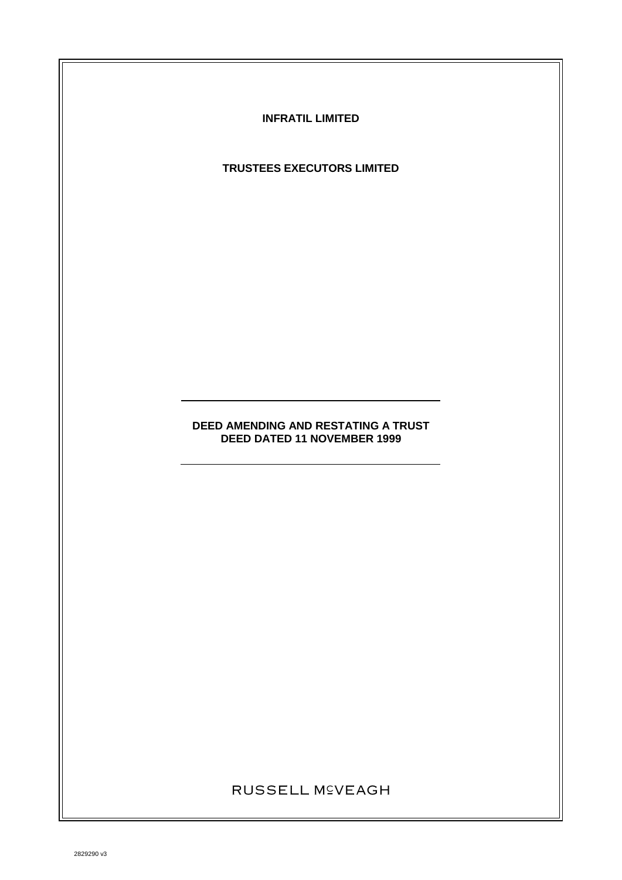**INFRATIL LIMITED**

**TRUSTEES EXECUTORS LIMITED**

---

**DEED AMENDING AND RESTATING A TRUST DEED DATED 11 NOVEMBER 1999**

---

RUSSELL McVEAGH

2829290 v3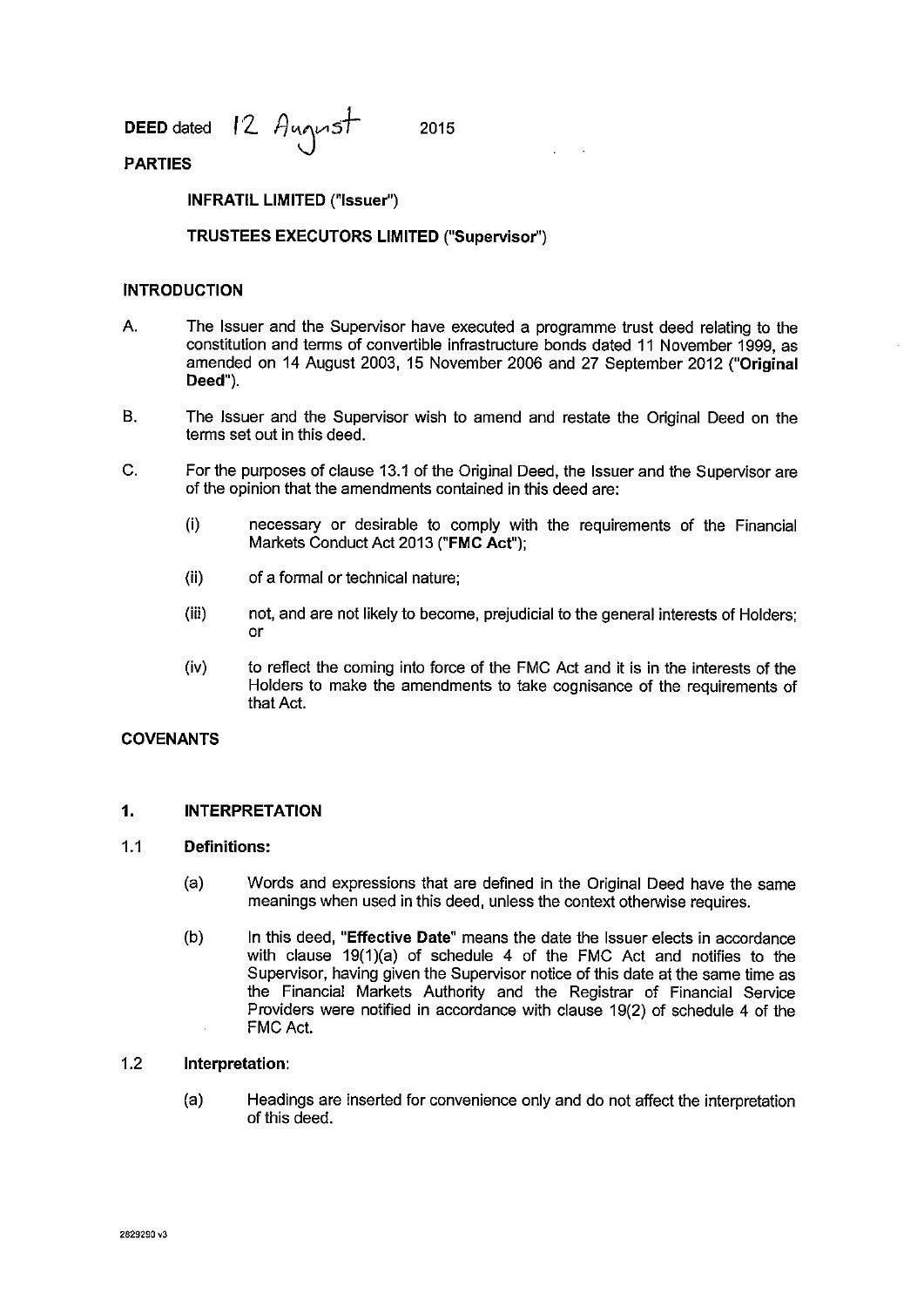**DEED** dated 12 August 2015

**PARTIES**

**INFRATIL LIMITED ("Issuer")**

**TRUSTEES EXECUTORS LIMITED ("Supervisor")**

**INTRODUCTION**

A. The Issuer and the Supervisor have executed a programme trust deed relating to the constitution and terms of convertible infrastructure bonds dated 11 November 1999, as amended on 14 August 2003, 15 November 2006 and 27 September 2012 ("**Original Deed**").

B. The Issuer and the Supervisor wish to amend and restate the Original Deed on the terms set out in this deed.

C. For the purposes of clause 13.1 of the Original Deed, the Issuer and the Supervisor are of the opinion that the amendments contained in this deed are:

 (i) necessary or desirable to comply with the requirements of the Financial Markets Conduct Act 2013 ("**FMC Act**");

 (ii) of a formal or technical nature;

 (iii) not, and are not likely to become, prejudicial to the general interests of Holders; or

 (iv) to reflect the coming into force of the FMC Act and it is in the interests of the Holders to make the amendments to take cognisance of the requirements of that Act.

**COVENANTS**

**1. INTERPRETATION**

1.1 **Definitions:**

 (a) Words and expressions that are defined in the Original Deed have the same meanings when used in this deed, unless the context otherwise requires.

 (b) In this deed, "**Effective Date**" means the date the Issuer elects in accordance with clause 19(1)(a) of schedule 4 of the FMC Act and notifies to the Supervisor, having given the Supervisor notice of this date at the same time as the Financial Markets Authority and the Registrar of Financial Service Providers were notified in accordance with clause 19(2) of schedule 4 of the FMC Act.

1.2 **Interpretation**:

 (a) Headings are inserted for convenience only and do not affect the interpretation of this deed.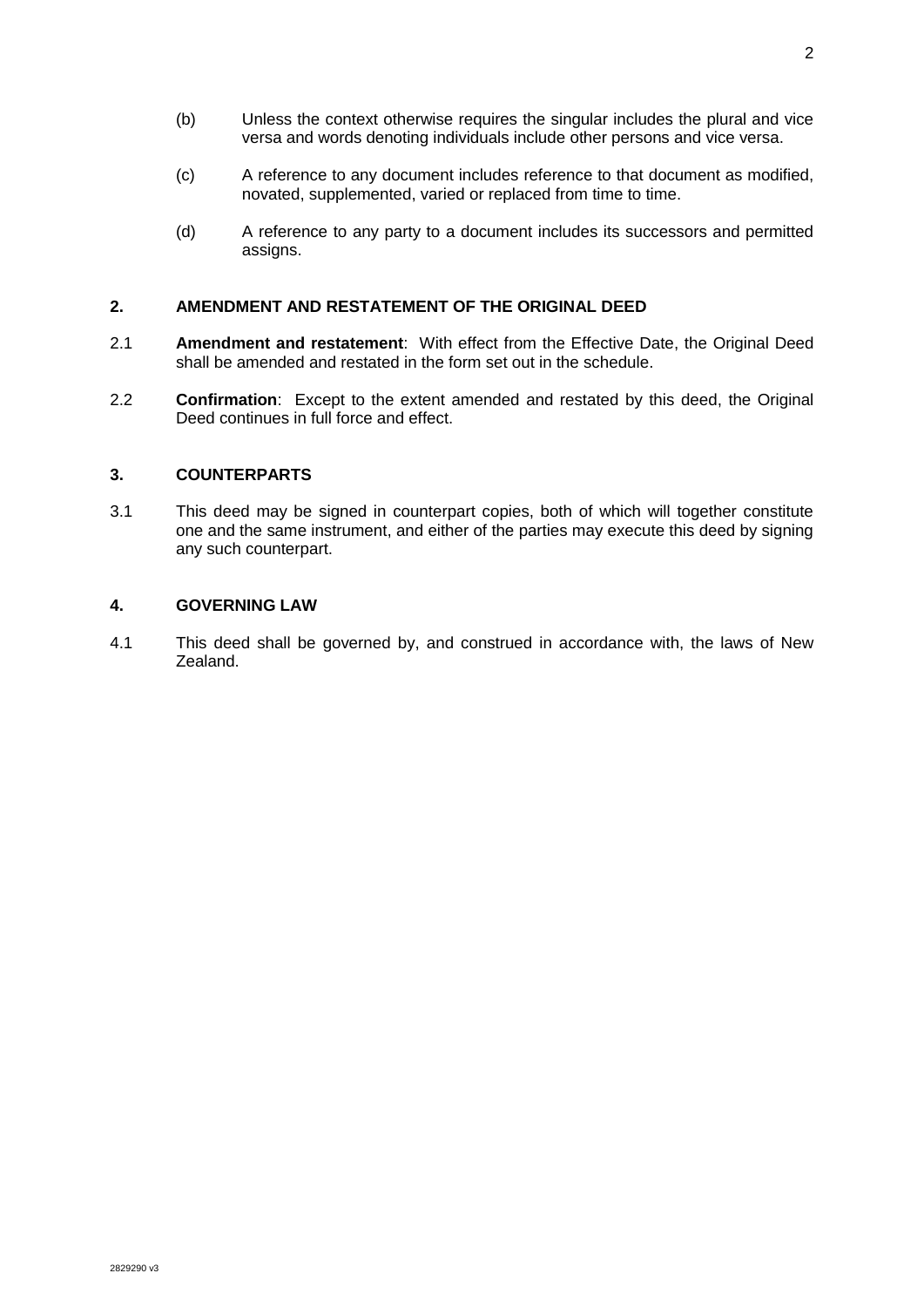(b) Unless the context otherwise requires the singular includes the plural and vice versa and words denoting individuals include other persons and vice versa.

(c) A reference to any document includes reference to that document as modified, novated, supplemented, varied or replaced from time to time.

(d) A reference to any party to a document includes its successors and permitted assigns.

## 2. AMENDMENT AND RESTATEMENT OF THE ORIGINAL DEED

2.1 **Amendment and restatement**: With effect from the Effective Date, the Original Deed shall be amended and restated in the form set out in the schedule.

2.2 **Confirmation**: Except to the extent amended and restated by this deed, the Original Deed continues in full force and effect.

## 3. COUNTERPARTS

3.1 This deed may be signed in counterpart copies, both of which will together constitute one and the same instrument, and either of the parties may execute this deed by signing any such counterpart.

## 4. GOVERNING LAW

4.1 This deed shall be governed by, and construed in accordance with, the laws of New Zealand.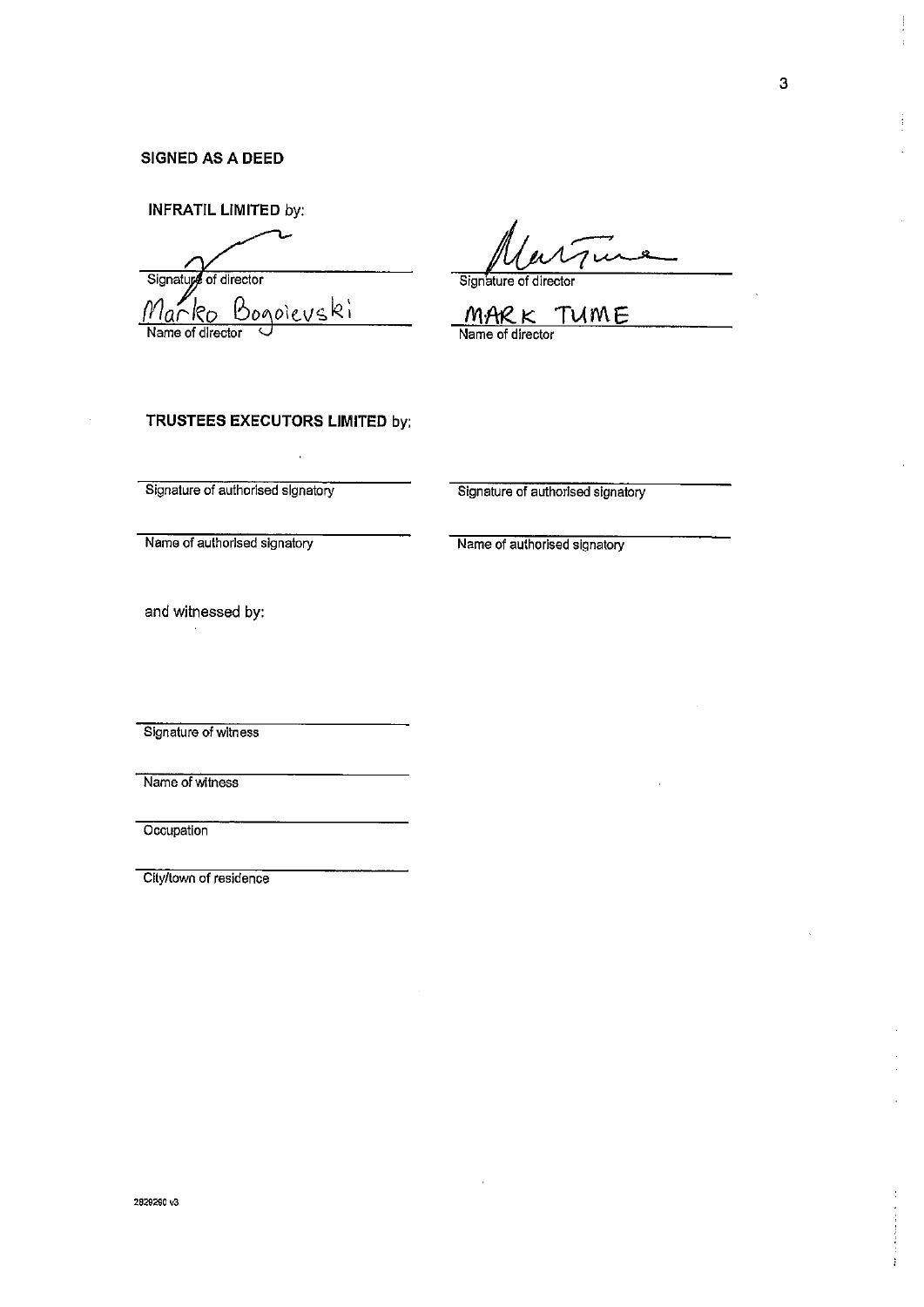**SIGNED AS A DEED**

**INFRATIL LIMITED** by:

| | |
|---|---|
| Signature of director | Signature of director |
| Marko Bogoievski | MARK TUME |
| Name of director | Name of director |

**TRUSTEES EXECUTORS LIMITED** by:

| | |
|---|---|
| Signature of authorised signatory | Signature of authorised signatory |
| Name of authorised signatory | Name of authorised signatory |

and witnessed by:

Signature of witness

Name of witness

Occupation

City/town of residence

2829290 v3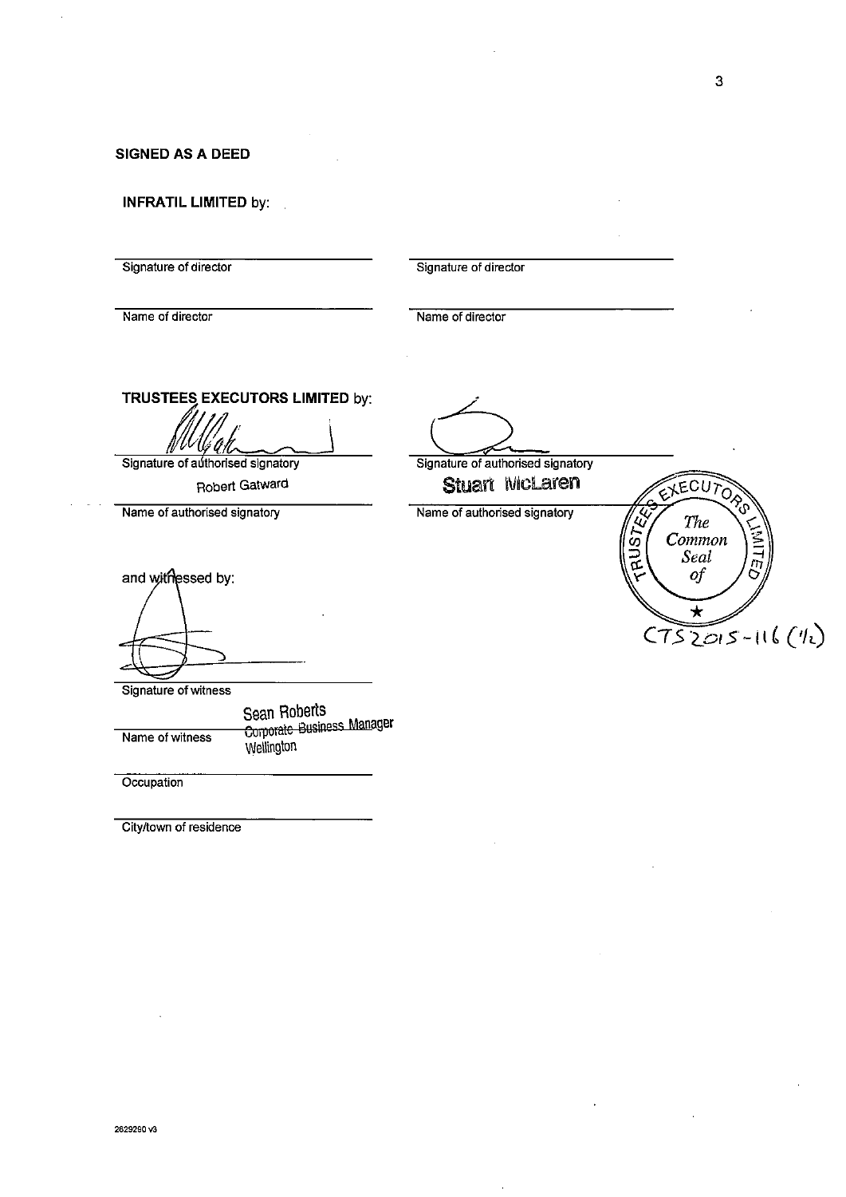**SIGNED AS A DEED**

**INFRATIL LIMITED** by:

| | |
|---|---|
| Signature of director | Signature of director |
| Name of director | Name of director |

**TRUSTEES EXECUTORS LIMITED** by:

| | |
|---|---|
| Signature of authorised signatory | Signature of authorised signatory |
| Robert Gatward | Stuart McLaren |
| Name of authorised signatory | Name of authorised signatory |

The Common Seal of TRUSTEES EXECUTORS LIMITED

CTS 2015-116 (1/2)

and witnessed by:

Signature of witness

Name of witness: Sean Roberts

Occupation: Corporate Business Manager

City/town of residence: Wellington

2629290 v3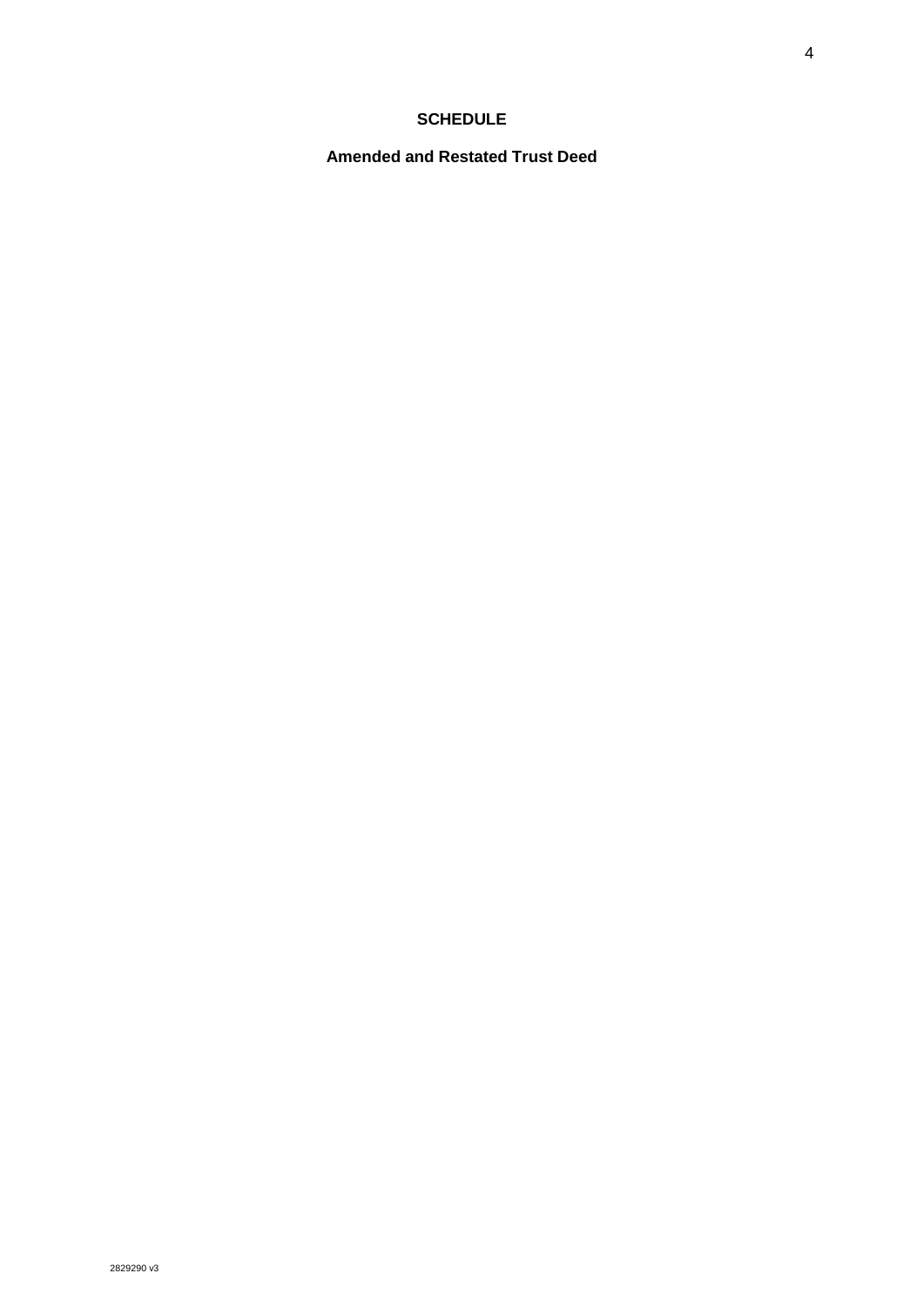# SCHEDULE

## Amended and Restated Trust Deed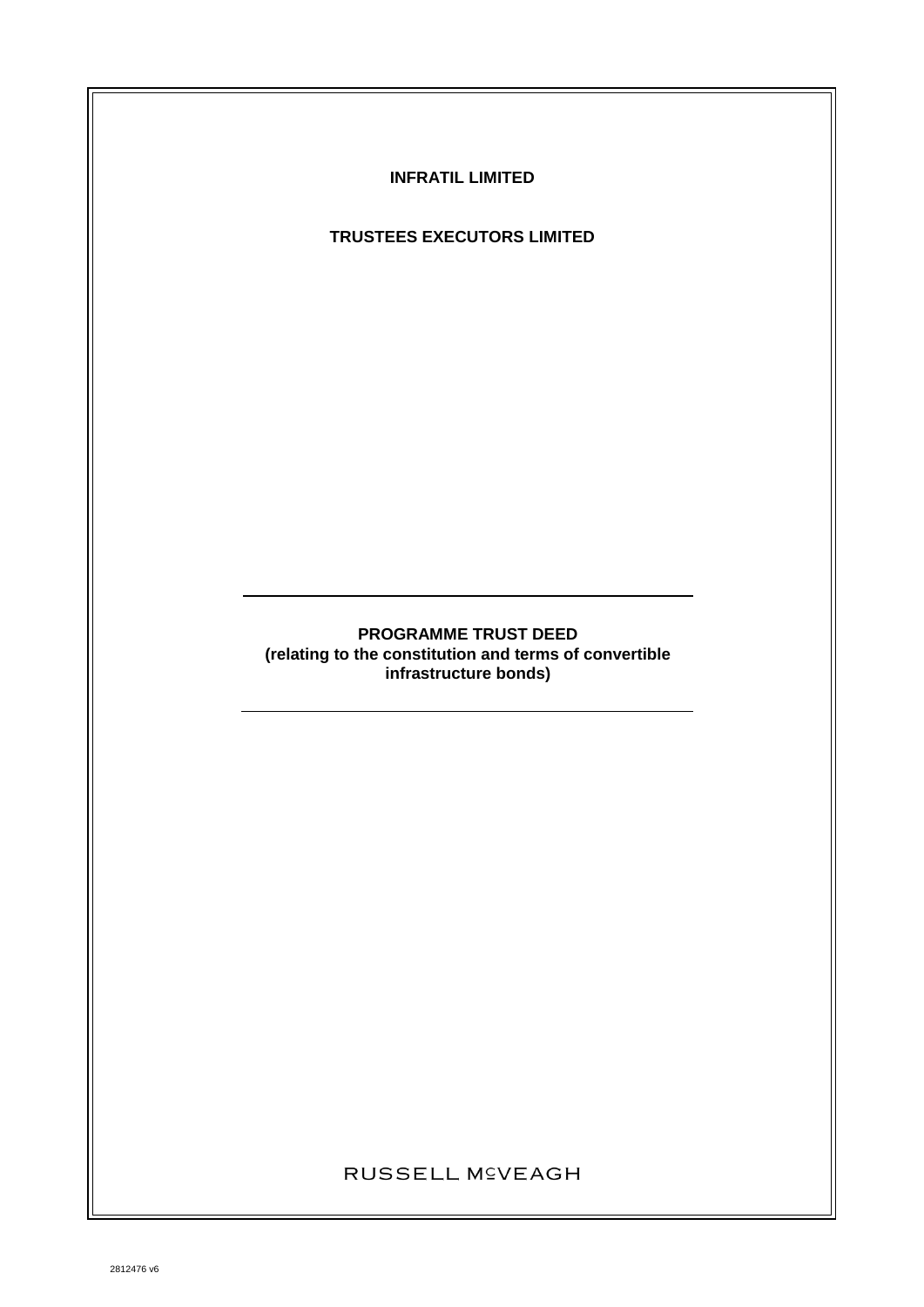**INFRATIL LIMITED**

**TRUSTEES EXECUTORS LIMITED**

---

**PROGRAMME TRUST DEED**
**(relating to the constitution and terms of convertible infrastructure bonds)**

---

RUSSELL McVEAGH

2812476 v6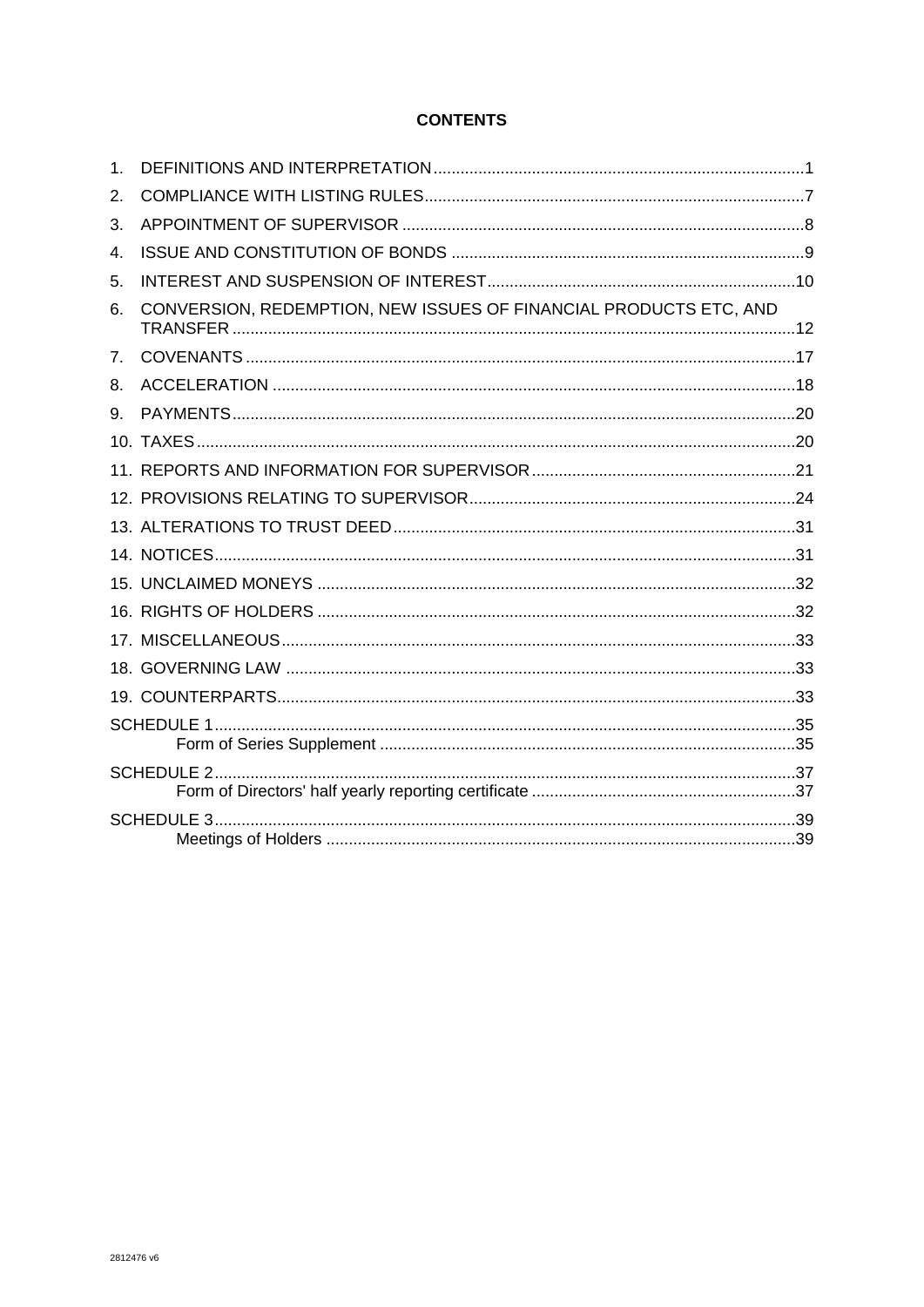**CONTENTS**

1. DEFINITIONS AND INTERPRETATION ........ 1
2. COMPLIANCE WITH LISTING RULES ........ 7
3. APPOINTMENT OF SUPERVISOR ........ 8
4. ISSUE AND CONSTITUTION OF BONDS ........ 9
5. INTEREST AND SUSPENSION OF INTEREST ........ 10
6. CONVERSION, REDEMPTION, NEW ISSUES OF FINANCIAL PRODUCTS ETC, AND TRANSFER ........ 12
7. COVENANTS ........ 17
8. ACCELERATION ........ 18
9. PAYMENTS ........ 20
10. TAXES ........ 20
11. REPORTS AND INFORMATION FOR SUPERVISOR ........ 21
12. PROVISIONS RELATING TO SUPERVISOR ........ 24
13. ALTERATIONS TO TRUST DEED ........ 31
14. NOTICES ........ 31
15. UNCLAIMED MONEYS ........ 32
16. RIGHTS OF HOLDERS ........ 32
17. MISCELLANEOUS ........ 33
18. GOVERNING LAW ........ 33
19. COUNTERPARTS ........ 33

SCHEDULE 1 ........ 35
  Form of Series Supplement ........ 35

SCHEDULE 2 ........ 37
  Form of Directors' half yearly reporting certificate ........ 37

SCHEDULE 3 ........ 39
  Meetings of Holders ........ 39

2812476 v6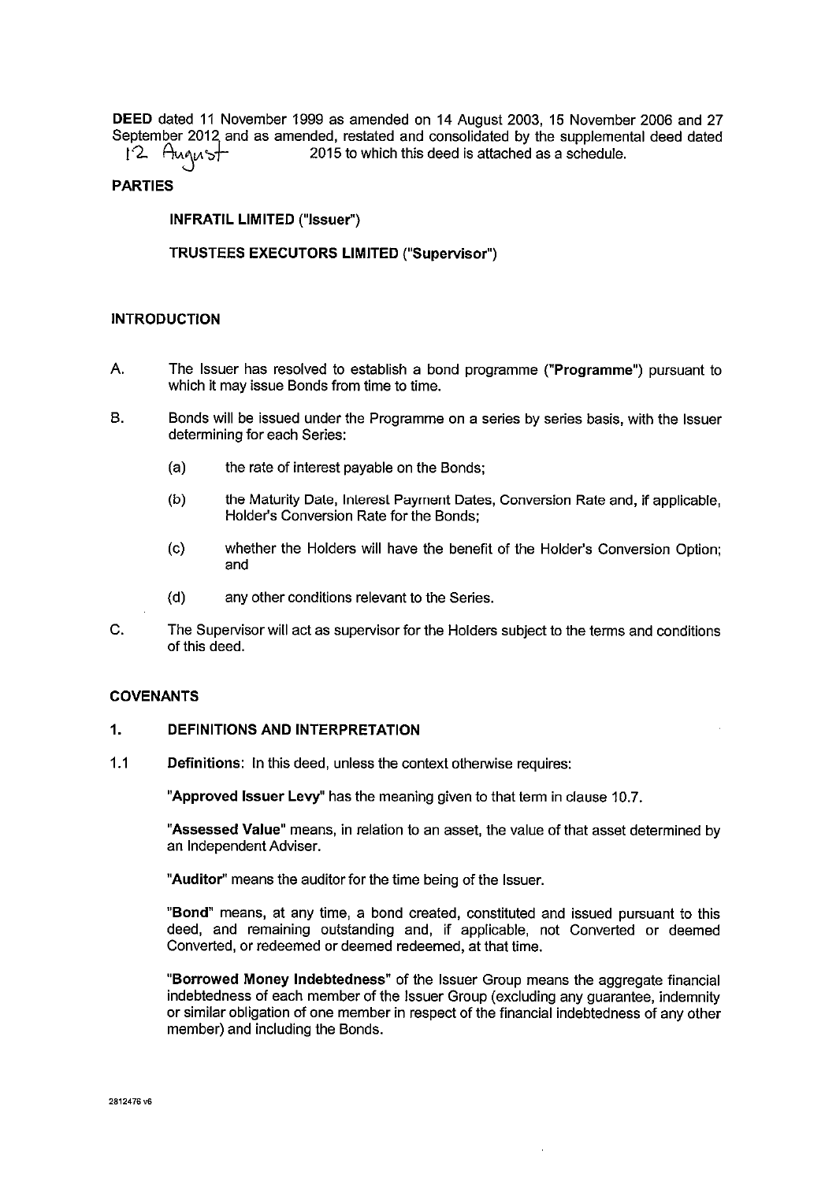**DEED** dated 11 November 1999 as amended on 14 August 2003, 15 November 2006 and 27 September 2012 and as amended, restated and consolidated by the supplemental deed dated 12 August 2015 to which this deed is attached as a schedule.

## PARTIES

**INFRATIL LIMITED ("Issuer")**

**TRUSTEES EXECUTORS LIMITED ("Supervisor")**

## INTRODUCTION

A. The Issuer has resolved to establish a bond programme (**"Programme"**) pursuant to which it may issue Bonds from time to time.

B. Bonds will be issued under the Programme on a series by series basis, with the Issuer determining for each Series:

(a) the rate of interest payable on the Bonds;

(b) the Maturity Date, Interest Payment Dates, Conversion Rate and, if applicable, Holder's Conversion Rate for the Bonds;

(c) whether the Holders will have the benefit of the Holder's Conversion Option; and

(d) any other conditions relevant to the Series.

C. The Supervisor will act as supervisor for the Holders subject to the terms and conditions of this deed.

## COVENANTS

### 1. DEFINITIONS AND INTERPRETATION

1.1 **Definitions**: In this deed, unless the context otherwise requires:

**"Approved Issuer Levy"** has the meaning given to that term in clause 10.7.

**"Assessed Value"** means, in relation to an asset, the value of that asset determined by an Independent Adviser.

**"Auditor"** means the auditor for the time being of the Issuer.

**"Bond"** means, at any time, a bond created, constituted and issued pursuant to this deed, and remaining outstanding and, if applicable, not Converted or deemed Converted, or redeemed or deemed redeemed, at that time.

**"Borrowed Money Indebtedness"** of the Issuer Group means the aggregate financial indebtedness of each member of the Issuer Group (excluding any guarantee, indemnity or similar obligation of one member in respect of the financial indebtedness of any other member) and including the Bonds.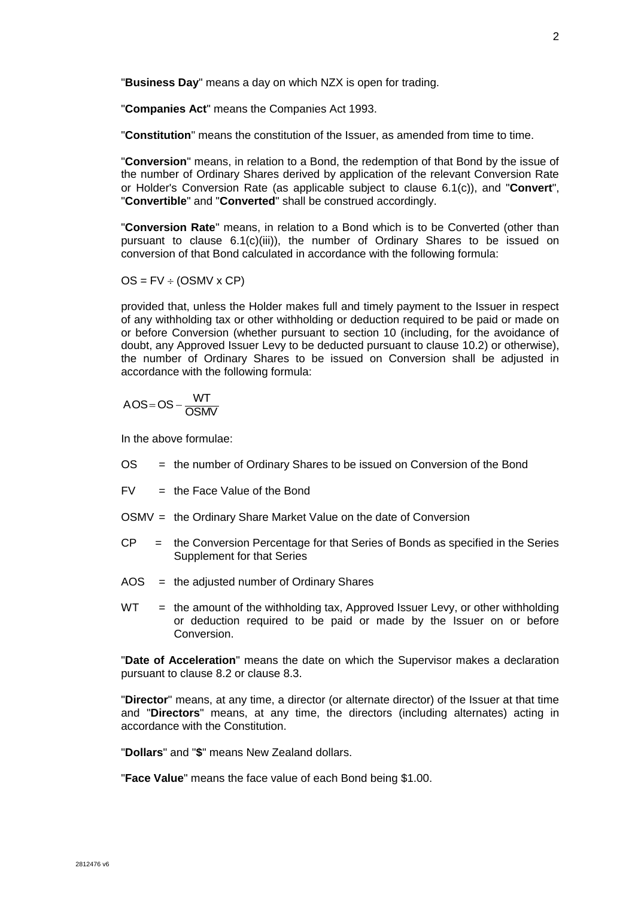"**Business Day**" means a day on which NZX is open for trading.

"**Companies Act**" means the Companies Act 1993.

"**Constitution**" means the constitution of the Issuer, as amended from time to time.

"**Conversion**" means, in relation to a Bond, the redemption of that Bond by the issue of the number of Ordinary Shares derived by application of the relevant Conversion Rate or Holder's Conversion Rate (as applicable subject to clause 6.1(c)), and "**Convert**", "**Convertible**" and "**Converted**" shall be construed accordingly.

"**Conversion Rate**" means, in relation to a Bond which is to be Converted (other than pursuant to clause 6.1(c)(iii)), the number of Ordinary Shares to be issued on conversion of that Bond calculated in accordance with the following formula:

$$OS = FV \div (OSMV \times CP)$$

provided that, unless the Holder makes full and timely payment to the Issuer in respect of any withholding tax or other withholding or deduction required to be paid or made on or before Conversion (whether pursuant to section 10 (including, for the avoidance of doubt, any Approved Issuer Levy to be deducted pursuant to clause 10.2) or otherwise), the number of Ordinary Shares to be issued on Conversion shall be adjusted in accordance with the following formula:

$$AOS = OS - \frac{WT}{OSMV}$$

In the above formulae:

OS = the number of Ordinary Shares to be issued on Conversion of the Bond

FV = the Face Value of the Bond

OSMV = the Ordinary Share Market Value on the date of Conversion

CP = the Conversion Percentage for that Series of Bonds as specified in the Series Supplement for that Series

AOS = the adjusted number of Ordinary Shares

WT = the amount of the withholding tax, Approved Issuer Levy, or other withholding or deduction required to be paid or made by the Issuer on or before Conversion.

"**Date of Acceleration**" means the date on which the Supervisor makes a declaration pursuant to clause 8.2 or clause 8.3.

"**Director**" means, at any time, a director (or alternate director) of the Issuer at that time and "**Directors**" means, at any time, the directors (including alternates) acting in accordance with the Constitution.

"**Dollars**" and "**$**" means New Zealand dollars.

"**Face Value**" means the face value of each Bond being $1.00.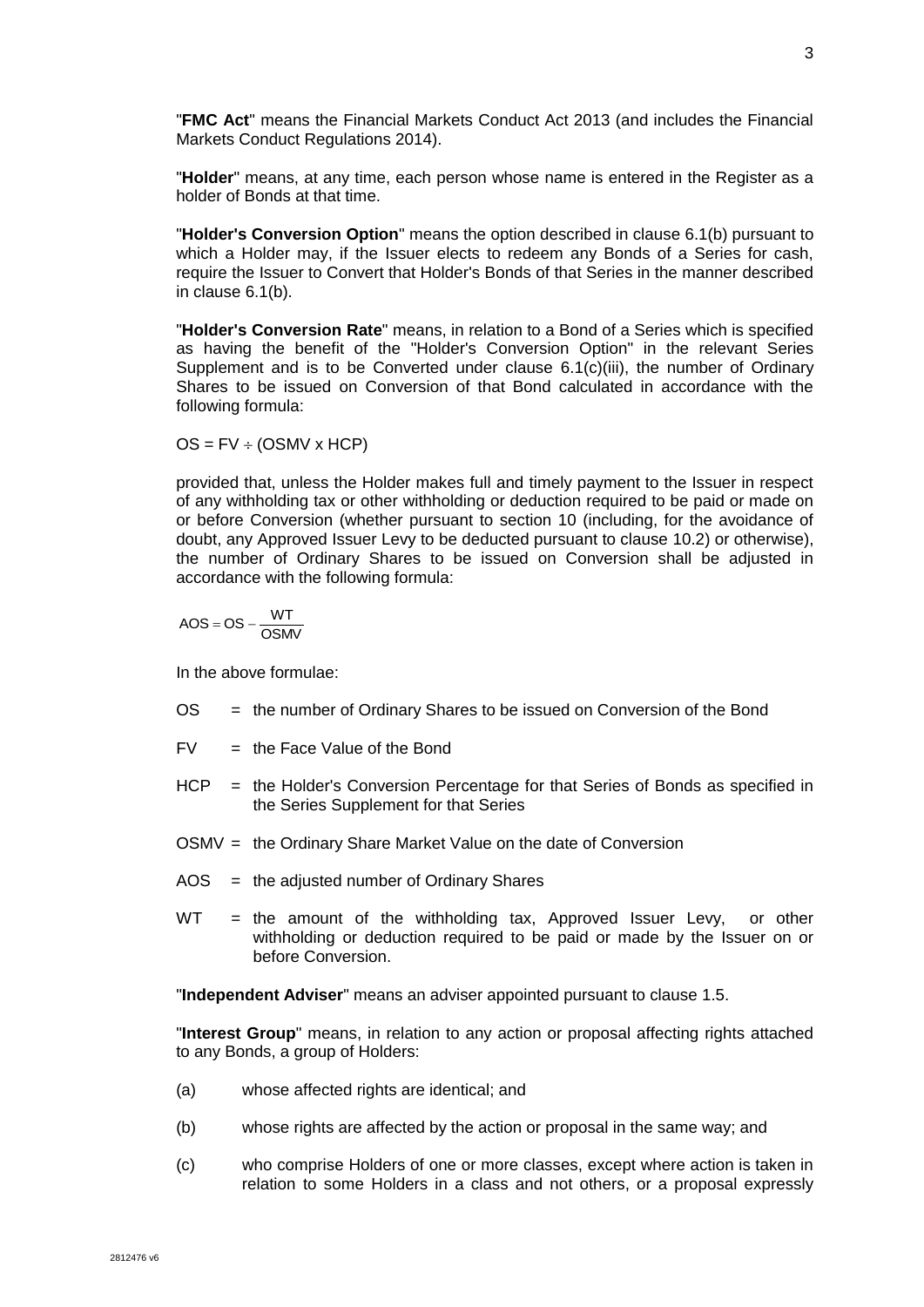"**FMC Act**" means the Financial Markets Conduct Act 2013 (and includes the Financial Markets Conduct Regulations 2014).

"**Holder**" means, at any time, each person whose name is entered in the Register as a holder of Bonds at that time.

"**Holder's Conversion Option**" means the option described in clause 6.1(b) pursuant to which a Holder may, if the Issuer elects to redeem any Bonds of a Series for cash, require the Issuer to Convert that Holder's Bonds of that Series in the manner described in clause 6.1(b).

"**Holder's Conversion Rate**" means, in relation to a Bond of a Series which is specified as having the benefit of the "Holder's Conversion Option" in the relevant Series Supplement and is to be Converted under clause 6.1(c)(iii), the number of Ordinary Shares to be issued on Conversion of that Bond calculated in accordance with the following formula:

$$OS = FV \div (OSMV \times HCP)$$

provided that, unless the Holder makes full and timely payment to the Issuer in respect of any withholding tax or other withholding or deduction required to be paid or made on or before Conversion (whether pursuant to section 10 (including, for the avoidance of doubt, any Approved Issuer Levy to be deducted pursuant to clause 10.2) or otherwise), the number of Ordinary Shares to be issued on Conversion shall be adjusted in accordance with the following formula:

$$AOS = OS - \frac{WT}{OSMV}$$

In the above formulae:

OS = the number of Ordinary Shares to be issued on Conversion of the Bond

FV = the Face Value of the Bond

HCP = the Holder's Conversion Percentage for that Series of Bonds as specified in the Series Supplement for that Series

OSMV = the Ordinary Share Market Value on the date of Conversion

AOS = the adjusted number of Ordinary Shares

WT = the amount of the withholding tax, Approved Issuer Levy, or other withholding or deduction required to be paid or made by the Issuer on or before Conversion.

"**Independent Adviser**" means an adviser appointed pursuant to clause 1.5.

"**Interest Group**" means, in relation to any action or proposal affecting rights attached to any Bonds, a group of Holders:

(a) whose affected rights are identical; and

(b) whose rights are affected by the action or proposal in the same way; and

(c) who comprise Holders of one or more classes, except where action is taken in relation to some Holders in a class and not others, or a proposal expressly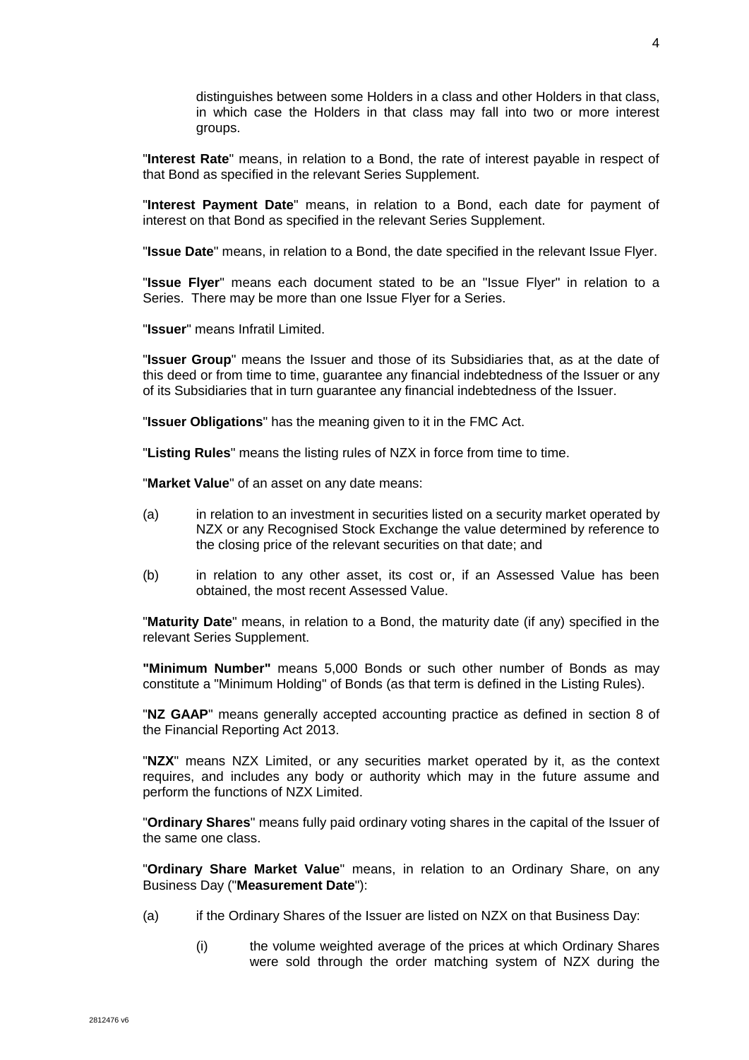distinguishes between some Holders in a class and other Holders in that class, in which case the Holders in that class may fall into two or more interest groups.

"**Interest Rate**" means, in relation to a Bond, the rate of interest payable in respect of that Bond as specified in the relevant Series Supplement.

"**Interest Payment Date**" means, in relation to a Bond, each date for payment of interest on that Bond as specified in the relevant Series Supplement.

"**Issue Date**" means, in relation to a Bond, the date specified in the relevant Issue Flyer.

"**Issue Flyer**" means each document stated to be an "Issue Flyer" in relation to a Series. There may be more than one Issue Flyer for a Series.

"**Issuer**" means Infratil Limited.

"**Issuer Group**" means the Issuer and those of its Subsidiaries that, as at the date of this deed or from time to time, guarantee any financial indebtedness of the Issuer or any of its Subsidiaries that in turn guarantee any financial indebtedness of the Issuer.

"**Issuer Obligations**" has the meaning given to it in the FMC Act.

"**Listing Rules**" means the listing rules of NZX in force from time to time.

"**Market Value**" of an asset on any date means:

(a) in relation to an investment in securities listed on a security market operated by NZX or any Recognised Stock Exchange the value determined by reference to the closing price of the relevant securities on that date; and

(b) in relation to any other asset, its cost or, if an Assessed Value has been obtained, the most recent Assessed Value.

"**Maturity Date**" means, in relation to a Bond, the maturity date (if any) specified in the relevant Series Supplement.

**"Minimum Number"** means 5,000 Bonds or such other number of Bonds as may constitute a "Minimum Holding" of Bonds (as that term is defined in the Listing Rules).

"**NZ GAAP**" means generally accepted accounting practice as defined in section 8 of the Financial Reporting Act 2013.

"**NZX**" means NZX Limited, or any securities market operated by it, as the context requires, and includes any body or authority which may in the future assume and perform the functions of NZX Limited.

"**Ordinary Shares**" means fully paid ordinary voting shares in the capital of the Issuer of the same one class.

"**Ordinary Share Market Value**" means, in relation to an Ordinary Share, on any Business Day ("**Measurement Date**"):

(a) if the Ordinary Shares of the Issuer are listed on NZX on that Business Day:

 (i) the volume weighted average of the prices at which Ordinary Shares were sold through the order matching system of NZX during the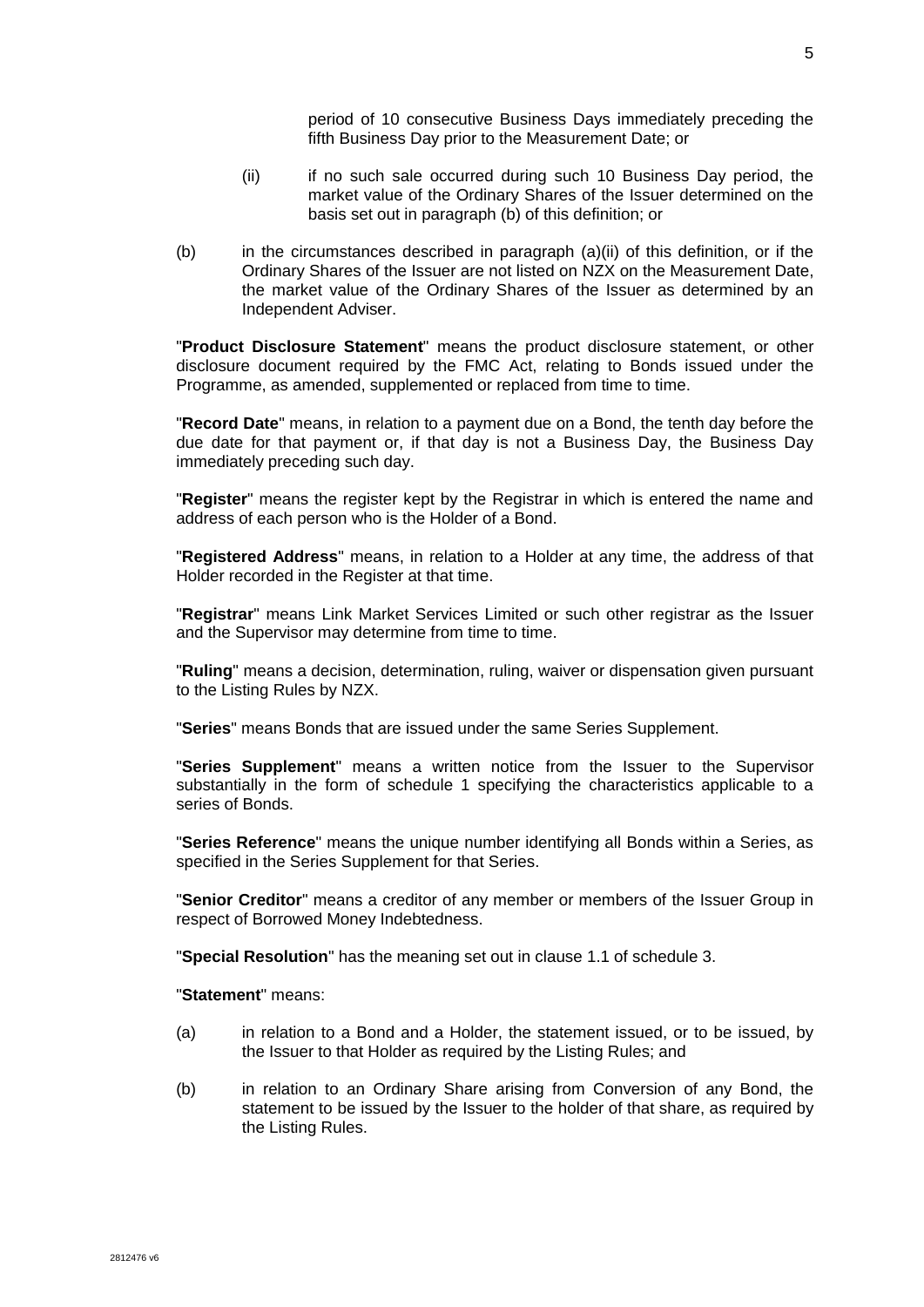period of 10 consecutive Business Days immediately preceding the fifth Business Day prior to the Measurement Date; or

(ii) if no such sale occurred during such 10 Business Day period, the market value of the Ordinary Shares of the Issuer determined on the basis set out in paragraph (b) of this definition; or

(b) in the circumstances described in paragraph (a)(ii) of this definition, or if the Ordinary Shares of the Issuer are not listed on NZX on the Measurement Date, the market value of the Ordinary Shares of the Issuer as determined by an Independent Adviser.

"**Product Disclosure Statement**" means the product disclosure statement, or other disclosure document required by the FMC Act, relating to Bonds issued under the Programme, as amended, supplemented or replaced from time to time.

"**Record Date**" means, in relation to a payment due on a Bond, the tenth day before the due date for that payment or, if that day is not a Business Day, the Business Day immediately preceding such day.

"**Register**" means the register kept by the Registrar in which is entered the name and address of each person who is the Holder of a Bond.

"**Registered Address**" means, in relation to a Holder at any time, the address of that Holder recorded in the Register at that time.

"**Registrar**" means Link Market Services Limited or such other registrar as the Issuer and the Supervisor may determine from time to time.

"**Ruling**" means a decision, determination, ruling, waiver or dispensation given pursuant to the Listing Rules by NZX.

"**Series**" means Bonds that are issued under the same Series Supplement.

"**Series Supplement**" means a written notice from the Issuer to the Supervisor substantially in the form of schedule 1 specifying the characteristics applicable to a series of Bonds.

"**Series Reference**" means the unique number identifying all Bonds within a Series, as specified in the Series Supplement for that Series.

"**Senior Creditor**" means a creditor of any member or members of the Issuer Group in respect of Borrowed Money Indebtedness.

"**Special Resolution**" has the meaning set out in clause 1.1 of schedule 3.

"**Statement**" means:

(a) in relation to a Bond and a Holder, the statement issued, or to be issued, by the Issuer to that Holder as required by the Listing Rules; and

(b) in relation to an Ordinary Share arising from Conversion of any Bond, the statement to be issued by the Issuer to the holder of that share, as required by the Listing Rules.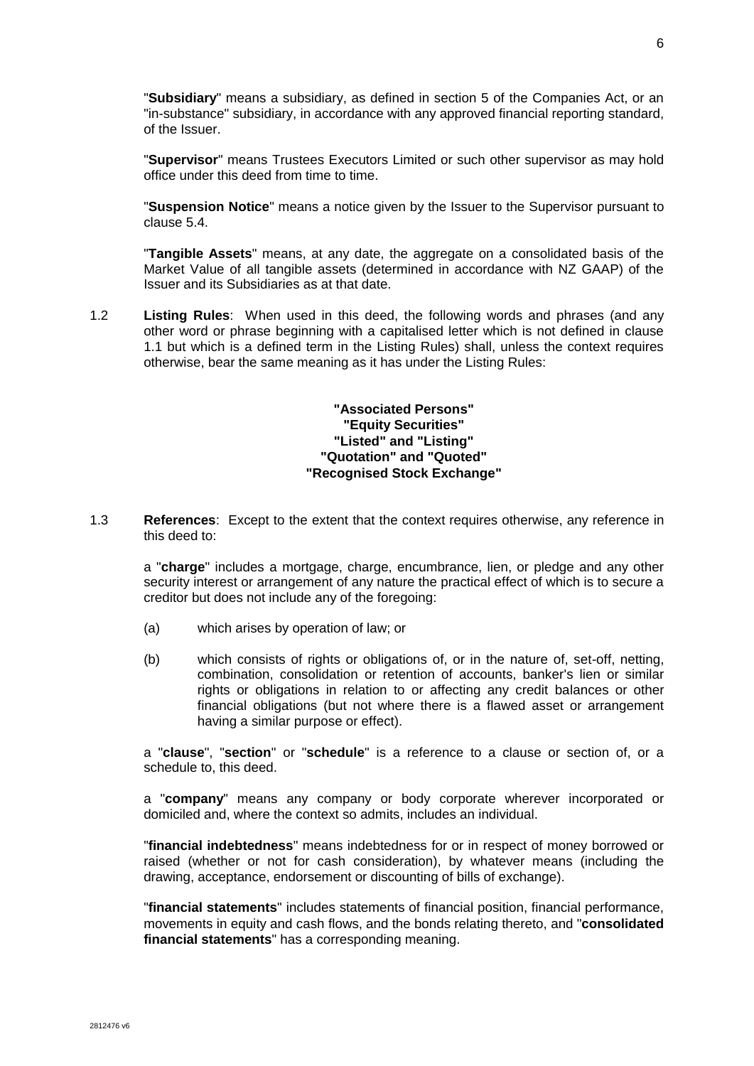"**Subsidiary**" means a subsidiary, as defined in section 5 of the Companies Act, or an "in-substance" subsidiary, in accordance with any approved financial reporting standard, of the Issuer.

"**Supervisor**" means Trustees Executors Limited or such other supervisor as may hold office under this deed from time to time.

"**Suspension Notice**" means a notice given by the Issuer to the Supervisor pursuant to clause 5.4.

"**Tangible Assets**" means, at any date, the aggregate on a consolidated basis of the Market Value of all tangible assets (determined in accordance with NZ GAAP) of the Issuer and its Subsidiaries as at that date.

1.2 **Listing Rules**: When used in this deed, the following words and phrases (and any other word or phrase beginning with a capitalised letter which is not defined in clause 1.1 but which is a defined term in the Listing Rules) shall, unless the context requires otherwise, bear the same meaning as it has under the Listing Rules:

**"Associated Persons"**
**"Equity Securities"**
**"Listed" and "Listing"**
**"Quotation" and "Quoted"**
**"Recognised Stock Exchange"**

1.3 **References**: Except to the extent that the context requires otherwise, any reference in this deed to:

a "**charge**" includes a mortgage, charge, encumbrance, lien, or pledge and any other security interest or arrangement of any nature the practical effect of which is to secure a creditor but does not include any of the foregoing:

(a) which arises by operation of law; or

(b) which consists of rights or obligations of, or in the nature of, set-off, netting, combination, consolidation or retention of accounts, banker's lien or similar rights or obligations in relation to or affecting any credit balances or other financial obligations (but not where there is a flawed asset or arrangement having a similar purpose or effect).

a "**clause**", "**section**" or "**schedule**" is a reference to a clause or section of, or a schedule to, this deed.

a "**company**" means any company or body corporate wherever incorporated or domiciled and, where the context so admits, includes an individual.

"**financial indebtedness**" means indebtedness for or in respect of money borrowed or raised (whether or not for cash consideration), by whatever means (including the drawing, acceptance, endorsement or discounting of bills of exchange).

"**financial statements**" includes statements of financial position, financial performance, movements in equity and cash flows, and the bonds relating thereto, and "**consolidated financial statements**" has a corresponding meaning.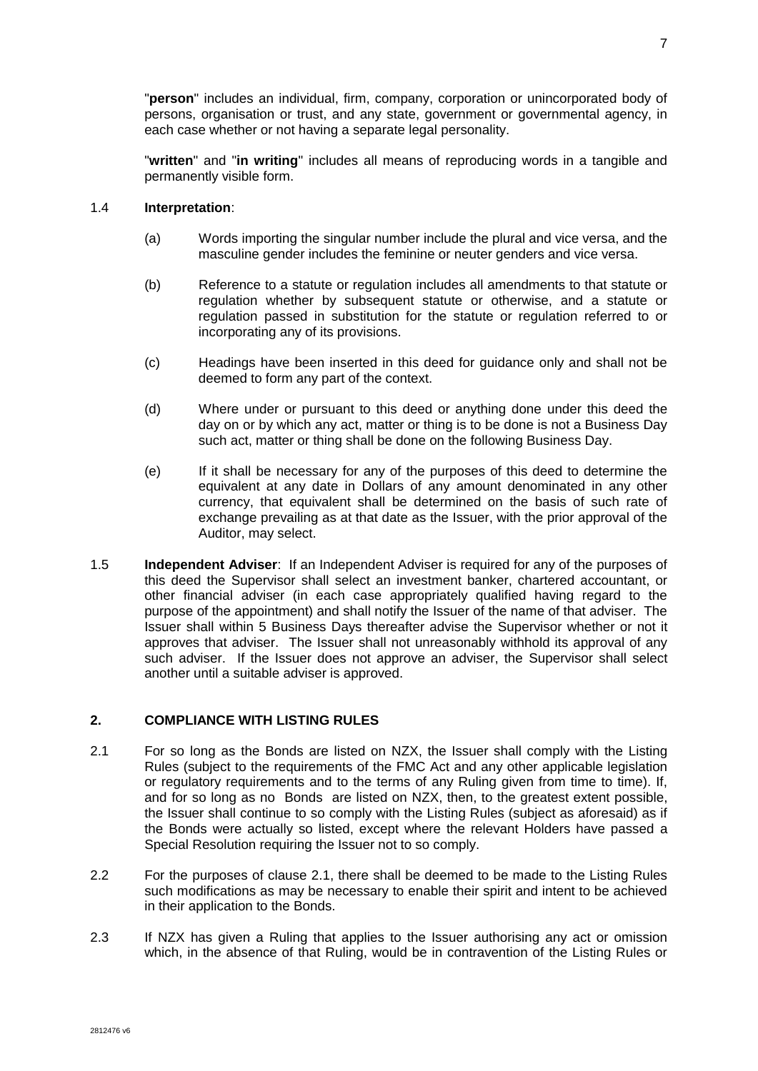"**person**" includes an individual, firm, company, corporation or unincorporated body of persons, organisation or trust, and any state, government or governmental agency, in each case whether or not having a separate legal personality.

"**written**" and "**in writing**" includes all means of reproducing words in a tangible and permanently visible form.

1.4 **Interpretation**:

(a) Words importing the singular number include the plural and vice versa, and the masculine gender includes the feminine or neuter genders and vice versa.

(b) Reference to a statute or regulation includes all amendments to that statute or regulation whether by subsequent statute or otherwise, and a statute or regulation passed in substitution for the statute or regulation referred to or incorporating any of its provisions.

(c) Headings have been inserted in this deed for guidance only and shall not be deemed to form any part of the context.

(d) Where under or pursuant to this deed or anything done under this deed the day on or by which any act, matter or thing is to be done is not a Business Day such act, matter or thing shall be done on the following Business Day.

(e) If it shall be necessary for any of the purposes of this deed to determine the equivalent at any date in Dollars of any amount denominated in any other currency, that equivalent shall be determined on the basis of such rate of exchange prevailing as at that date as the Issuer, with the prior approval of the Auditor, may select.

1.5 **Independent Adviser**: If an Independent Adviser is required for any of the purposes of this deed the Supervisor shall select an investment banker, chartered accountant, or other financial adviser (in each case appropriately qualified having regard to the purpose of the appointment) and shall notify the Issuer of the name of that adviser. The Issuer shall within 5 Business Days thereafter advise the Supervisor whether or not it approves that adviser. The Issuer shall not unreasonably withhold its approval of any such adviser. If the Issuer does not approve an adviser, the Supervisor shall select another until a suitable adviser is approved.

## 2. COMPLIANCE WITH LISTING RULES

2.1 For so long as the Bonds are listed on NZX, the Issuer shall comply with the Listing Rules (subject to the requirements of the FMC Act and any other applicable legislation or regulatory requirements and to the terms of any Ruling given from time to time). If, and for so long as no Bonds are listed on NZX, then, to the greatest extent possible, the Issuer shall continue to so comply with the Listing Rules (subject as aforesaid) as if the Bonds were actually so listed, except where the relevant Holders have passed a Special Resolution requiring the Issuer not to so comply.

2.2 For the purposes of clause 2.1, there shall be deemed to be made to the Listing Rules such modifications as may be necessary to enable their spirit and intent to be achieved in their application to the Bonds.

2.3 If NZX has given a Ruling that applies to the Issuer authorising any act or omission which, in the absence of that Ruling, would be in contravention of the Listing Rules or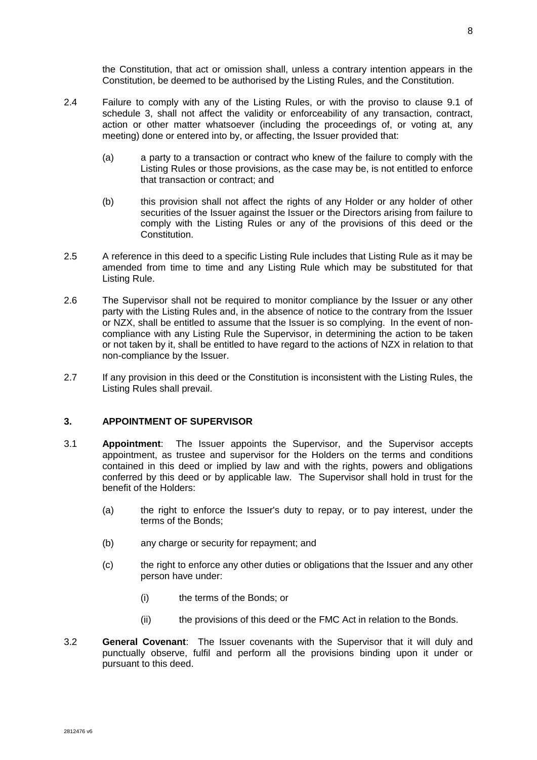the Constitution, that act or omission shall, unless a contrary intention appears in the Constitution, be deemed to be authorised by the Listing Rules, and the Constitution.

2.4 Failure to comply with any of the Listing Rules, or with the proviso to clause 9.1 of schedule 3, shall not affect the validity or enforceability of any transaction, contract, action or other matter whatsoever (including the proceedings of, or voting at, any meeting) done or entered into by, or affecting, the Issuer provided that:

(a) a party to a transaction or contract who knew of the failure to comply with the Listing Rules or those provisions, as the case may be, is not entitled to enforce that transaction or contract; and

(b) this provision shall not affect the rights of any Holder or any holder of other securities of the Issuer against the Issuer or the Directors arising from failure to comply with the Listing Rules or any of the provisions of this deed or the Constitution.

2.5 A reference in this deed to a specific Listing Rule includes that Listing Rule as it may be amended from time to time and any Listing Rule which may be substituted for that Listing Rule.

2.6 The Supervisor shall not be required to monitor compliance by the Issuer or any other party with the Listing Rules and, in the absence of notice to the contrary from the Issuer or NZX, shall be entitled to assume that the Issuer is so complying. In the event of non-compliance with any Listing Rule the Supervisor, in determining the action to be taken or not taken by it, shall be entitled to have regard to the actions of NZX in relation to that non-compliance by the Issuer.

2.7 If any provision in this deed or the Constitution is inconsistent with the Listing Rules, the Listing Rules shall prevail.

## 3. APPOINTMENT OF SUPERVISOR

3.1 **Appointment**: The Issuer appoints the Supervisor, and the Supervisor accepts appointment, as trustee and supervisor for the Holders on the terms and conditions contained in this deed or implied by law and with the rights, powers and obligations conferred by this deed or by applicable law. The Supervisor shall hold in trust for the benefit of the Holders:

(a) the right to enforce the Issuer's duty to repay, or to pay interest, under the terms of the Bonds;

(b) any charge or security for repayment; and

(c) the right to enforce any other duties or obligations that the Issuer and any other person have under:

(i) the terms of the Bonds; or

(ii) the provisions of this deed or the FMC Act in relation to the Bonds.

3.2 **General Covenant**: The Issuer covenants with the Supervisor that it will duly and punctually observe, fulfil and perform all the provisions binding upon it under or pursuant to this deed.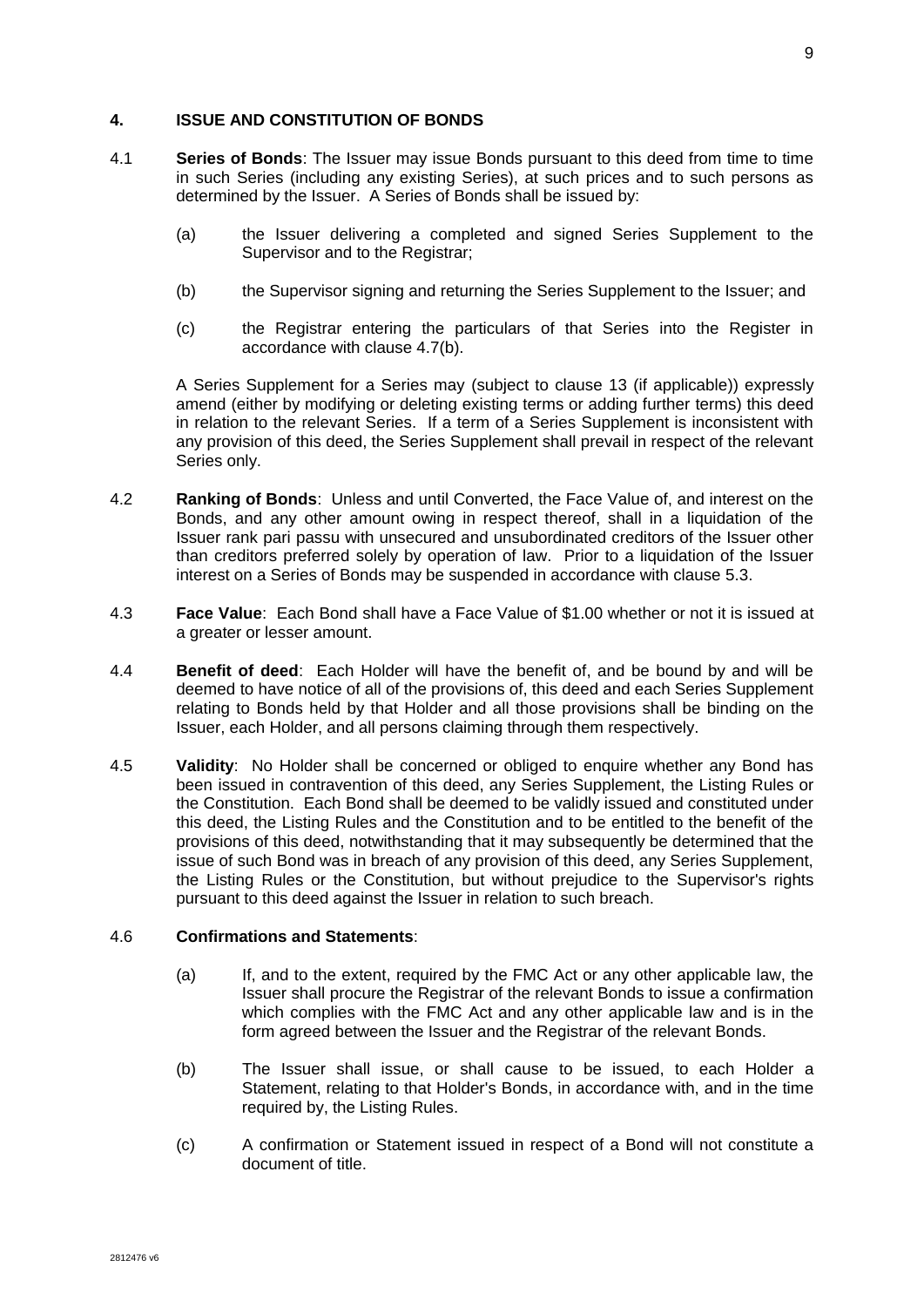## 4. ISSUE AND CONSTITUTION OF BONDS

4.1 **Series of Bonds**: The Issuer may issue Bonds pursuant to this deed from time to time in such Series (including any existing Series), at such prices and to such persons as determined by the Issuer. A Series of Bonds shall be issued by:

(a) the Issuer delivering a completed and signed Series Supplement to the Supervisor and to the Registrar;

(b) the Supervisor signing and returning the Series Supplement to the Issuer; and

(c) the Registrar entering the particulars of that Series into the Register in accordance with clause 4.7(b).

A Series Supplement for a Series may (subject to clause 13 (if applicable)) expressly amend (either by modifying or deleting existing terms or adding further terms) this deed in relation to the relevant Series. If a term of a Series Supplement is inconsistent with any provision of this deed, the Series Supplement shall prevail in respect of the relevant Series only.

4.2 **Ranking of Bonds**: Unless and until Converted, the Face Value of, and interest on the Bonds, and any other amount owing in respect thereof, shall in a liquidation of the Issuer rank pari passu with unsecured and unsubordinated creditors of the Issuer other than creditors preferred solely by operation of law. Prior to a liquidation of the Issuer interest on a Series of Bonds may be suspended in accordance with clause 5.3.

4.3 **Face Value**: Each Bond shall have a Face Value of $1.00 whether or not it is issued at a greater or lesser amount.

4.4 **Benefit of deed**: Each Holder will have the benefit of, and be bound by and will be deemed to have notice of all of the provisions of, this deed and each Series Supplement relating to Bonds held by that Holder and all those provisions shall be binding on the Issuer, each Holder, and all persons claiming through them respectively.

4.5 **Validity**: No Holder shall be concerned or obliged to enquire whether any Bond has been issued in contravention of this deed, any Series Supplement, the Listing Rules or the Constitution. Each Bond shall be deemed to be validly issued and constituted under this deed, the Listing Rules and the Constitution and to be entitled to the benefit of the provisions of this deed, notwithstanding that it may subsequently be determined that the issue of such Bond was in breach of any provision of this deed, any Series Supplement, the Listing Rules or the Constitution, but without prejudice to the Supervisor's rights pursuant to this deed against the Issuer in relation to such breach.

4.6 **Confirmations and Statements**:

(a) If, and to the extent, required by the FMC Act or any other applicable law, the Issuer shall procure the Registrar of the relevant Bonds to issue a confirmation which complies with the FMC Act and any other applicable law and is in the form agreed between the Issuer and the Registrar of the relevant Bonds.

(b) The Issuer shall issue, or shall cause to be issued, to each Holder a Statement, relating to that Holder's Bonds, in accordance with, and in the time required by, the Listing Rules.

(c) A confirmation or Statement issued in respect of a Bond will not constitute a document of title.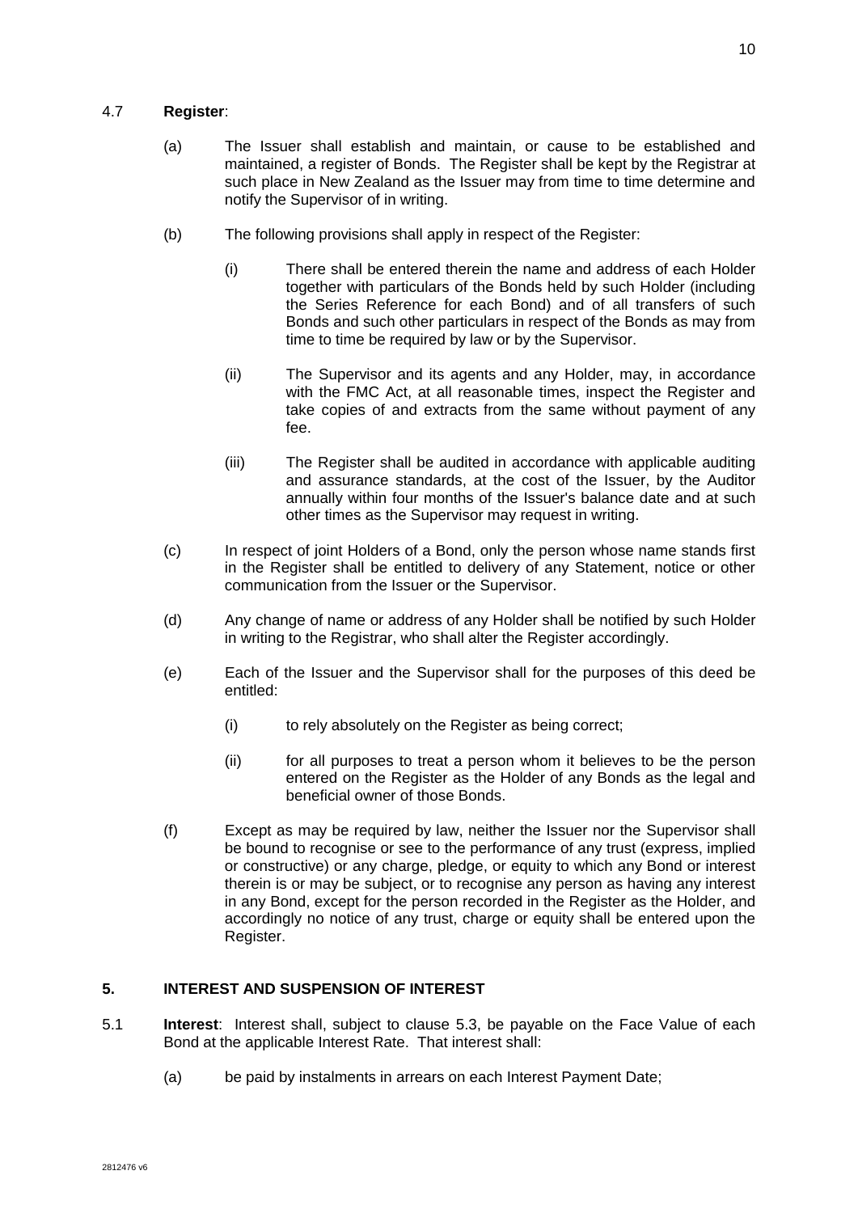4.7 **Register**:

(a) The Issuer shall establish and maintain, or cause to be established and maintained, a register of Bonds. The Register shall be kept by the Registrar at such place in New Zealand as the Issuer may from time to time determine and notify the Supervisor of in writing.

(b) The following provisions shall apply in respect of the Register:

(i) There shall be entered therein the name and address of each Holder together with particulars of the Bonds held by such Holder (including the Series Reference for each Bond) and of all transfers of such Bonds and such other particulars in respect of the Bonds as may from time to time be required by law or by the Supervisor.

(ii) The Supervisor and its agents and any Holder, may, in accordance with the FMC Act, at all reasonable times, inspect the Register and take copies of and extracts from the same without payment of any fee.

(iii) The Register shall be audited in accordance with applicable auditing and assurance standards, at the cost of the Issuer, by the Auditor annually within four months of the Issuer's balance date and at such other times as the Supervisor may request in writing.

(c) In respect of joint Holders of a Bond, only the person whose name stands first in the Register shall be entitled to delivery of any Statement, notice or other communication from the Issuer or the Supervisor.

(d) Any change of name or address of any Holder shall be notified by such Holder in writing to the Registrar, who shall alter the Register accordingly.

(e) Each of the Issuer and the Supervisor shall for the purposes of this deed be entitled:

(i) to rely absolutely on the Register as being correct;

(ii) for all purposes to treat a person whom it believes to be the person entered on the Register as the Holder of any Bonds as the legal and beneficial owner of those Bonds.

(f) Except as may be required by law, neither the Issuer nor the Supervisor shall be bound to recognise or see to the performance of any trust (express, implied or constructive) or any charge, pledge, or equity to which any Bond or interest therein is or may be subject, or to recognise any person as having any interest in any Bond, except for the person recorded in the Register as the Holder, and accordingly no notice of any trust, charge or equity shall be entered upon the Register.

## 5. INTEREST AND SUSPENSION OF INTEREST

5.1 **Interest**: Interest shall, subject to clause 5.3, be payable on the Face Value of each Bond at the applicable Interest Rate. That interest shall:

(a) be paid by instalments in arrears on each Interest Payment Date;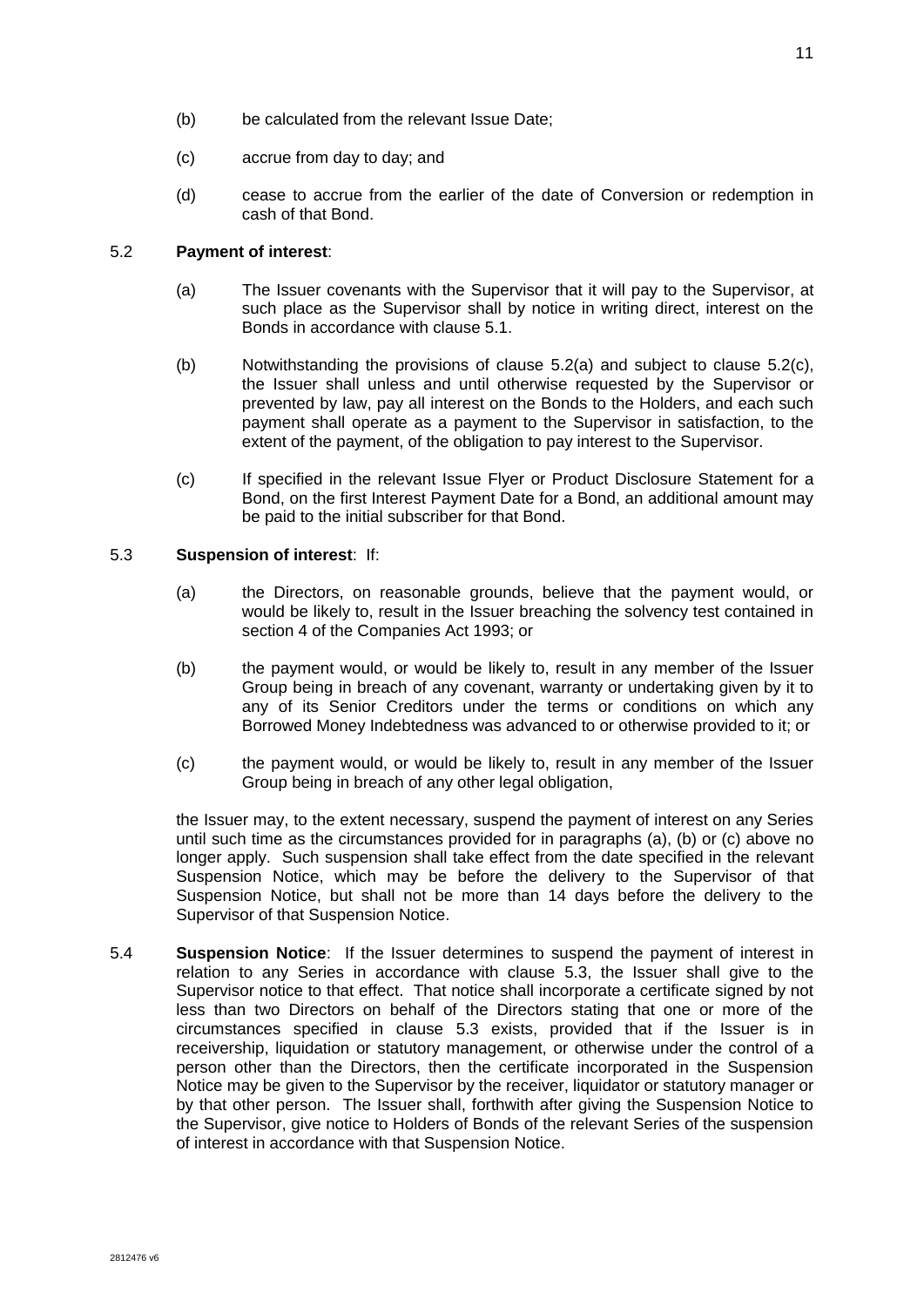(b) be calculated from the relevant Issue Date;

(c) accrue from day to day; and

(d) cease to accrue from the earlier of the date of Conversion or redemption in cash of that Bond.

5.2 **Payment of interest**:

(a) The Issuer covenants with the Supervisor that it will pay to the Supervisor, at such place as the Supervisor shall by notice in writing direct, interest on the Bonds in accordance with clause 5.1.

(b) Notwithstanding the provisions of clause 5.2(a) and subject to clause 5.2(c), the Issuer shall unless and until otherwise requested by the Supervisor or prevented by law, pay all interest on the Bonds to the Holders, and each such payment shall operate as a payment to the Supervisor in satisfaction, to the extent of the payment, of the obligation to pay interest to the Supervisor.

(c) If specified in the relevant Issue Flyer or Product Disclosure Statement for a Bond, on the first Interest Payment Date for a Bond, an additional amount may be paid to the initial subscriber for that Bond.

5.3 **Suspension of interest**: If:

(a) the Directors, on reasonable grounds, believe that the payment would, or would be likely to, result in the Issuer breaching the solvency test contained in section 4 of the Companies Act 1993; or

(b) the payment would, or would be likely to, result in any member of the Issuer Group being in breach of any covenant, warranty or undertaking given by it to any of its Senior Creditors under the terms or conditions on which any Borrowed Money Indebtedness was advanced to or otherwise provided to it; or

(c) the payment would, or would be likely to, result in any member of the Issuer Group being in breach of any other legal obligation,

the Issuer may, to the extent necessary, suspend the payment of interest on any Series until such time as the circumstances provided for in paragraphs (a), (b) or (c) above no longer apply. Such suspension shall take effect from the date specified in the relevant Suspension Notice, which may be before the delivery to the Supervisor of that Suspension Notice, but shall not be more than 14 days before the delivery to the Supervisor of that Suspension Notice.

5.4 **Suspension Notice**: If the Issuer determines to suspend the payment of interest in relation to any Series in accordance with clause 5.3, the Issuer shall give to the Supervisor notice to that effect. That notice shall incorporate a certificate signed by not less than two Directors on behalf of the Directors stating that one or more of the circumstances specified in clause 5.3 exists, provided that if the Issuer is in receivership, liquidation or statutory management, or otherwise under the control of a person other than the Directors, then the certificate incorporated in the Suspension Notice may be given to the Supervisor by the receiver, liquidator or statutory manager or by that other person. The Issuer shall, forthwith after giving the Suspension Notice to the Supervisor, give notice to Holders of Bonds of the relevant Series of the suspension of interest in accordance with that Suspension Notice.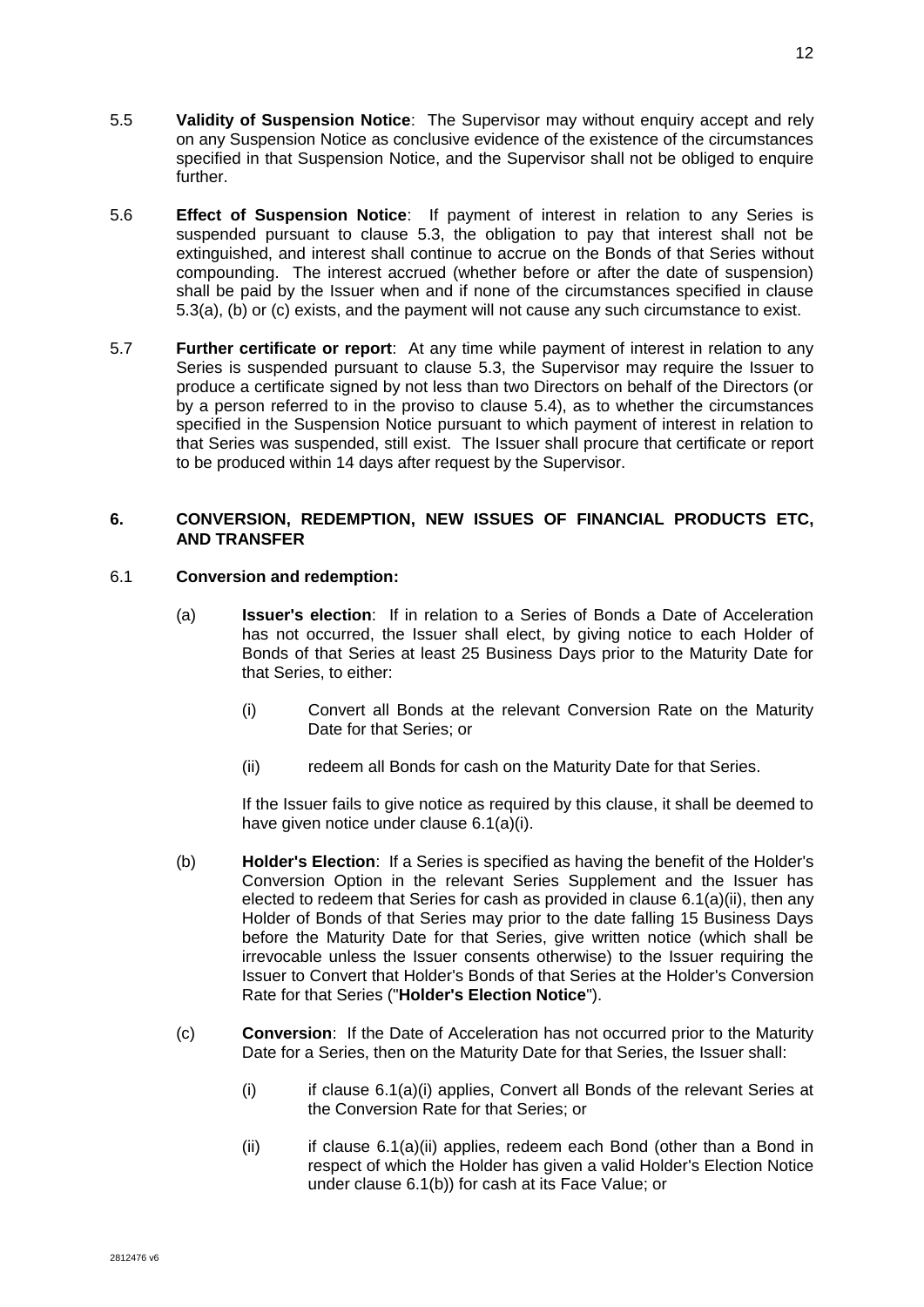5.5 **Validity of Suspension Notice**: The Supervisor may without enquiry accept and rely on any Suspension Notice as conclusive evidence of the existence of the circumstances specified in that Suspension Notice, and the Supervisor shall not be obliged to enquire further.

5.6 **Effect of Suspension Notice**: If payment of interest in relation to any Series is suspended pursuant to clause 5.3, the obligation to pay that interest shall not be extinguished, and interest shall continue to accrue on the Bonds of that Series without compounding. The interest accrued (whether before or after the date of suspension) shall be paid by the Issuer when and if none of the circumstances specified in clause 5.3(a), (b) or (c) exists, and the payment will not cause any such circumstance to exist.

5.7 **Further certificate or report**: At any time while payment of interest in relation to any Series is suspended pursuant to clause 5.3, the Supervisor may require the Issuer to produce a certificate signed by not less than two Directors on behalf of the Directors (or by a person referred to in the proviso to clause 5.4), as to whether the circumstances specified in the Suspension Notice pursuant to which payment of interest in relation to that Series was suspended, still exist. The Issuer shall procure that certificate or report to be produced within 14 days after request by the Supervisor.

## 6. CONVERSION, REDEMPTION, NEW ISSUES OF FINANCIAL PRODUCTS ETC, AND TRANSFER

6.1 **Conversion and redemption:**

(a) **Issuer's election**: If in relation to a Series of Bonds a Date of Acceleration has not occurred, the Issuer shall elect, by giving notice to each Holder of Bonds of that Series at least 25 Business Days prior to the Maturity Date for that Series, to either:

(i) Convert all Bonds at the relevant Conversion Rate on the Maturity Date for that Series; or

(ii) redeem all Bonds for cash on the Maturity Date for that Series.

If the Issuer fails to give notice as required by this clause, it shall be deemed to have given notice under clause 6.1(a)(i).

(b) **Holder's Election**: If a Series is specified as having the benefit of the Holder's Conversion Option in the relevant Series Supplement and the Issuer has elected to redeem that Series for cash as provided in clause 6.1(a)(ii), then any Holder of Bonds of that Series may prior to the date falling 15 Business Days before the Maturity Date for that Series, give written notice (which shall be irrevocable unless the Issuer consents otherwise) to the Issuer requiring the Issuer to Convert that Holder's Bonds of that Series at the Holder's Conversion Rate for that Series ("**Holder's Election Notice**").

(c) **Conversion**: If the Date of Acceleration has not occurred prior to the Maturity Date for a Series, then on the Maturity Date for that Series, the Issuer shall:

(i) if clause 6.1(a)(i) applies, Convert all Bonds of the relevant Series at the Conversion Rate for that Series; or

(ii) if clause 6.1(a)(ii) applies, redeem each Bond (other than a Bond in respect of which the Holder has given a valid Holder's Election Notice under clause 6.1(b)) for cash at its Face Value; or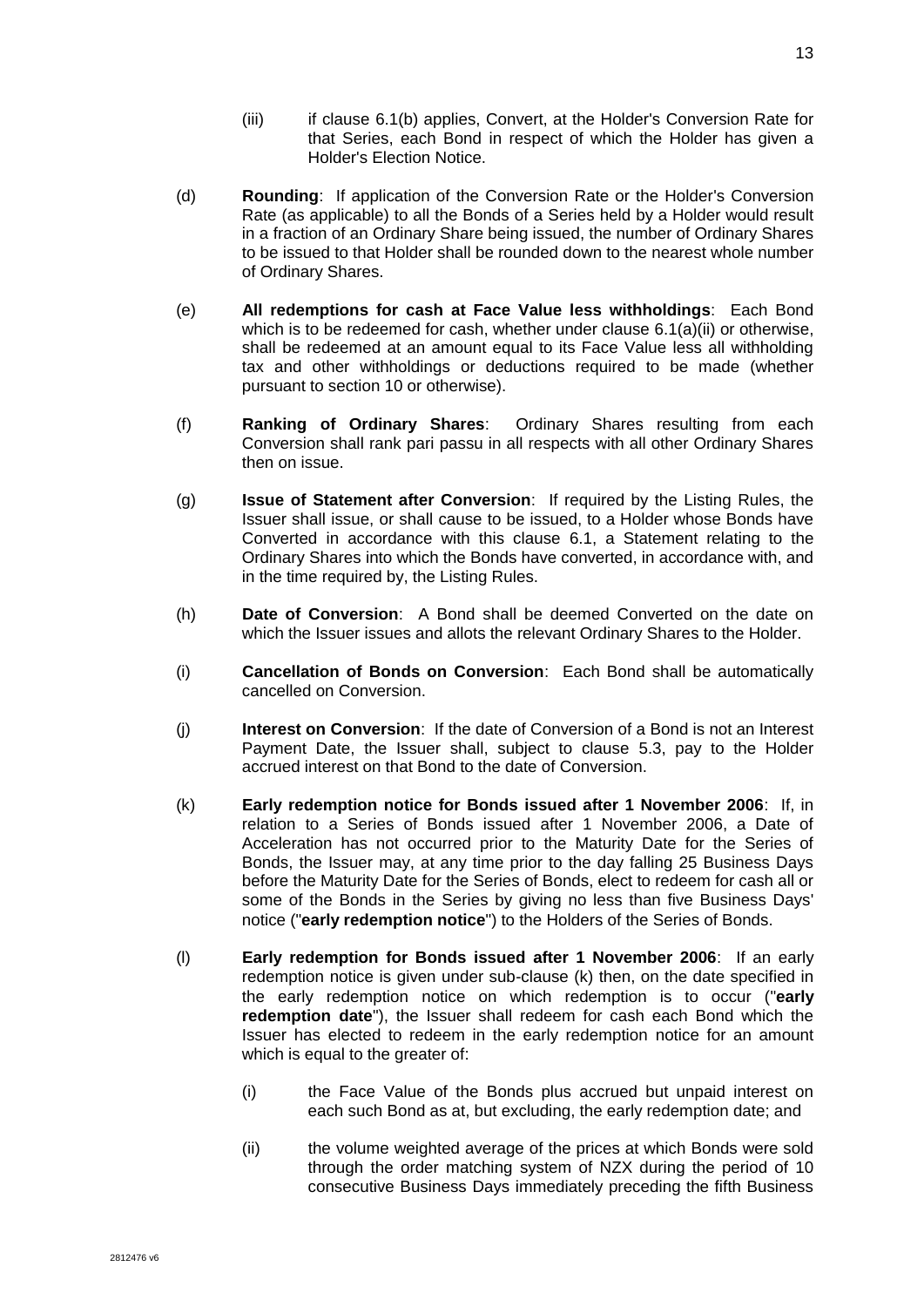(iii) if clause 6.1(b) applies, Convert, at the Holder's Conversion Rate for that Series, each Bond in respect of which the Holder has given a Holder's Election Notice.

(d) **Rounding**: If application of the Conversion Rate or the Holder's Conversion Rate (as applicable) to all the Bonds of a Series held by a Holder would result in a fraction of an Ordinary Share being issued, the number of Ordinary Shares to be issued to that Holder shall be rounded down to the nearest whole number of Ordinary Shares.

(e) **All redemptions for cash at Face Value less withholdings**: Each Bond which is to be redeemed for cash, whether under clause 6.1(a)(ii) or otherwise, shall be redeemed at an amount equal to its Face Value less all withholding tax and other withholdings or deductions required to be made (whether pursuant to section 10 or otherwise).

(f) **Ranking of Ordinary Shares**: Ordinary Shares resulting from each Conversion shall rank pari passu in all respects with all other Ordinary Shares then on issue.

(g) **Issue of Statement after Conversion**: If required by the Listing Rules, the Issuer shall issue, or shall cause to be issued, to a Holder whose Bonds have Converted in accordance with this clause 6.1, a Statement relating to the Ordinary Shares into which the Bonds have converted, in accordance with, and in the time required by, the Listing Rules.

(h) **Date of Conversion**: A Bond shall be deemed Converted on the date on which the Issuer issues and allots the relevant Ordinary Shares to the Holder.

(i) **Cancellation of Bonds on Conversion**: Each Bond shall be automatically cancelled on Conversion.

(j) **Interest on Conversion**: If the date of Conversion of a Bond is not an Interest Payment Date, the Issuer shall, subject to clause 5.3, pay to the Holder accrued interest on that Bond to the date of Conversion.

(k) **Early redemption notice for Bonds issued after 1 November 2006**: If, in relation to a Series of Bonds issued after 1 November 2006, a Date of Acceleration has not occurred prior to the Maturity Date for the Series of Bonds, the Issuer may, at any time prior to the day falling 25 Business Days before the Maturity Date for the Series of Bonds, elect to redeem for cash all or some of the Bonds in the Series by giving no less than five Business Days' notice ("**early redemption notice**") to the Holders of the Series of Bonds.

(l) **Early redemption for Bonds issued after 1 November 2006**: If an early redemption notice is given under sub-clause (k) then, on the date specified in the early redemption notice on which redemption is to occur ("**early redemption date**"), the Issuer shall redeem for cash each Bond which the Issuer has elected to redeem in the early redemption notice for an amount which is equal to the greater of:

(i) the Face Value of the Bonds plus accrued but unpaid interest on each such Bond as at, but excluding, the early redemption date; and

(ii) the volume weighted average of the prices at which Bonds were sold through the order matching system of NZX during the period of 10 consecutive Business Days immediately preceding the fifth Business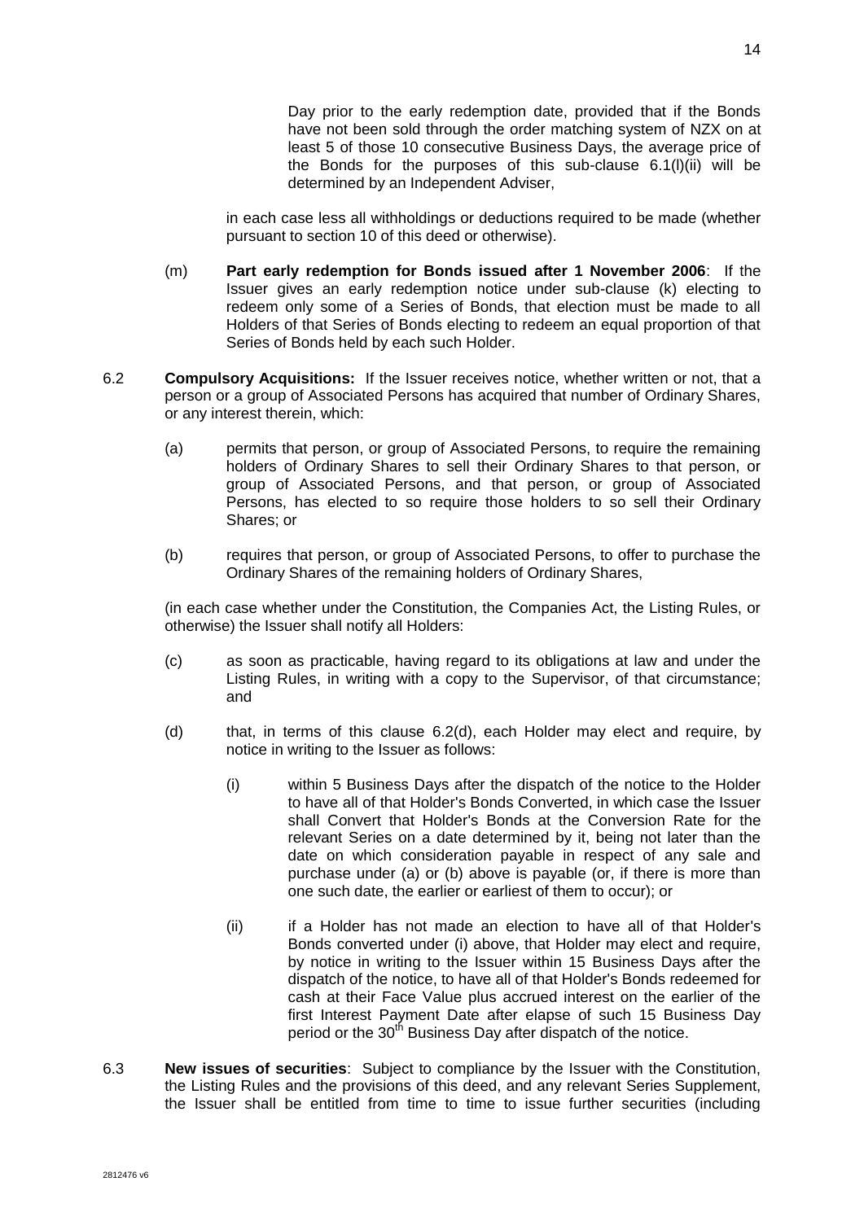Day prior to the early redemption date, provided that if the Bonds have not been sold through the order matching system of NZX on at least 5 of those 10 consecutive Business Days, the average price of the Bonds for the purposes of this sub-clause 6.1(l)(ii) will be determined by an Independent Adviser,

in each case less all withholdings or deductions required to be made (whether pursuant to section 10 of this deed or otherwise).

(m) **Part early redemption for Bonds issued after 1 November 2006**: If the Issuer gives an early redemption notice under sub-clause (k) electing to redeem only some of a Series of Bonds, that election must be made to all Holders of that Series of Bonds electing to redeem an equal proportion of that Series of Bonds held by each such Holder.

6.2 **Compulsory Acquisitions:** If the Issuer receives notice, whether written or not, that a person or a group of Associated Persons has acquired that number of Ordinary Shares, or any interest therein, which:

(a) permits that person, or group of Associated Persons, to require the remaining holders of Ordinary Shares to sell their Ordinary Shares to that person, or group of Associated Persons, and that person, or group of Associated Persons, has elected to so require those holders to so sell their Ordinary Shares; or

(b) requires that person, or group of Associated Persons, to offer to purchase the Ordinary Shares of the remaining holders of Ordinary Shares,

(in each case whether under the Constitution, the Companies Act, the Listing Rules, or otherwise) the Issuer shall notify all Holders:

(c) as soon as practicable, having regard to its obligations at law and under the Listing Rules, in writing with a copy to the Supervisor, of that circumstance; and

(d) that, in terms of this clause 6.2(d), each Holder may elect and require, by notice in writing to the Issuer as follows:

(i) within 5 Business Days after the dispatch of the notice to the Holder to have all of that Holder's Bonds Converted, in which case the Issuer shall Convert that Holder's Bonds at the Conversion Rate for the relevant Series on a date determined by it, being not later than the date on which consideration payable in respect of any sale and purchase under (a) or (b) above is payable (or, if there is more than one such date, the earlier or earliest of them to occur); or

(ii) if a Holder has not made an election to have all of that Holder's Bonds converted under (i) above, that Holder may elect and require, by notice in writing to the Issuer within 15 Business Days after the dispatch of the notice, to have all of that Holder's Bonds redeemed for cash at their Face Value plus accrued interest on the earlier of the first Interest Payment Date after elapse of such 15 Business Day period or the 30th Business Day after dispatch of the notice.

6.3 **New issues of securities**: Subject to compliance by the Issuer with the Constitution, the Listing Rules and the provisions of this deed, and any relevant Series Supplement, the Issuer shall be entitled from time to time to issue further securities (including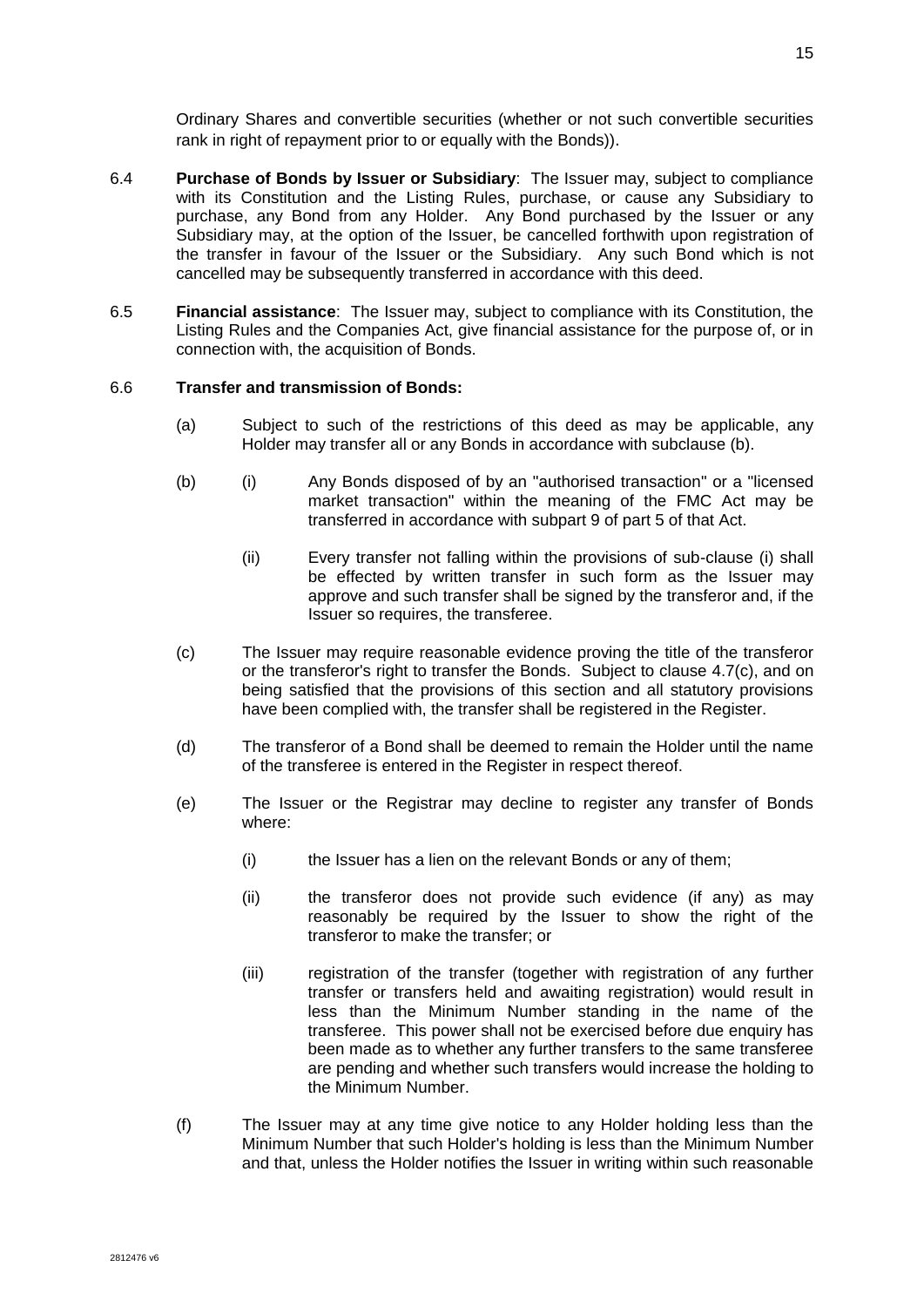Ordinary Shares and convertible securities (whether or not such convertible securities rank in right of repayment prior to or equally with the Bonds)).

6.4 **Purchase of Bonds by Issuer or Subsidiary**: The Issuer may, subject to compliance with its Constitution and the Listing Rules, purchase, or cause any Subsidiary to purchase, any Bond from any Holder. Any Bond purchased by the Issuer or any Subsidiary may, at the option of the Issuer, be cancelled forthwith upon registration of the transfer in favour of the Issuer or the Subsidiary. Any such Bond which is not cancelled may be subsequently transferred in accordance with this deed.

6.5 **Financial assistance**: The Issuer may, subject to compliance with its Constitution, the Listing Rules and the Companies Act, give financial assistance for the purpose of, or in connection with, the acquisition of Bonds.

6.6 **Transfer and transmission of Bonds:**

(a) Subject to such of the restrictions of this deed as may be applicable, any Holder may transfer all or any Bonds in accordance with subclause (b).

(b) (i) Any Bonds disposed of by an "authorised transaction" or a "licensed market transaction" within the meaning of the FMC Act may be transferred in accordance with subpart 9 of part 5 of that Act.

(ii) Every transfer not falling within the provisions of sub-clause (i) shall be effected by written transfer in such form as the Issuer may approve and such transfer shall be signed by the transferor and, if the Issuer so requires, the transferee.

(c) The Issuer may require reasonable evidence proving the title of the transferor or the transferor's right to transfer the Bonds. Subject to clause 4.7(c), and on being satisfied that the provisions of this section and all statutory provisions have been complied with, the transfer shall be registered in the Register.

(d) The transferor of a Bond shall be deemed to remain the Holder until the name of the transferee is entered in the Register in respect thereof.

(e) The Issuer or the Registrar may decline to register any transfer of Bonds where:

(i) the Issuer has a lien on the relevant Bonds or any of them;

(ii) the transferor does not provide such evidence (if any) as may reasonably be required by the Issuer to show the right of the transferor to make the transfer; or

(iii) registration of the transfer (together with registration of any further transfer or transfers held and awaiting registration) would result in less than the Minimum Number standing in the name of the transferee. This power shall not be exercised before due enquiry has been made as to whether any further transfers to the same transferee are pending and whether such transfers would increase the holding to the Minimum Number.

(f) The Issuer may at any time give notice to any Holder holding less than the Minimum Number that such Holder's holding is less than the Minimum Number and that, unless the Holder notifies the Issuer in writing within such reasonable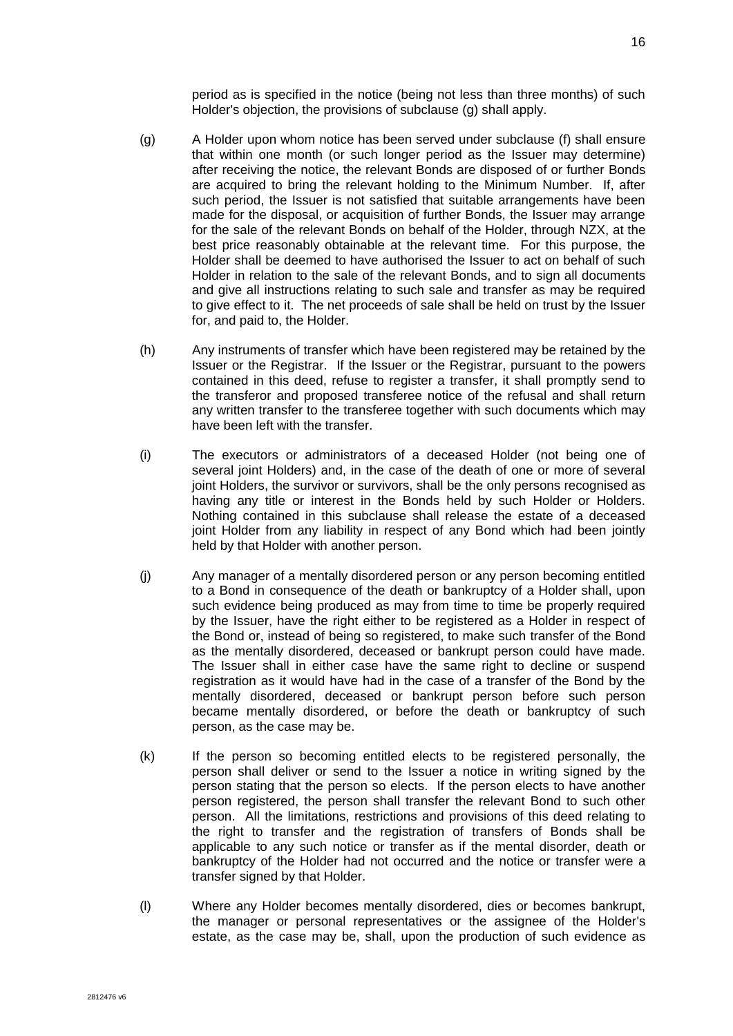period as is specified in the notice (being not less than three months) of such Holder's objection, the provisions of subclause (g) shall apply.

(g) A Holder upon whom notice has been served under subclause (f) shall ensure that within one month (or such longer period as the Issuer may determine) after receiving the notice, the relevant Bonds are disposed of or further Bonds are acquired to bring the relevant holding to the Minimum Number. If, after such period, the Issuer is not satisfied that suitable arrangements have been made for the disposal, or acquisition of further Bonds, the Issuer may arrange for the sale of the relevant Bonds on behalf of the Holder, through NZX, at the best price reasonably obtainable at the relevant time. For this purpose, the Holder shall be deemed to have authorised the Issuer to act on behalf of such Holder in relation to the sale of the relevant Bonds, and to sign all documents and give all instructions relating to such sale and transfer as may be required to give effect to it. The net proceeds of sale shall be held on trust by the Issuer for, and paid to, the Holder.

(h) Any instruments of transfer which have been registered may be retained by the Issuer or the Registrar. If the Issuer or the Registrar, pursuant to the powers contained in this deed, refuse to register a transfer, it shall promptly send to the transferor and proposed transferee notice of the refusal and shall return any written transfer to the transferee together with such documents which may have been left with the transfer.

(i) The executors or administrators of a deceased Holder (not being one of several joint Holders) and, in the case of the death of one or more of several joint Holders, the survivor or survivors, shall be the only persons recognised as having any title or interest in the Bonds held by such Holder or Holders. Nothing contained in this subclause shall release the estate of a deceased joint Holder from any liability in respect of any Bond which had been jointly held by that Holder with another person.

(j) Any manager of a mentally disordered person or any person becoming entitled to a Bond in consequence of the death or bankruptcy of a Holder shall, upon such evidence being produced as may from time to time be properly required by the Issuer, have the right either to be registered as a Holder in respect of the Bond or, instead of being so registered, to make such transfer of the Bond as the mentally disordered, deceased or bankrupt person could have made. The Issuer shall in either case have the same right to decline or suspend registration as it would have had in the case of a transfer of the Bond by the mentally disordered, deceased or bankrupt person before such person became mentally disordered, or before the death or bankruptcy of such person, as the case may be.

(k) If the person so becoming entitled elects to be registered personally, the person shall deliver or send to the Issuer a notice in writing signed by the person stating that the person so elects. If the person elects to have another person registered, the person shall transfer the relevant Bond to such other person. All the limitations, restrictions and provisions of this deed relating to the right to transfer and the registration of transfers of Bonds shall be applicable to any such notice or transfer as if the mental disorder, death or bankruptcy of the Holder had not occurred and the notice or transfer were a transfer signed by that Holder.

(l) Where any Holder becomes mentally disordered, dies or becomes bankrupt, the manager or personal representatives or the assignee of the Holder's estate, as the case may be, shall, upon the production of such evidence as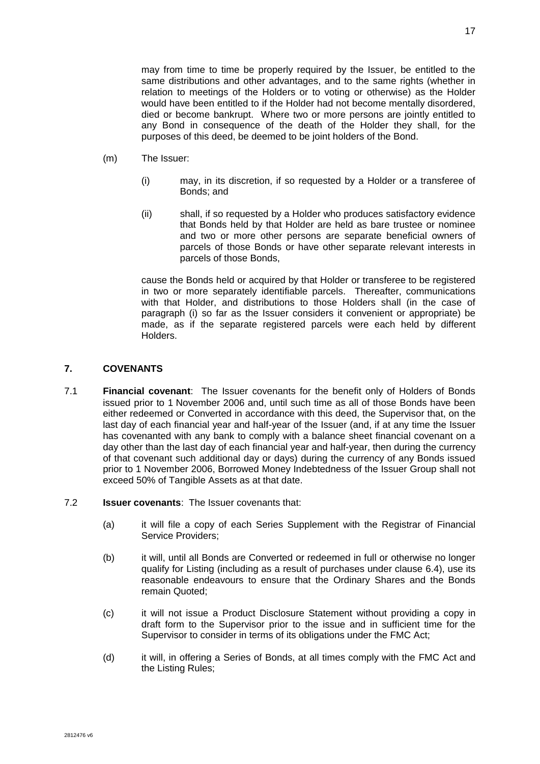may from time to time be properly required by the Issuer, be entitled to the same distributions and other advantages, and to the same rights (whether in relation to meetings of the Holders or to voting or otherwise) as the Holder would have been entitled to if the Holder had not become mentally disordered, died or become bankrupt. Where two or more persons are jointly entitled to any Bond in consequence of the death of the Holder they shall, for the purposes of this deed, be deemed to be joint holders of the Bond.

(m) The Issuer:

(i) may, in its discretion, if so requested by a Holder or a transferee of Bonds; and

(ii) shall, if so requested by a Holder who produces satisfactory evidence that Bonds held by that Holder are held as bare trustee or nominee and two or more other persons are separate beneficial owners of parcels of those Bonds or have other separate relevant interests in parcels of those Bonds,

cause the Bonds held or acquired by that Holder or transferee to be registered in two or more separately identifiable parcels. Thereafter, communications with that Holder, and distributions to those Holders shall (in the case of paragraph (i) so far as the Issuer considers it convenient or appropriate) be made, as if the separate registered parcels were each held by different Holders.

## 7. COVENANTS

7.1 **Financial covenant**: The Issuer covenants for the benefit only of Holders of Bonds issued prior to 1 November 2006 and, until such time as all of those Bonds have been either redeemed or Converted in accordance with this deed, the Supervisor that, on the last day of each financial year and half-year of the Issuer (and, if at any time the Issuer has covenanted with any bank to comply with a balance sheet financial covenant on a day other than the last day of each financial year and half-year, then during the currency of that covenant such additional day or days) during the currency of any Bonds issued prior to 1 November 2006, Borrowed Money Indebtedness of the Issuer Group shall not exceed 50% of Tangible Assets as at that date.

7.2 **Issuer covenants**: The Issuer covenants that:

(a) it will file a copy of each Series Supplement with the Registrar of Financial Service Providers;

(b) it will, until all Bonds are Converted or redeemed in full or otherwise no longer qualify for Listing (including as a result of purchases under clause 6.4), use its reasonable endeavours to ensure that the Ordinary Shares and the Bonds remain Quoted;

(c) it will not issue a Product Disclosure Statement without providing a copy in draft form to the Supervisor prior to the issue and in sufficient time for the Supervisor to consider in terms of its obligations under the FMC Act;

(d) it will, in offering a Series of Bonds, at all times comply with the FMC Act and the Listing Rules;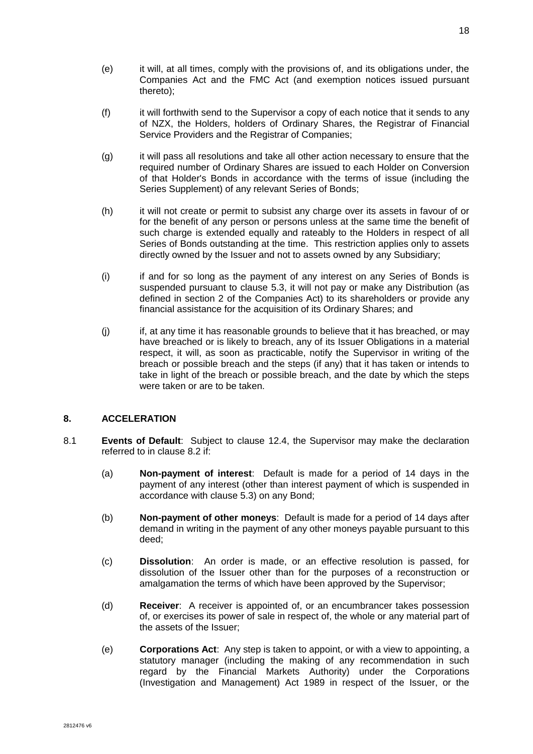(e) it will, at all times, comply with the provisions of, and its obligations under, the Companies Act and the FMC Act (and exemption notices issued pursuant thereto);

(f) it will forthwith send to the Supervisor a copy of each notice that it sends to any of NZX, the Holders, holders of Ordinary Shares, the Registrar of Financial Service Providers and the Registrar of Companies;

(g) it will pass all resolutions and take all other action necessary to ensure that the required number of Ordinary Shares are issued to each Holder on Conversion of that Holder's Bonds in accordance with the terms of issue (including the Series Supplement) of any relevant Series of Bonds;

(h) it will not create or permit to subsist any charge over its assets in favour of or for the benefit of any person or persons unless at the same time the benefit of such charge is extended equally and rateably to the Holders in respect of all Series of Bonds outstanding at the time. This restriction applies only to assets directly owned by the Issuer and not to assets owned by any Subsidiary;

(i) if and for so long as the payment of any interest on any Series of Bonds is suspended pursuant to clause 5.3, it will not pay or make any Distribution (as defined in section 2 of the Companies Act) to its shareholders or provide any financial assistance for the acquisition of its Ordinary Shares; and

(j) if, at any time it has reasonable grounds to believe that it has breached, or may have breached or is likely to breach, any of its Issuer Obligations in a material respect, it will, as soon as practicable, notify the Supervisor in writing of the breach or possible breach and the steps (if any) that it has taken or intends to take in light of the breach or possible breach, and the date by which the steps were taken or are to be taken.

## 8. ACCELERATION

8.1 **Events of Default**: Subject to clause 12.4, the Supervisor may make the declaration referred to in clause 8.2 if:

(a) **Non-payment of interest**: Default is made for a period of 14 days in the payment of any interest (other than interest payment of which is suspended in accordance with clause 5.3) on any Bond;

(b) **Non-payment of other moneys**: Default is made for a period of 14 days after demand in writing in the payment of any other moneys payable pursuant to this deed;

(c) **Dissolution**: An order is made, or an effective resolution is passed, for dissolution of the Issuer other than for the purposes of a reconstruction or amalgamation the terms of which have been approved by the Supervisor;

(d) **Receiver**: A receiver is appointed of, or an encumbrancer takes possession of, or exercises its power of sale in respect of, the whole or any material part of the assets of the Issuer;

(e) **Corporations Act**: Any step is taken to appoint, or with a view to appointing, a statutory manager (including the making of any recommendation in such regard by the Financial Markets Authority) under the Corporations (Investigation and Management) Act 1989 in respect of the Issuer, or the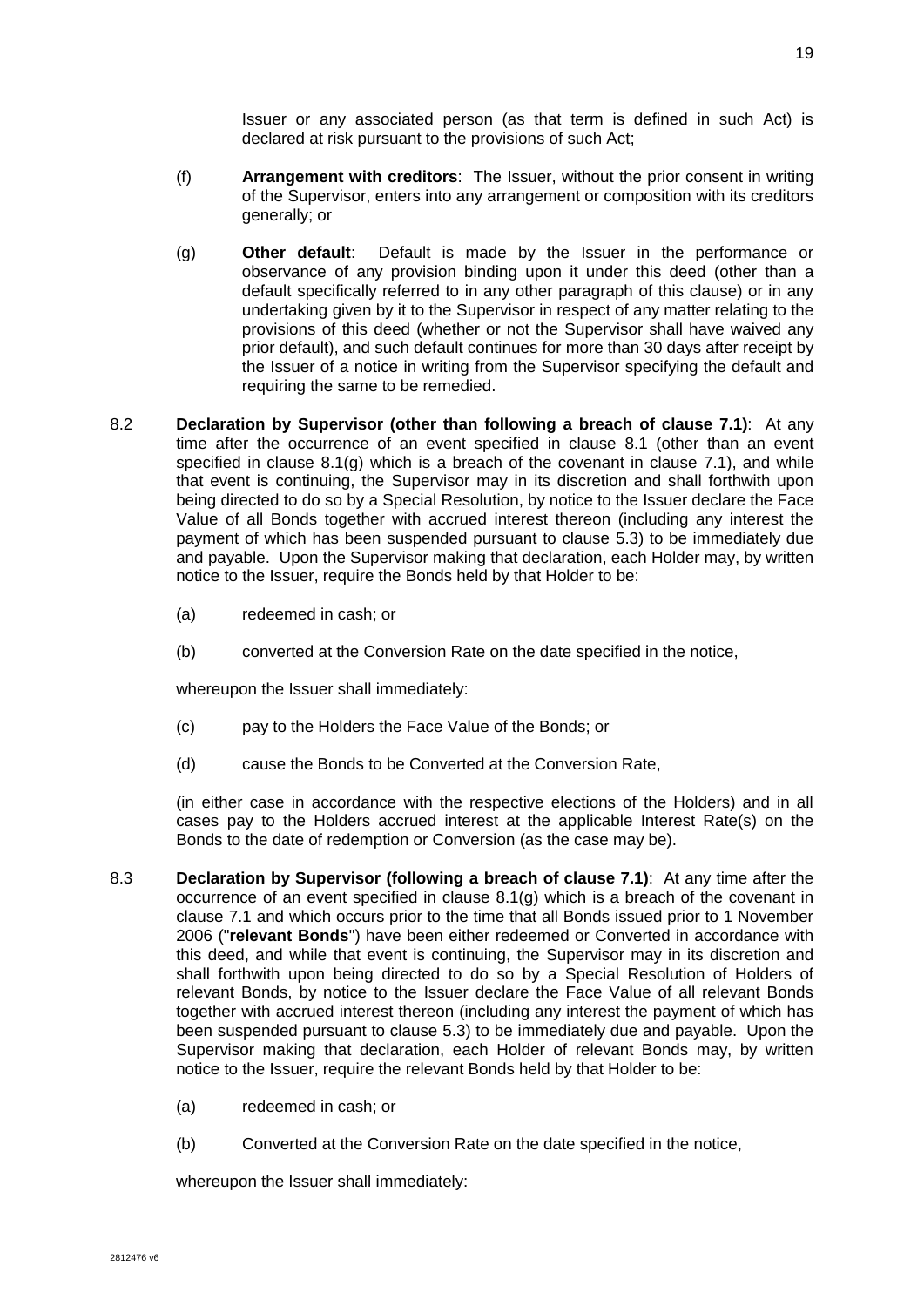Issuer or any associated person (as that term is defined in such Act) is declared at risk pursuant to the provisions of such Act;

(f) **Arrangement with creditors**: The Issuer, without the prior consent in writing of the Supervisor, enters into any arrangement or composition with its creditors generally; or

(g) **Other default**: Default is made by the Issuer in the performance or observance of any provision binding upon it under this deed (other than a default specifically referred to in any other paragraph of this clause) or in any undertaking given by it to the Supervisor in respect of any matter relating to the provisions of this deed (whether or not the Supervisor shall have waived any prior default), and such default continues for more than 30 days after receipt by the Issuer of a notice in writing from the Supervisor specifying the default and requiring the same to be remedied.

8.2 **Declaration by Supervisor (other than following a breach of clause 7.1)**: At any time after the occurrence of an event specified in clause 8.1 (other than an event specified in clause 8.1(g) which is a breach of the covenant in clause 7.1), and while that event is continuing, the Supervisor may in its discretion and shall forthwith upon being directed to do so by a Special Resolution, by notice to the Issuer declare the Face Value of all Bonds together with accrued interest thereon (including any interest the payment of which has been suspended pursuant to clause 5.3) to be immediately due and payable. Upon the Supervisor making that declaration, each Holder may, by written notice to the Issuer, require the Bonds held by that Holder to be:

(a) redeemed in cash; or

(b) converted at the Conversion Rate on the date specified in the notice,

whereupon the Issuer shall immediately:

(c) pay to the Holders the Face Value of the Bonds; or

(d) cause the Bonds to be Converted at the Conversion Rate,

(in either case in accordance with the respective elections of the Holders) and in all cases pay to the Holders accrued interest at the applicable Interest Rate(s) on the Bonds to the date of redemption or Conversion (as the case may be).

8.3 **Declaration by Supervisor (following a breach of clause 7.1)**: At any time after the occurrence of an event specified in clause 8.1(g) which is a breach of the covenant in clause 7.1 and which occurs prior to the time that all Bonds issued prior to 1 November 2006 ("**relevant Bonds**") have been either redeemed or Converted in accordance with this deed, and while that event is continuing, the Supervisor may in its discretion and shall forthwith upon being directed to do so by a Special Resolution of Holders of relevant Bonds, by notice to the Issuer declare the Face Value of all relevant Bonds together with accrued interest thereon (including any interest the payment of which has been suspended pursuant to clause 5.3) to be immediately due and payable. Upon the Supervisor making that declaration, each Holder of relevant Bonds may, by written notice to the Issuer, require the relevant Bonds held by that Holder to be:

(a) redeemed in cash; or

(b) Converted at the Conversion Rate on the date specified in the notice,

whereupon the Issuer shall immediately: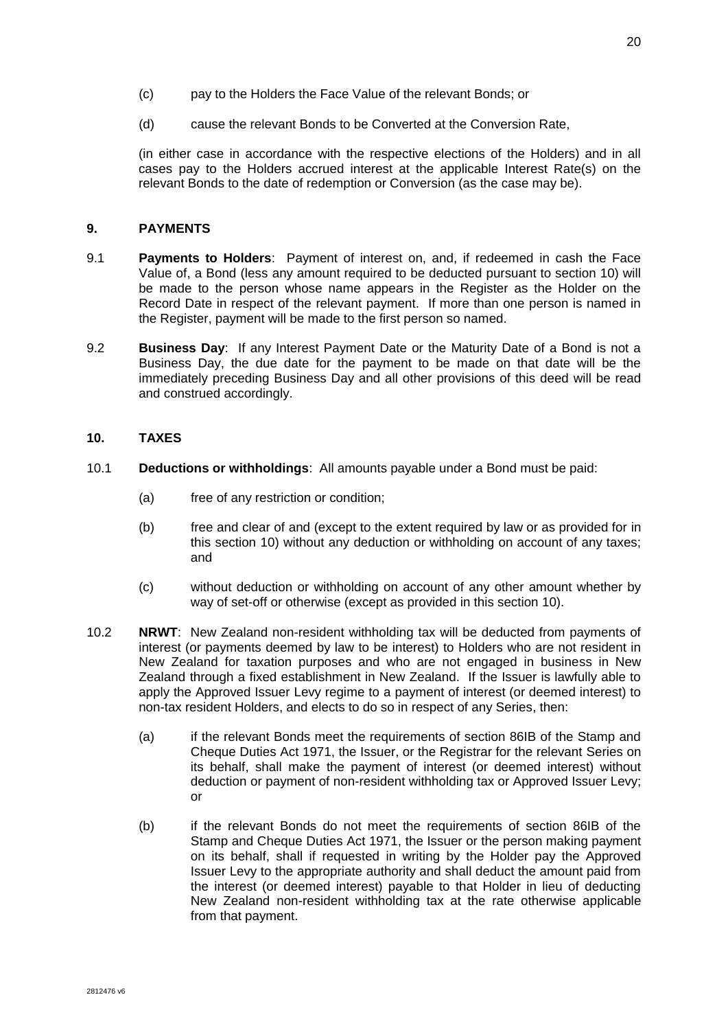(c) pay to the Holders the Face Value of the relevant Bonds; or

(d) cause the relevant Bonds to be Converted at the Conversion Rate,

(in either case in accordance with the respective elections of the Holders) and in all cases pay to the Holders accrued interest at the applicable Interest Rate(s) on the relevant Bonds to the date of redemption or Conversion (as the case may be).

## 9. PAYMENTS

9.1 **Payments to Holders**: Payment of interest on, and, if redeemed in cash the Face Value of, a Bond (less any amount required to be deducted pursuant to section 10) will be made to the person whose name appears in the Register as the Holder on the Record Date in respect of the relevant payment. If more than one person is named in the Register, payment will be made to the first person so named.

9.2 **Business Day**: If any Interest Payment Date or the Maturity Date of a Bond is not a Business Day, the due date for the payment to be made on that date will be the immediately preceding Business Day and all other provisions of this deed will be read and construed accordingly.

## 10. TAXES

10.1 **Deductions or withholdings**: All amounts payable under a Bond must be paid:

(a) free of any restriction or condition;

(b) free and clear of and (except to the extent required by law or as provided for in this section 10) without any deduction or withholding on account of any taxes; and

(c) without deduction or withholding on account of any other amount whether by way of set-off or otherwise (except as provided in this section 10).

10.2 **NRWT**: New Zealand non-resident withholding tax will be deducted from payments of interest (or payments deemed by law to be interest) to Holders who are not resident in New Zealand for taxation purposes and who are not engaged in business in New Zealand through a fixed establishment in New Zealand. If the Issuer is lawfully able to apply the Approved Issuer Levy regime to a payment of interest (or deemed interest) to non-tax resident Holders, and elects to do so in respect of any Series, then:

(a) if the relevant Bonds meet the requirements of section 86IB of the Stamp and Cheque Duties Act 1971, the Issuer, or the Registrar for the relevant Series on its behalf, shall make the payment of interest (or deemed interest) without deduction or payment of non-resident withholding tax or Approved Issuer Levy; or

(b) if the relevant Bonds do not meet the requirements of section 86IB of the Stamp and Cheque Duties Act 1971, the Issuer or the person making payment on its behalf, shall if requested in writing by the Holder pay the Approved Issuer Levy to the appropriate authority and shall deduct the amount paid from the interest (or deemed interest) payable to that Holder in lieu of deducting New Zealand non-resident withholding tax at the rate otherwise applicable from that payment.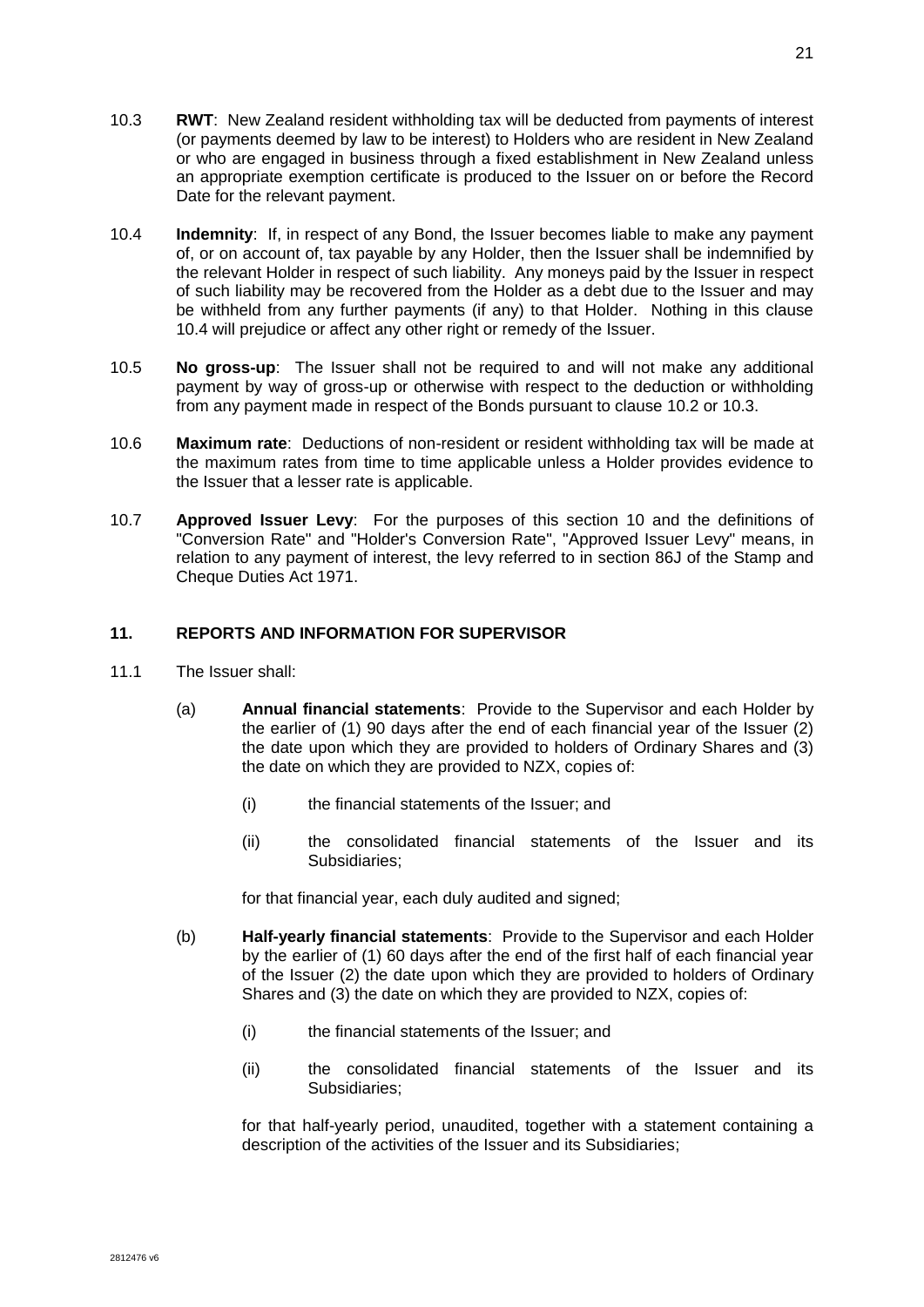10.3 **RWT**: New Zealand resident withholding tax will be deducted from payments of interest (or payments deemed by law to be interest) to Holders who are resident in New Zealand or who are engaged in business through a fixed establishment in New Zealand unless an appropriate exemption certificate is produced to the Issuer on or before the Record Date for the relevant payment.

10.4 **Indemnity**: If, in respect of any Bond, the Issuer becomes liable to make any payment of, or on account of, tax payable by any Holder, then the Issuer shall be indemnified by the relevant Holder in respect of such liability. Any moneys paid by the Issuer in respect of such liability may be recovered from the Holder as a debt due to the Issuer and may be withheld from any further payments (if any) to that Holder. Nothing in this clause 10.4 will prejudice or affect any other right or remedy of the Issuer.

10.5 **No gross-up**: The Issuer shall not be required to and will not make any additional payment by way of gross-up or otherwise with respect to the deduction or withholding from any payment made in respect of the Bonds pursuant to clause 10.2 or 10.3.

10.6 **Maximum rate**: Deductions of non-resident or resident withholding tax will be made at the maximum rates from time to time applicable unless a Holder provides evidence to the Issuer that a lesser rate is applicable.

10.7 **Approved Issuer Levy**: For the purposes of this section 10 and the definitions of "Conversion Rate" and "Holder's Conversion Rate", "Approved Issuer Levy" means, in relation to any payment of interest, the levy referred to in section 86J of the Stamp and Cheque Duties Act 1971.

## 11. REPORTS AND INFORMATION FOR SUPERVISOR

11.1 The Issuer shall:

(a) **Annual financial statements**: Provide to the Supervisor and each Holder by the earlier of (1) 90 days after the end of each financial year of the Issuer (2) the date upon which they are provided to holders of Ordinary Shares and (3) the date on which they are provided to NZX, copies of:

(i) the financial statements of the Issuer; and

(ii) the consolidated financial statements of the Issuer and its Subsidiaries;

for that financial year, each duly audited and signed;

(b) **Half-yearly financial statements**: Provide to the Supervisor and each Holder by the earlier of (1) 60 days after the end of the first half of each financial year of the Issuer (2) the date upon which they are provided to holders of Ordinary Shares and (3) the date on which they are provided to NZX, copies of:

(i) the financial statements of the Issuer; and

(ii) the consolidated financial statements of the Issuer and its Subsidiaries;

for that half-yearly period, unaudited, together with a statement containing a description of the activities of the Issuer and its Subsidiaries;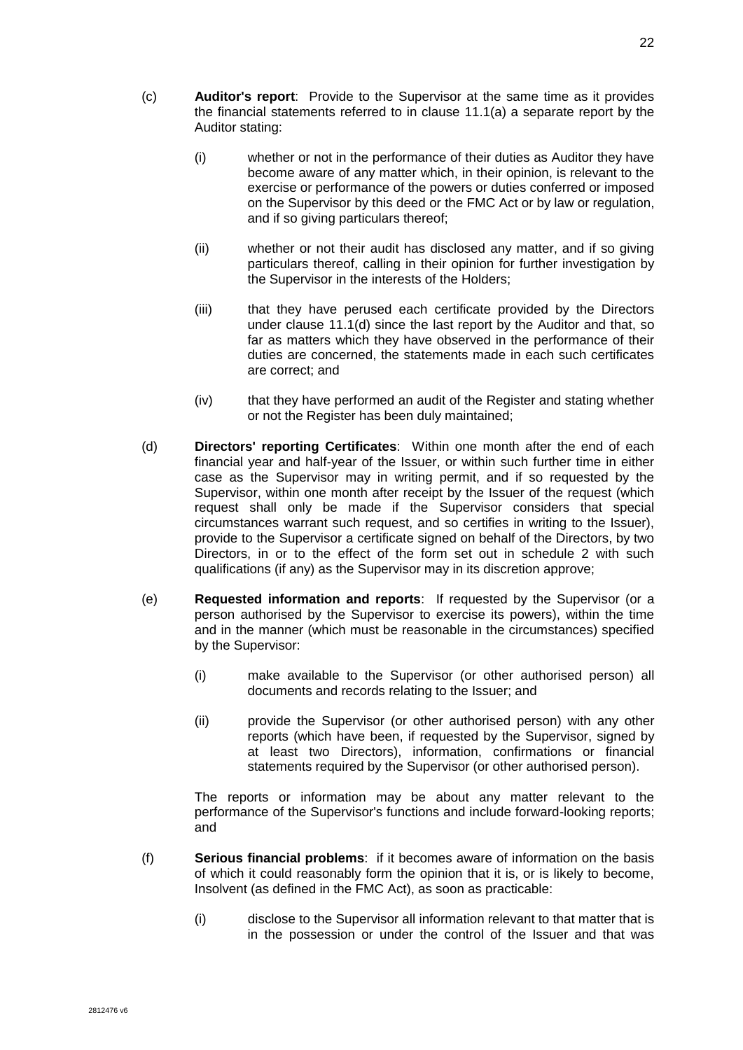(c) **Auditor's report**: Provide to the Supervisor at the same time as it provides the financial statements referred to in clause 11.1(a) a separate report by the Auditor stating:

   (i) whether or not in the performance of their duties as Auditor they have become aware of any matter which, in their opinion, is relevant to the exercise or performance of the powers or duties conferred or imposed on the Supervisor by this deed or the FMC Act or by law or regulation, and if so giving particulars thereof;

   (ii) whether or not their audit has disclosed any matter, and if so giving particulars thereof, calling in their opinion for further investigation by the Supervisor in the interests of the Holders;

   (iii) that they have perused each certificate provided by the Directors under clause 11.1(d) since the last report by the Auditor and that, so far as matters which they have observed in the performance of their duties are concerned, the statements made in each such certificates are correct; and

   (iv) that they have performed an audit of the Register and stating whether or not the Register has been duly maintained;

(d) **Directors' reporting Certificates**: Within one month after the end of each financial year and half-year of the Issuer, or within such further time in either case as the Supervisor may in writing permit, and if so requested by the Supervisor, within one month after receipt by the Issuer of the request (which request shall only be made if the Supervisor considers that special circumstances warrant such request, and so certifies in writing to the Issuer), provide to the Supervisor a certificate signed on behalf of the Directors, by two Directors, in or to the effect of the form set out in schedule 2 with such qualifications (if any) as the Supervisor may in its discretion approve;

(e) **Requested information and reports**: If requested by the Supervisor (or a person authorised by the Supervisor to exercise its powers), within the time and in the manner (which must be reasonable in the circumstances) specified by the Supervisor:

   (i) make available to the Supervisor (or other authorised person) all documents and records relating to the Issuer; and

   (ii) provide the Supervisor (or other authorised person) with any other reports (which have been, if requested by the Supervisor, signed by at least two Directors), information, confirmations or financial statements required by the Supervisor (or other authorised person).

   The reports or information may be about any matter relevant to the performance of the Supervisor's functions and include forward-looking reports; and

(f) **Serious financial problems**: if it becomes aware of information on the basis of which it could reasonably form the opinion that it is, or is likely to become, Insolvent (as defined in the FMC Act), as soon as practicable:

   (i) disclose to the Supervisor all information relevant to that matter that is in the possession or under the control of the Issuer and that was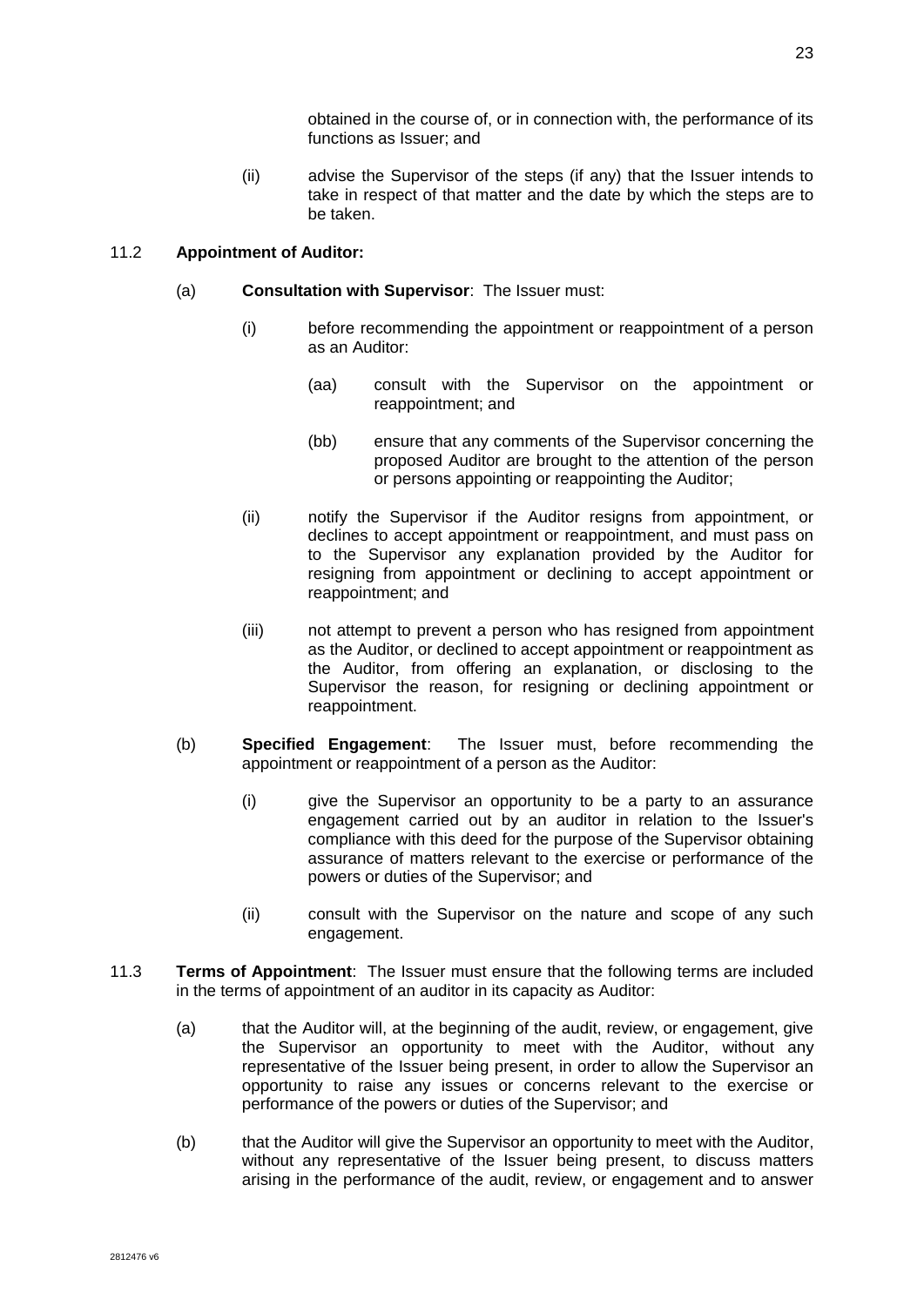obtained in the course of, or in connection with, the performance of its functions as Issuer; and

(ii) advise the Supervisor of the steps (if any) that the Issuer intends to take in respect of that matter and the date by which the steps are to be taken.

11.2 **Appointment of Auditor:**

(a) **Consultation with Supervisor**: The Issuer must:

(i) before recommending the appointment or reappointment of a person as an Auditor:

(aa) consult with the Supervisor on the appointment or reappointment; and

(bb) ensure that any comments of the Supervisor concerning the proposed Auditor are brought to the attention of the person or persons appointing or reappointing the Auditor;

(ii) notify the Supervisor if the Auditor resigns from appointment, or declines to accept appointment or reappointment, and must pass on to the Supervisor any explanation provided by the Auditor for resigning from appointment or declining to accept appointment or reappointment; and

(iii) not attempt to prevent a person who has resigned from appointment as the Auditor, or declined to accept appointment or reappointment as the Auditor, from offering an explanation, or disclosing to the Supervisor the reason, for resigning or declining appointment or reappointment.

(b) **Specified Engagement**: The Issuer must, before recommending the appointment or reappointment of a person as the Auditor:

(i) give the Supervisor an opportunity to be a party to an assurance engagement carried out by an auditor in relation to the Issuer's compliance with this deed for the purpose of the Supervisor obtaining assurance of matters relevant to the exercise or performance of the powers or duties of the Supervisor; and

(ii) consult with the Supervisor on the nature and scope of any such engagement.

11.3 **Terms of Appointment**: The Issuer must ensure that the following terms are included in the terms of appointment of an auditor in its capacity as Auditor:

(a) that the Auditor will, at the beginning of the audit, review, or engagement, give the Supervisor an opportunity to meet with the Auditor, without any representative of the Issuer being present, in order to allow the Supervisor an opportunity to raise any issues or concerns relevant to the exercise or performance of the powers or duties of the Supervisor; and

(b) that the Auditor will give the Supervisor an opportunity to meet with the Auditor, without any representative of the Issuer being present, to discuss matters arising in the performance of the audit, review, or engagement and to answer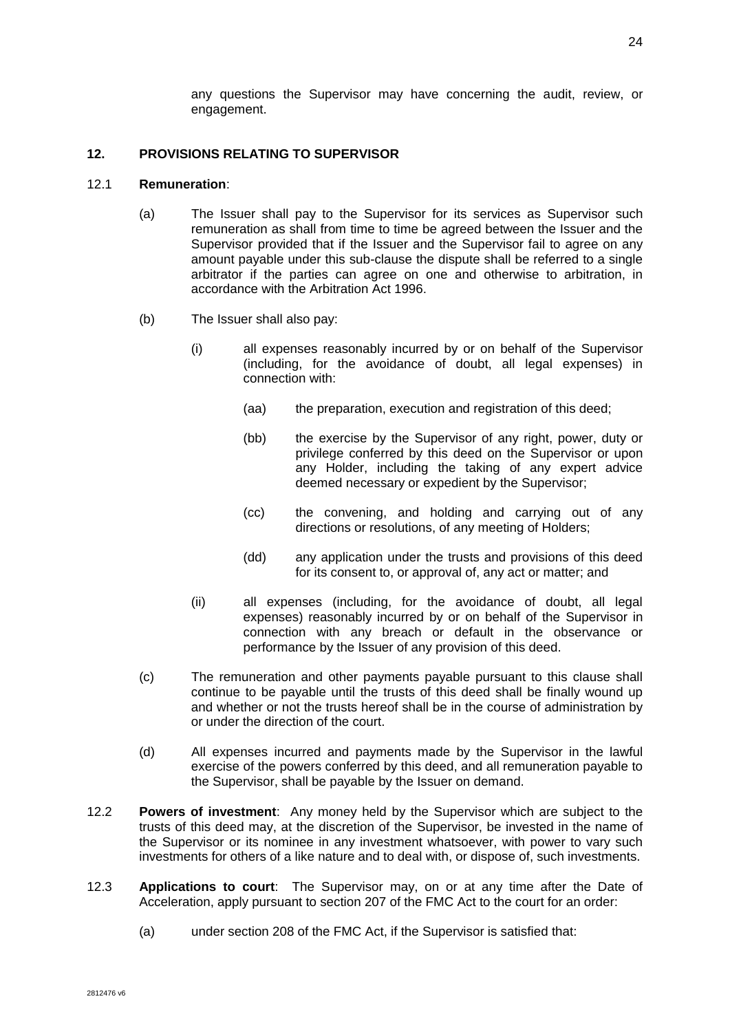any questions the Supervisor may have concerning the audit, review, or engagement.

## 12. PROVISIONS RELATING TO SUPERVISOR

12.1 **Remuneration**:

(a) The Issuer shall pay to the Supervisor for its services as Supervisor such remuneration as shall from time to time be agreed between the Issuer and the Supervisor provided that if the Issuer and the Supervisor fail to agree on any amount payable under this sub-clause the dispute shall be referred to a single arbitrator if the parties can agree on one and otherwise to arbitration, in accordance with the Arbitration Act 1996.

(b) The Issuer shall also pay:

(i) all expenses reasonably incurred by or on behalf of the Supervisor (including, for the avoidance of doubt, all legal expenses) in connection with:

(aa) the preparation, execution and registration of this deed;

(bb) the exercise by the Supervisor of any right, power, duty or privilege conferred by this deed on the Supervisor or upon any Holder, including the taking of any expert advice deemed necessary or expedient by the Supervisor;

(cc) the convening, and holding and carrying out of any directions or resolutions, of any meeting of Holders;

(dd) any application under the trusts and provisions of this deed for its consent to, or approval of, any act or matter; and

(ii) all expenses (including, for the avoidance of doubt, all legal expenses) reasonably incurred by or on behalf of the Supervisor in connection with any breach or default in the observance or performance by the Issuer of any provision of this deed.

(c) The remuneration and other payments payable pursuant to this clause shall continue to be payable until the trusts of this deed shall be finally wound up and whether or not the trusts hereof shall be in the course of administration by or under the direction of the court.

(d) All expenses incurred and payments made by the Supervisor in the lawful exercise of the powers conferred by this deed, and all remuneration payable to the Supervisor, shall be payable by the Issuer on demand.

12.2 **Powers of investment**: Any money held by the Supervisor which are subject to the trusts of this deed may, at the discretion of the Supervisor, be invested in the name of the Supervisor or its nominee in any investment whatsoever, with power to vary such investments for others of a like nature and to deal with, or dispose of, such investments.

12.3 **Applications to court**: The Supervisor may, on or at any time after the Date of Acceleration, apply pursuant to section 207 of the FMC Act to the court for an order:

(a) under section 208 of the FMC Act, if the Supervisor is satisfied that: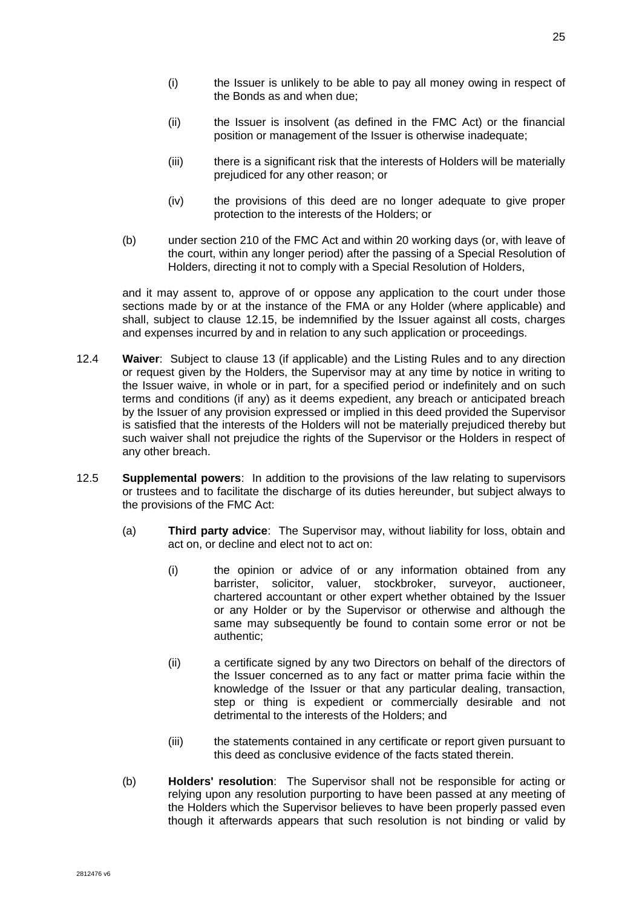(i) the Issuer is unlikely to be able to pay all money owing in respect of the Bonds as and when due;

(ii) the Issuer is insolvent (as defined in the FMC Act) or the financial position or management of the Issuer is otherwise inadequate;

(iii) there is a significant risk that the interests of Holders will be materially prejudiced for any other reason; or

(iv) the provisions of this deed are no longer adequate to give proper protection to the interests of the Holders; or

(b) under section 210 of the FMC Act and within 20 working days (or, with leave of the court, within any longer period) after the passing of a Special Resolution of Holders, directing it not to comply with a Special Resolution of Holders,

and it may assent to, approve of or oppose any application to the court under those sections made by or at the instance of the FMA or any Holder (where applicable) and shall, subject to clause 12.15, be indemnified by the Issuer against all costs, charges and expenses incurred by and in relation to any such application or proceedings.

12.4 **Waiver**: Subject to clause 13 (if applicable) and the Listing Rules and to any direction or request given by the Holders, the Supervisor may at any time by notice in writing to the Issuer waive, in whole or in part, for a specified period or indefinitely and on such terms and conditions (if any) as it deems expedient, any breach or anticipated breach by the Issuer of any provision expressed or implied in this deed provided the Supervisor is satisfied that the interests of the Holders will not be materially prejudiced thereby but such waiver shall not prejudice the rights of the Supervisor or the Holders in respect of any other breach.

12.5 **Supplemental powers**: In addition to the provisions of the law relating to supervisors or trustees and to facilitate the discharge of its duties hereunder, but subject always to the provisions of the FMC Act:

(a) **Third party advice**: The Supervisor may, without liability for loss, obtain and act on, or decline and elect not to act on:

(i) the opinion or advice of or any information obtained from any barrister, solicitor, valuer, stockbroker, surveyor, auctioneer, chartered accountant or other expert whether obtained by the Issuer or any Holder or by the Supervisor or otherwise and although the same may subsequently be found to contain some error or not be authentic;

(ii) a certificate signed by any two Directors on behalf of the directors of the Issuer concerned as to any fact or matter prima facie within the knowledge of the Issuer or that any particular dealing, transaction, step or thing is expedient or commercially desirable and not detrimental to the interests of the Holders; and

(iii) the statements contained in any certificate or report given pursuant to this deed as conclusive evidence of the facts stated therein.

(b) **Holders' resolution**: The Supervisor shall not be responsible for acting or relying upon any resolution purporting to have been passed at any meeting of the Holders which the Supervisor believes to have been properly passed even though it afterwards appears that such resolution is not binding or valid by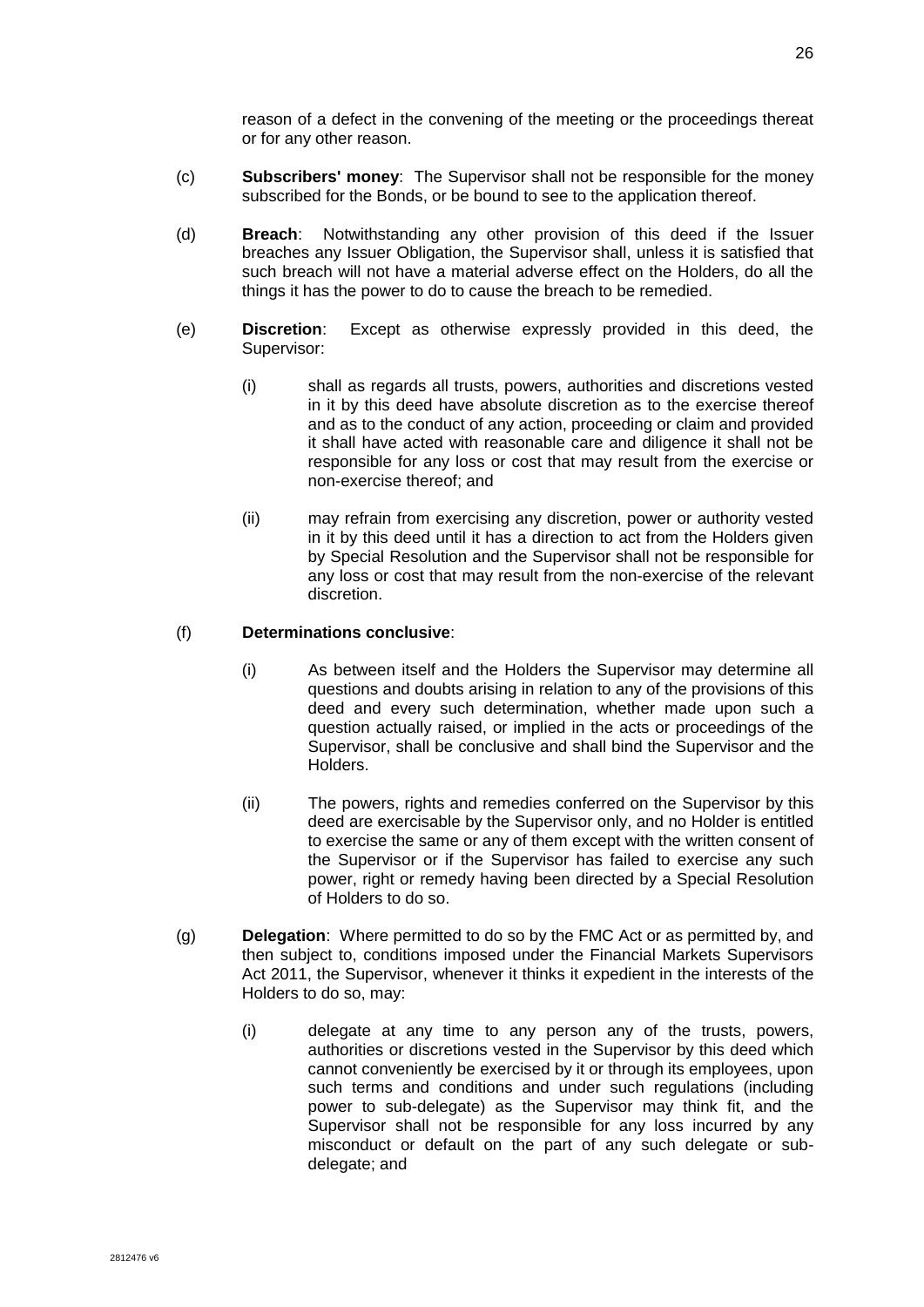reason of a defect in the convening of the meeting or the proceedings thereat or for any other reason.

(c) **Subscribers' money**: The Supervisor shall not be responsible for the money subscribed for the Bonds, or be bound to see to the application thereof.

(d) **Breach**: Notwithstanding any other provision of this deed if the Issuer breaches any Issuer Obligation, the Supervisor shall, unless it is satisfied that such breach will not have a material adverse effect on the Holders, do all the things it has the power to do to cause the breach to be remedied.

(e) **Discretion**: Except as otherwise expressly provided in this deed, the Supervisor:

   (i) shall as regards all trusts, powers, authorities and discretions vested in it by this deed have absolute discretion as to the exercise thereof and as to the conduct of any action, proceeding or claim and provided it shall have acted with reasonable care and diligence it shall not be responsible for any loss or cost that may result from the exercise or non-exercise thereof; and

   (ii) may refrain from exercising any discretion, power or authority vested in it by this deed until it has a direction to act from the Holders given by Special Resolution and the Supervisor shall not be responsible for any loss or cost that may result from the non-exercise of the relevant discretion.

(f) **Determinations conclusive**:

   (i) As between itself and the Holders the Supervisor may determine all questions and doubts arising in relation to any of the provisions of this deed and every such determination, whether made upon such a question actually raised, or implied in the acts or proceedings of the Supervisor, shall be conclusive and shall bind the Supervisor and the Holders.

   (ii) The powers, rights and remedies conferred on the Supervisor by this deed are exercisable by the Supervisor only, and no Holder is entitled to exercise the same or any of them except with the written consent of the Supervisor or if the Supervisor has failed to exercise any such power, right or remedy having been directed by a Special Resolution of Holders to do so.

(g) **Delegation**: Where permitted to do so by the FMC Act or as permitted by, and then subject to, conditions imposed under the Financial Markets Supervisors Act 2011, the Supervisor, whenever it thinks it expedient in the interests of the Holders to do so, may:

   (i) delegate at any time to any person any of the trusts, powers, authorities or discretions vested in the Supervisor by this deed which cannot conveniently be exercised by it or through its employees, upon such terms and conditions and under such regulations (including power to sub-delegate) as the Supervisor may think fit, and the Supervisor shall not be responsible for any loss incurred by any misconduct or default on the part of any such delegate or sub-delegate; and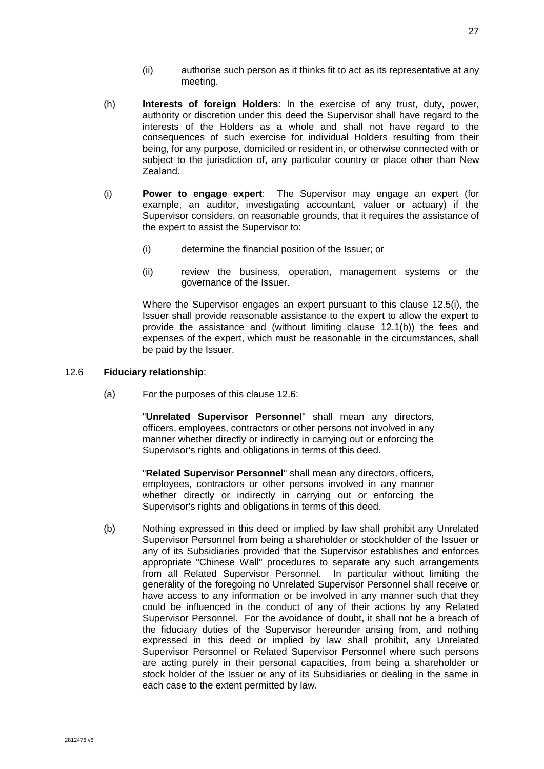(ii) authorise such person as it thinks fit to act as its representative at any meeting.

(h) **Interests of foreign Holders**: In the exercise of any trust, duty, power, authority or discretion under this deed the Supervisor shall have regard to the interests of the Holders as a whole and shall not have regard to the consequences of such exercise for individual Holders resulting from their being, for any purpose, domiciled or resident in, or otherwise connected with or subject to the jurisdiction of, any particular country or place other than New Zealand.

(i) **Power to engage expert**: The Supervisor may engage an expert (for example, an auditor, investigating accountant, valuer or actuary) if the Supervisor considers, on reasonable grounds, that it requires the assistance of the expert to assist the Supervisor to:

(i) determine the financial position of the Issuer; or

(ii) review the business, operation, management systems or the governance of the Issuer.

Where the Supervisor engages an expert pursuant to this clause 12.5(i), the Issuer shall provide reasonable assistance to the expert to allow the expert to provide the assistance and (without limiting clause 12.1(b)) the fees and expenses of the expert, which must be reasonable in the circumstances, shall be paid by the Issuer.

12.6 **Fiduciary relationship**:

(a) For the purposes of this clause 12.6:

"**Unrelated Supervisor Personnel**" shall mean any directors, officers, employees, contractors or other persons not involved in any manner whether directly or indirectly in carrying out or enforcing the Supervisor's rights and obligations in terms of this deed.

"**Related Supervisor Personnel**" shall mean any directors, officers, employees, contractors or other persons involved in any manner whether directly or indirectly in carrying out or enforcing the Supervisor's rights and obligations in terms of this deed.

(b) Nothing expressed in this deed or implied by law shall prohibit any Unrelated Supervisor Personnel from being a shareholder or stockholder of the Issuer or any of its Subsidiaries provided that the Supervisor establishes and enforces appropriate "Chinese Wall" procedures to separate any such arrangements from all Related Supervisor Personnel. In particular without limiting the generality of the foregoing no Unrelated Supervisor Personnel shall receive or have access to any information or be involved in any manner such that they could be influenced in the conduct of any of their actions by any Related Supervisor Personnel. For the avoidance of doubt, it shall not be a breach of the fiduciary duties of the Supervisor hereunder arising from, and nothing expressed in this deed or implied by law shall prohibit, any Unrelated Supervisor Personnel or Related Supervisor Personnel where such persons are acting purely in their personal capacities, from being a shareholder or stock holder of the Issuer or any of its Subsidiaries or dealing in the same in each case to the extent permitted by law.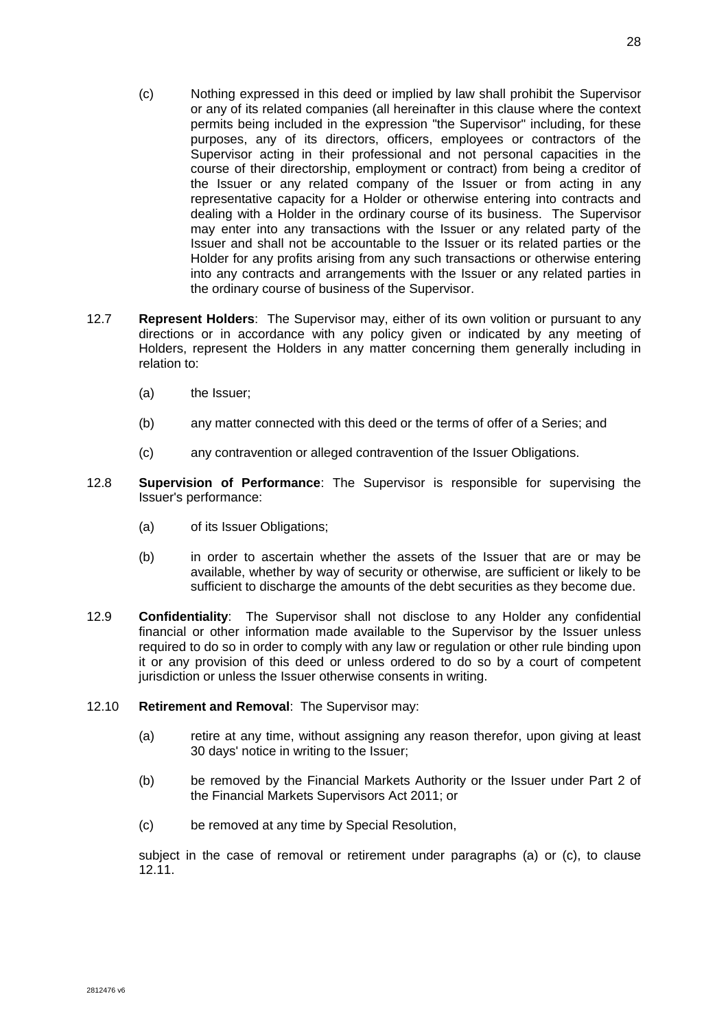(c) Nothing expressed in this deed or implied by law shall prohibit the Supervisor or any of its related companies (all hereinafter in this clause where the context permits being included in the expression "the Supervisor" including, for these purposes, any of its directors, officers, employees or contractors of the Supervisor acting in their professional and not personal capacities in the course of their directorship, employment or contract) from being a creditor of the Issuer or any related company of the Issuer or from acting in any representative capacity for a Holder or otherwise entering into contracts and dealing with a Holder in the ordinary course of its business. The Supervisor may enter into any transactions with the Issuer or any related party of the Issuer and shall not be accountable to the Issuer or its related parties or the Holder for any profits arising from any such transactions or otherwise entering into any contracts and arrangements with the Issuer or any related parties in the ordinary course of business of the Supervisor.

12.7 **Represent Holders**: The Supervisor may, either of its own volition or pursuant to any directions or in accordance with any policy given or indicated by any meeting of Holders, represent the Holders in any matter concerning them generally including in relation to:

(a) the Issuer;

(b) any matter connected with this deed or the terms of offer of a Series; and

(c) any contravention or alleged contravention of the Issuer Obligations.

12.8 **Supervision of Performance**: The Supervisor is responsible for supervising the Issuer's performance:

(a) of its Issuer Obligations;

(b) in order to ascertain whether the assets of the Issuer that are or may be available, whether by way of security or otherwise, are sufficient or likely to be sufficient to discharge the amounts of the debt securities as they become due.

12.9 **Confidentiality**: The Supervisor shall not disclose to any Holder any confidential financial or other information made available to the Supervisor by the Issuer unless required to do so in order to comply with any law or regulation or other rule binding upon it or any provision of this deed or unless ordered to do so by a court of competent jurisdiction or unless the Issuer otherwise consents in writing.

12.10 **Retirement and Removal**: The Supervisor may:

(a) retire at any time, without assigning any reason therefor, upon giving at least 30 days' notice in writing to the Issuer;

(b) be removed by the Financial Markets Authority or the Issuer under Part 2 of the Financial Markets Supervisors Act 2011; or

(c) be removed at any time by Special Resolution,

subject in the case of removal or retirement under paragraphs (a) or (c), to clause 12.11.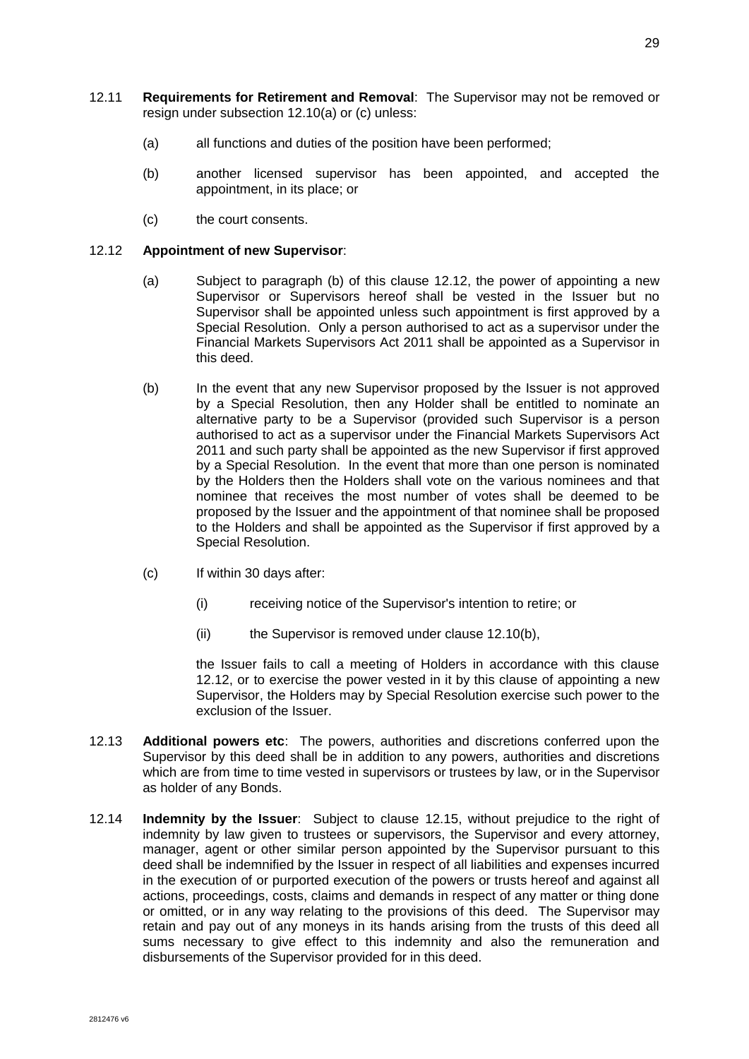12.11 **Requirements for Retirement and Removal**: The Supervisor may not be removed or resign under subsection 12.10(a) or (c) unless:

(a) all functions and duties of the position have been performed;

(b) another licensed supervisor has been appointed, and accepted the appointment, in its place; or

(c) the court consents.

12.12 **Appointment of new Supervisor**:

(a) Subject to paragraph (b) of this clause 12.12, the power of appointing a new Supervisor or Supervisors hereof shall be vested in the Issuer but no Supervisor shall be appointed unless such appointment is first approved by a Special Resolution. Only a person authorised to act as a supervisor under the Financial Markets Supervisors Act 2011 shall be appointed as a Supervisor in this deed.

(b) In the event that any new Supervisor proposed by the Issuer is not approved by a Special Resolution, then any Holder shall be entitled to nominate an alternative party to be a Supervisor (provided such Supervisor is a person authorised to act as a supervisor under the Financial Markets Supervisors Act 2011 and such party shall be appointed as the new Supervisor if first approved by a Special Resolution. In the event that more than one person is nominated by the Holders then the Holders shall vote on the various nominees and that nominee that receives the most number of votes shall be deemed to be proposed by the Issuer and the appointment of that nominee shall be proposed to the Holders and shall be appointed as the Supervisor if first approved by a Special Resolution.

(c) If within 30 days after:

(i) receiving notice of the Supervisor's intention to retire; or

(ii) the Supervisor is removed under clause 12.10(b),

the Issuer fails to call a meeting of Holders in accordance with this clause 12.12, or to exercise the power vested in it by this clause of appointing a new Supervisor, the Holders may by Special Resolution exercise such power to the exclusion of the Issuer.

12.13 **Additional powers etc**: The powers, authorities and discretions conferred upon the Supervisor by this deed shall be in addition to any powers, authorities and discretions which are from time to time vested in supervisors or trustees by law, or in the Supervisor as holder of any Bonds.

12.14 **Indemnity by the Issuer**: Subject to clause 12.15, without prejudice to the right of indemnity by law given to trustees or supervisors, the Supervisor and every attorney, manager, agent or other similar person appointed by the Supervisor pursuant to this deed shall be indemnified by the Issuer in respect of all liabilities and expenses incurred in the execution of or purported execution of the powers or trusts hereof and against all actions, proceedings, costs, claims and demands in respect of any matter or thing done or omitted, or in any way relating to the provisions of this deed. The Supervisor may retain and pay out of any moneys in its hands arising from the trusts of this deed all sums necessary to give effect to this indemnity and also the remuneration and disbursements of the Supervisor provided for in this deed.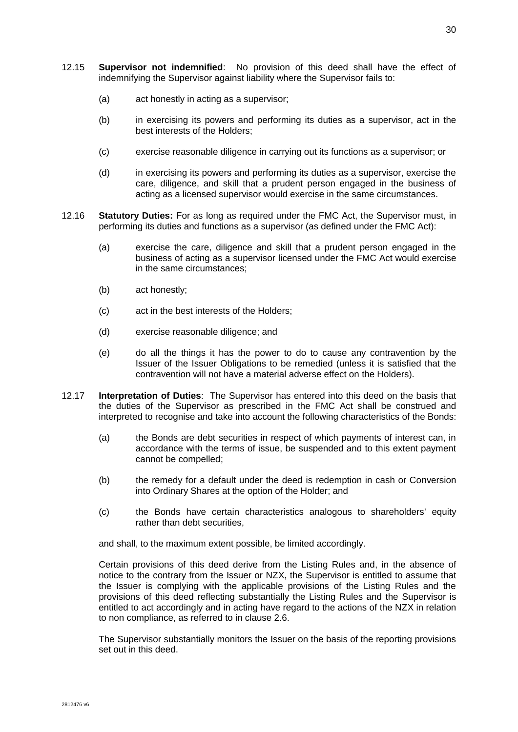12.15 **Supervisor not indemnified**: No provision of this deed shall have the effect of indemnifying the Supervisor against liability where the Supervisor fails to:

(a) act honestly in acting as a supervisor;

(b) in exercising its powers and performing its duties as a supervisor, act in the best interests of the Holders;

(c) exercise reasonable diligence in carrying out its functions as a supervisor; or

(d) in exercising its powers and performing its duties as a supervisor, exercise the care, diligence, and skill that a prudent person engaged in the business of acting as a licensed supervisor would exercise in the same circumstances.

12.16 **Statutory Duties:** For as long as required under the FMC Act, the Supervisor must, in performing its duties and functions as a supervisor (as defined under the FMC Act):

(a) exercise the care, diligence and skill that a prudent person engaged in the business of acting as a supervisor licensed under the FMC Act would exercise in the same circumstances;

(b) act honestly;

(c) act in the best interests of the Holders;

(d) exercise reasonable diligence; and

(e) do all the things it has the power to do to cause any contravention by the Issuer of the Issuer Obligations to be remedied (unless it is satisfied that the contravention will not have a material adverse effect on the Holders).

12.17 **Interpretation of Duties**: The Supervisor has entered into this deed on the basis that the duties of the Supervisor as prescribed in the FMC Act shall be construed and interpreted to recognise and take into account the following characteristics of the Bonds:

(a) the Bonds are debt securities in respect of which payments of interest can, in accordance with the terms of issue, be suspended and to this extent payment cannot be compelled;

(b) the remedy for a default under the deed is redemption in cash or Conversion into Ordinary Shares at the option of the Holder; and

(c) the Bonds have certain characteristics analogous to shareholders' equity rather than debt securities,

and shall, to the maximum extent possible, be limited accordingly.

Certain provisions of this deed derive from the Listing Rules and, in the absence of notice to the contrary from the Issuer or NZX, the Supervisor is entitled to assume that the Issuer is complying with the applicable provisions of the Listing Rules and the provisions of this deed reflecting substantially the Listing Rules and the Supervisor is entitled to act accordingly and in acting have regard to the actions of the NZX in relation to non compliance, as referred to in clause 2.6.

The Supervisor substantially monitors the Issuer on the basis of the reporting provisions set out in this deed.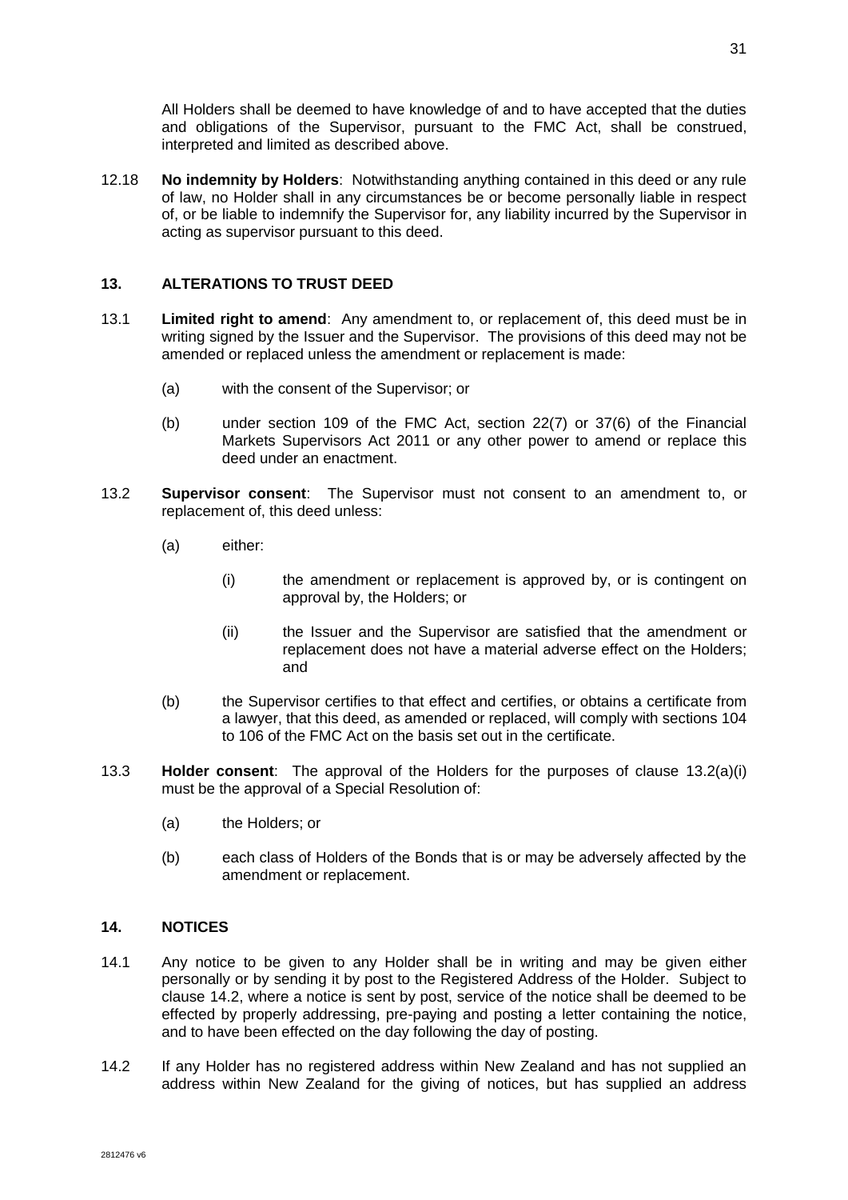All Holders shall be deemed to have knowledge of and to have accepted that the duties and obligations of the Supervisor, pursuant to the FMC Act, shall be construed, interpreted and limited as described above.

12.18 **No indemnity by Holders**: Notwithstanding anything contained in this deed or any rule of law, no Holder shall in any circumstances be or become personally liable in respect of, or be liable to indemnify the Supervisor for, any liability incurred by the Supervisor in acting as supervisor pursuant to this deed.

## 13. ALTERATIONS TO TRUST DEED

13.1 **Limited right to amend**: Any amendment to, or replacement of, this deed must be in writing signed by the Issuer and the Supervisor. The provisions of this deed may not be amended or replaced unless the amendment or replacement is made:

(a) with the consent of the Supervisor; or

(b) under section 109 of the FMC Act, section 22(7) or 37(6) of the Financial Markets Supervisors Act 2011 or any other power to amend or replace this deed under an enactment.

13.2 **Supervisor consent**: The Supervisor must not consent to an amendment to, or replacement of, this deed unless:

(a) either:

(i) the amendment or replacement is approved by, or is contingent on approval by, the Holders; or

(ii) the Issuer and the Supervisor are satisfied that the amendment or replacement does not have a material adverse effect on the Holders; and

(b) the Supervisor certifies to that effect and certifies, or obtains a certificate from a lawyer, that this deed, as amended or replaced, will comply with sections 104 to 106 of the FMC Act on the basis set out in the certificate.

13.3 **Holder consent**: The approval of the Holders for the purposes of clause 13.2(a)(i) must be the approval of a Special Resolution of:

(a) the Holders; or

(b) each class of Holders of the Bonds that is or may be adversely affected by the amendment or replacement.

## 14. NOTICES

14.1 Any notice to be given to any Holder shall be in writing and may be given either personally or by sending it by post to the Registered Address of the Holder. Subject to clause 14.2, where a notice is sent by post, service of the notice shall be deemed to be effected by properly addressing, pre-paying and posting a letter containing the notice, and to have been effected on the day following the day of posting.

14.2 If any Holder has no registered address within New Zealand and has not supplied an address within New Zealand for the giving of notices, but has supplied an address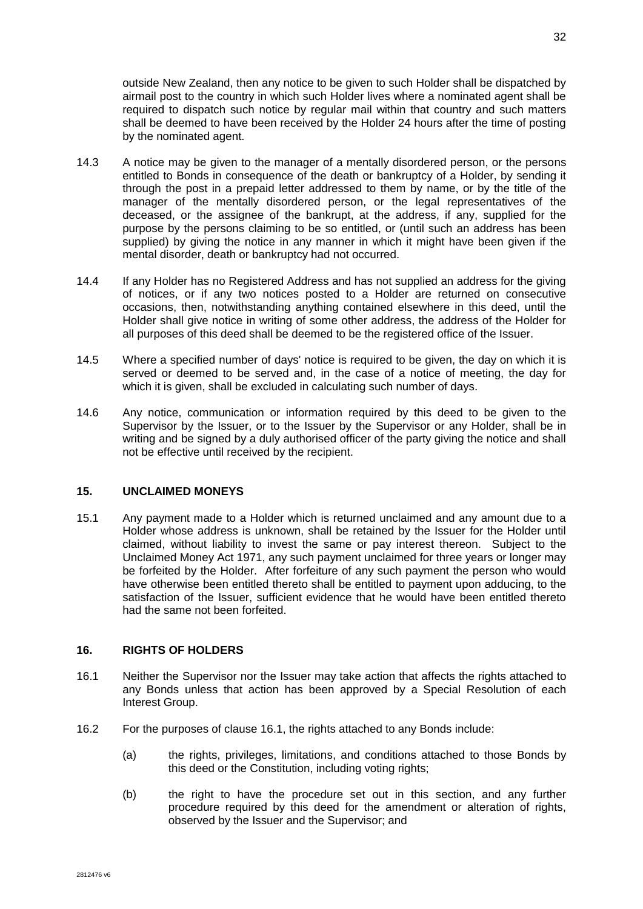outside New Zealand, then any notice to be given to such Holder shall be dispatched by airmail post to the country in which such Holder lives where a nominated agent shall be required to dispatch such notice by regular mail within that country and such matters shall be deemed to have been received by the Holder 24 hours after the time of posting by the nominated agent.

14.3 A notice may be given to the manager of a mentally disordered person, or the persons entitled to Bonds in consequence of the death or bankruptcy of a Holder, by sending it through the post in a prepaid letter addressed to them by name, or by the title of the manager of the mentally disordered person, or the legal representatives of the deceased, or the assignee of the bankrupt, at the address, if any, supplied for the purpose by the persons claiming to be so entitled, or (until such an address has been supplied) by giving the notice in any manner in which it might have been given if the mental disorder, death or bankruptcy had not occurred.

14.4 If any Holder has no Registered Address and has not supplied an address for the giving of notices, or if any two notices posted to a Holder are returned on consecutive occasions, then, notwithstanding anything contained elsewhere in this deed, until the Holder shall give notice in writing of some other address, the address of the Holder for all purposes of this deed shall be deemed to be the registered office of the Issuer.

14.5 Where a specified number of days' notice is required to be given, the day on which it is served or deemed to be served and, in the case of a notice of meeting, the day for which it is given, shall be excluded in calculating such number of days.

14.6 Any notice, communication or information required by this deed to be given to the Supervisor by the Issuer, or to the Issuer by the Supervisor or any Holder, shall be in writing and be signed by a duly authorised officer of the party giving the notice and shall not be effective until received by the recipient.

## 15. UNCLAIMED MONEYS

15.1 Any payment made to a Holder which is returned unclaimed and any amount due to a Holder whose address is unknown, shall be retained by the Issuer for the Holder until claimed, without liability to invest the same or pay interest thereon. Subject to the Unclaimed Money Act 1971, any such payment unclaimed for three years or longer may be forfeited by the Holder. After forfeiture of any such payment the person who would have otherwise been entitled thereto shall be entitled to payment upon adducing, to the satisfaction of the Issuer, sufficient evidence that he would have been entitled thereto had the same not been forfeited.

## 16. RIGHTS OF HOLDERS

16.1 Neither the Supervisor nor the Issuer may take action that affects the rights attached to any Bonds unless that action has been approved by a Special Resolution of each Interest Group.

16.2 For the purposes of clause 16.1, the rights attached to any Bonds include:

(a) the rights, privileges, limitations, and conditions attached to those Bonds by this deed or the Constitution, including voting rights;

(b) the right to have the procedure set out in this section, and any further procedure required by this deed for the amendment or alteration of rights, observed by the Issuer and the Supervisor; and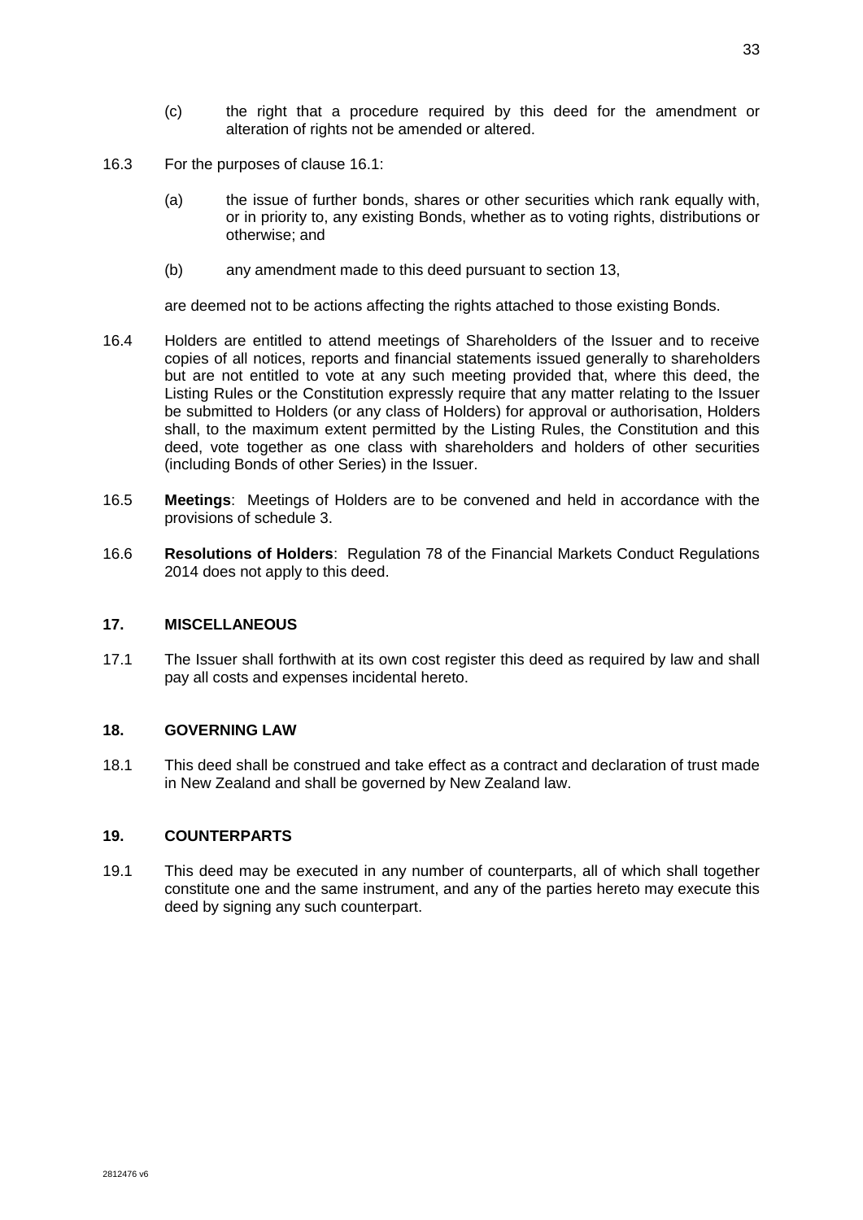(c) the right that a procedure required by this deed for the amendment or alteration of rights not be amended or altered.

16.3 For the purposes of clause 16.1:

(a) the issue of further bonds, shares or other securities which rank equally with, or in priority to, any existing Bonds, whether as to voting rights, distributions or otherwise; and

(b) any amendment made to this deed pursuant to section 13,

are deemed not to be actions affecting the rights attached to those existing Bonds.

16.4 Holders are entitled to attend meetings of Shareholders of the Issuer and to receive copies of all notices, reports and financial statements issued generally to shareholders but are not entitled to vote at any such meeting provided that, where this deed, the Listing Rules or the Constitution expressly require that any matter relating to the Issuer be submitted to Holders (or any class of Holders) for approval or authorisation, Holders shall, to the maximum extent permitted by the Listing Rules, the Constitution and this deed, vote together as one class with shareholders and holders of other securities (including Bonds of other Series) in the Issuer.

16.5 **Meetings**: Meetings of Holders are to be convened and held in accordance with the provisions of schedule 3.

16.6 **Resolutions of Holders**: Regulation 78 of the Financial Markets Conduct Regulations 2014 does not apply to this deed.

## 17. MISCELLANEOUS

17.1 The Issuer shall forthwith at its own cost register this deed as required by law and shall pay all costs and expenses incidental hereto.

## 18. GOVERNING LAW

18.1 This deed shall be construed and take effect as a contract and declaration of trust made in New Zealand and shall be governed by New Zealand law.

## 19. COUNTERPARTS

19.1 This deed may be executed in any number of counterparts, all of which shall together constitute one and the same instrument, and any of the parties hereto may execute this deed by signing any such counterpart.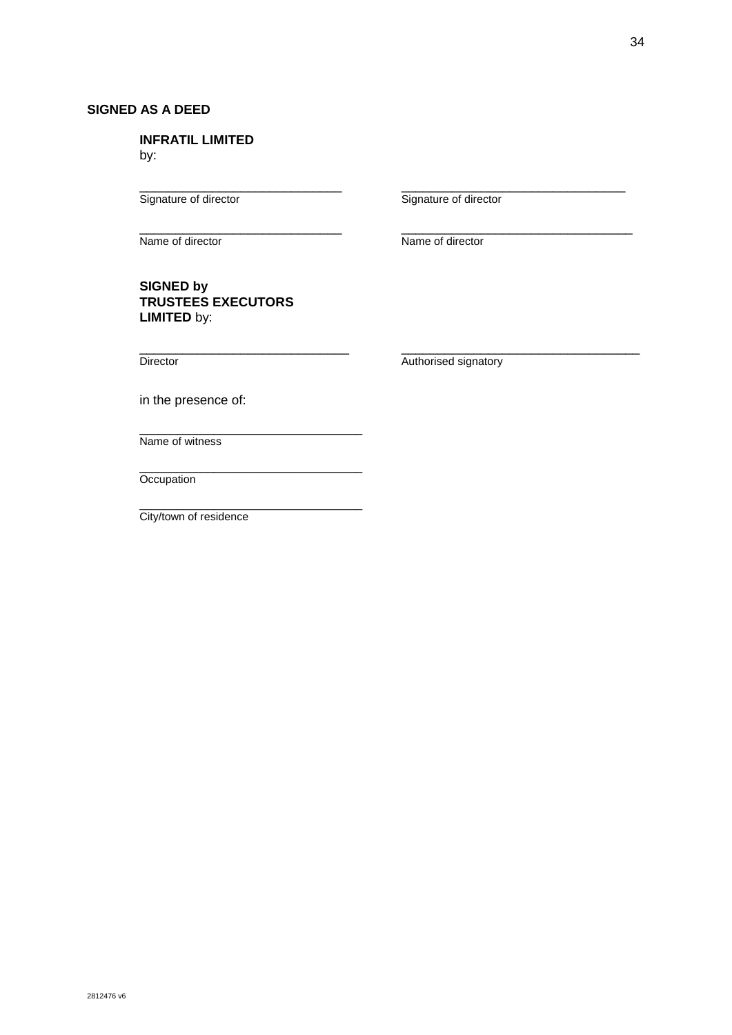**SIGNED AS A DEED**

**INFRATIL LIMITED**
by:

| | |
|---|---|
| ______________________________ | ______________________________ |
| Signature of director | Signature of director |
| ______________________________ | ______________________________ |
| Name of director | Name of director |

**SIGNED by TRUSTEES EXECUTORS LIMITED** by:

| | |
|---|---|
| ______________________________ | ______________________________ |
| Director | Authorised signatory |

in the presence of:

______________________________
Name of witness

______________________________
Occupation

______________________________
City/town of residence

2812476 v6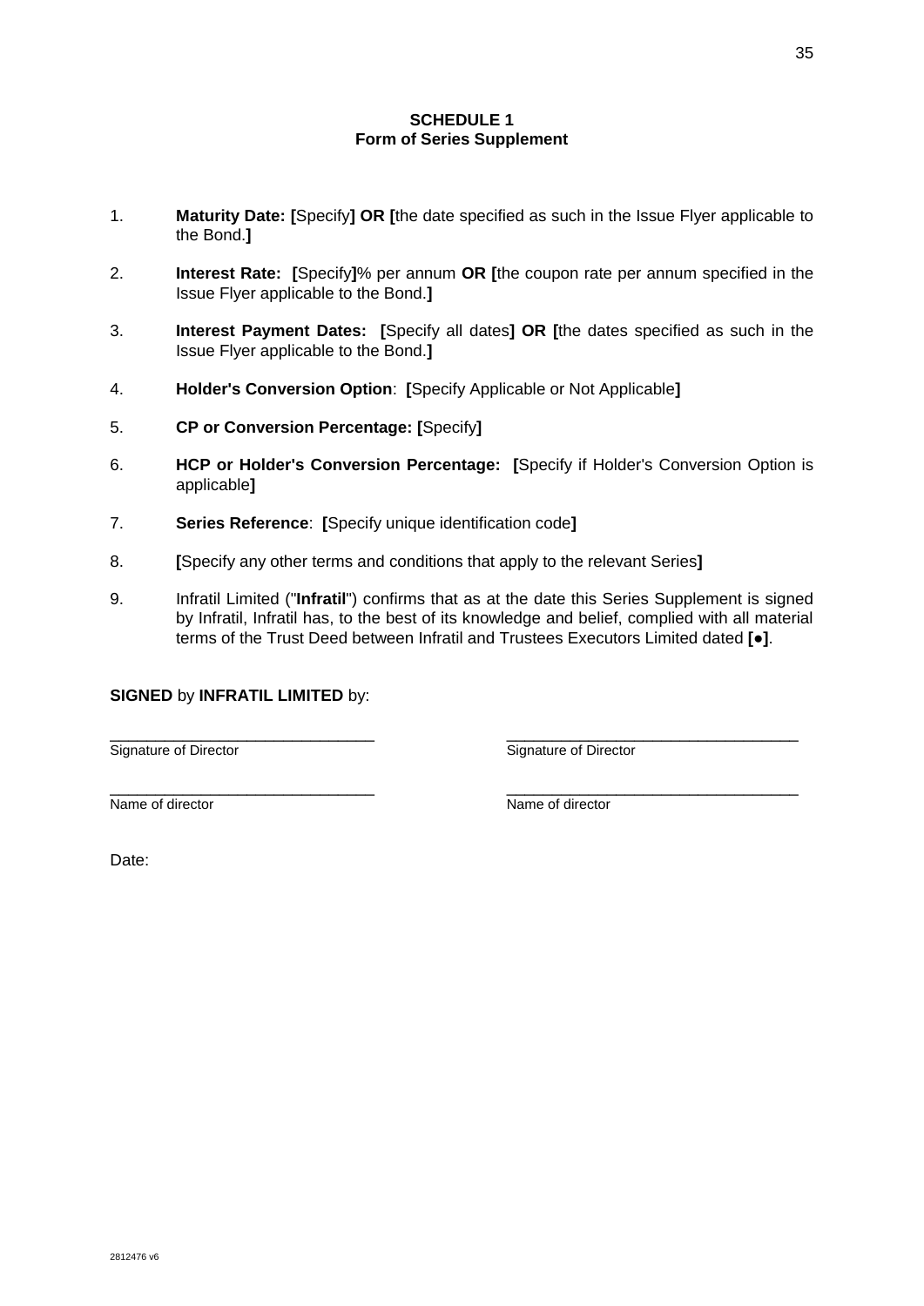**SCHEDULE 1**
**Form of Series Supplement**

1. **Maturity Date: [**Specify**] OR [**the date specified as such in the Issue Flyer applicable to the Bond.**]**

2. **Interest Rate: [**Specify**]**% per annum **OR [**the coupon rate per annum specified in the Issue Flyer applicable to the Bond.**]**

3. **Interest Payment Dates: [**Specify all dates**] OR [**the dates specified as such in the Issue Flyer applicable to the Bond.**]**

4. **Holder's Conversion Option**: **[**Specify Applicable or Not Applicable**]**

5. **CP or Conversion Percentage: [**Specify**]**

6. **HCP or Holder's Conversion Percentage: [**Specify if Holder's Conversion Option is applicable**]**

7. **Series Reference**: **[**Specify unique identification code**]**

8. **[**Specify any other terms and conditions that apply to the relevant Series**]**

9. Infratil Limited ("**Infratil**") confirms that as at the date this Series Supplement is signed by Infratil, Infratil has, to the best of its knowledge and belief, complied with all material terms of the Trust Deed between Infratil and Trustees Executors Limited dated **[●]**.

**SIGNED** by **INFRATIL LIMITED** by:

| | |
|---|---|
| _______________________________ | _______________________________ |
| Signature of Director | Signature of Director |
| _______________________________ | _______________________________ |
| Name of director | Name of director |

Date:

2812476 v6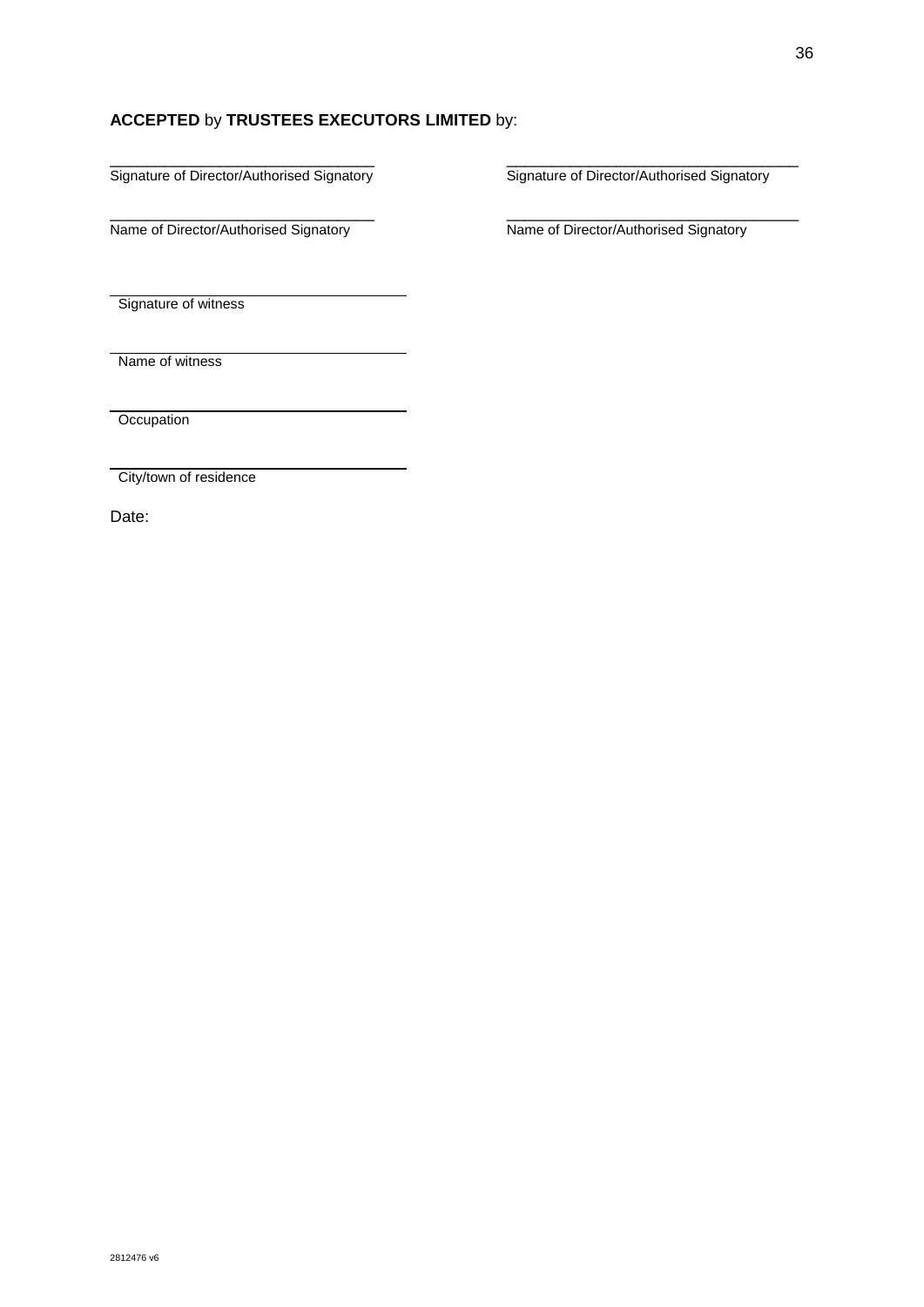**ACCEPTED** by **TRUSTEES EXECUTORS LIMITED** by:

| | |
|---|---|
| \_\_\_\_\_\_\_\_\_\_\_\_\_\_\_\_\_\_\_\_\_\_\_\_\_\_\_\_\_\_\_\_\_\_ | \_\_\_\_\_\_\_\_\_\_\_\_\_\_\_\_\_\_\_\_\_\_\_\_\_\_\_\_\_\_\_\_\_\_\_\_\_\_ |
| Signature of Director/Authorised Signatory | Signature of Director/Authorised Signatory |
| \_\_\_\_\_\_\_\_\_\_\_\_\_\_\_\_\_\_\_\_\_\_\_\_\_\_\_\_\_\_\_\_\_\_ | \_\_\_\_\_\_\_\_\_\_\_\_\_\_\_\_\_\_\_\_\_\_\_\_\_\_\_\_\_\_\_\_\_\_\_\_\_\_ |
| Name of Director/Authorised Signatory | Name of Director/Authorised Signatory |

\_\_\_\_\_\_\_\_\_\_\_\_\_\_\_\_\_\_\_\_\_\_\_\_\_\_\_\_\_\_\_\_\_\_\_\_\_\_

Signature of witness

\_\_\_\_\_\_\_\_\_\_\_\_\_\_\_\_\_\_\_\_\_\_\_\_\_\_\_\_\_\_\_\_\_\_\_\_\_\_

Name of witness

\_\_\_\_\_\_\_\_\_\_\_\_\_\_\_\_\_\_\_\_\_\_\_\_\_\_\_\_\_\_\_\_\_\_\_\_\_\_

Occupation

\_\_\_\_\_\_\_\_\_\_\_\_\_\_\_\_\_\_\_\_\_\_\_\_\_\_\_\_\_\_\_\_\_\_\_\_\_\_

City/town of residence

Date: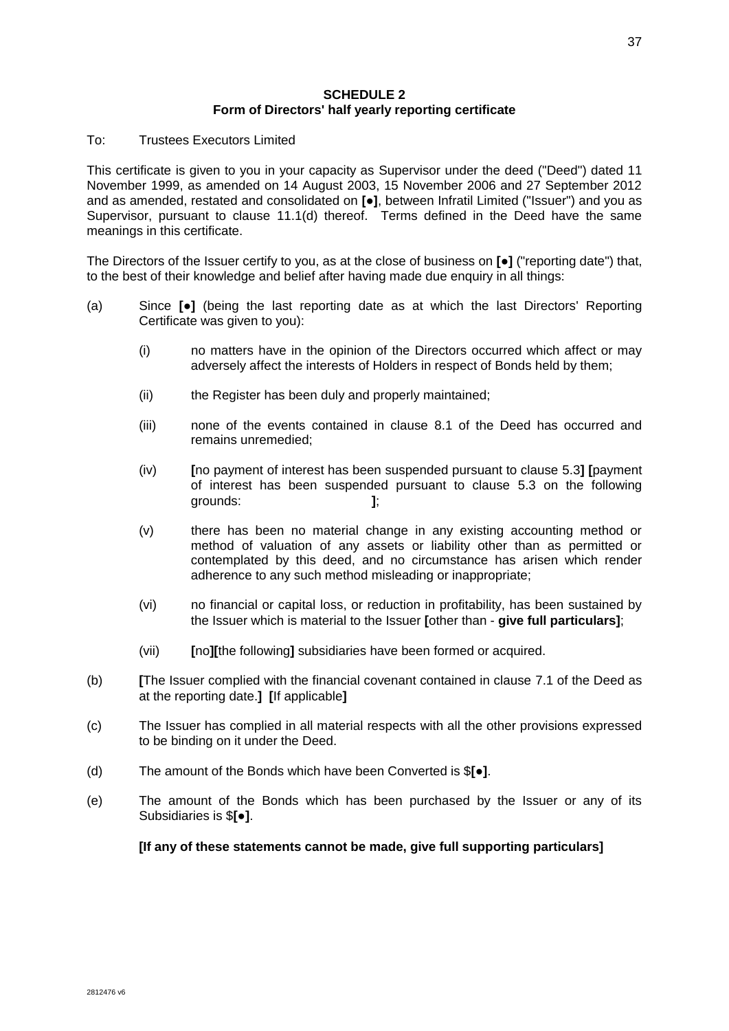**SCHEDULE 2**
**Form of Directors' half yearly reporting certificate**

To: Trustees Executors Limited

This certificate is given to you in your capacity as Supervisor under the deed ("Deed") dated 11 November 1999, as amended on 14 August 2003, 15 November 2006 and 27 September 2012 and as amended, restated and consolidated on **[●]**, between Infratil Limited ("Issuer") and you as Supervisor, pursuant to clause 11.1(d) thereof. Terms defined in the Deed have the same meanings in this certificate.

The Directors of the Issuer certify to you, as at the close of business on **[●]** ("reporting date") that, to the best of their knowledge and belief after having made due enquiry in all things:

(a) Since **[●]** (being the last reporting date as at which the last Directors' Reporting Certificate was given to you):

  (i) no matters have in the opinion of the Directors occurred which affect or may adversely affect the interests of Holders in respect of Bonds held by them;

  (ii) the Register has been duly and properly maintained;

  (iii) none of the events contained in clause 8.1 of the Deed has occurred and remains unremedied;

  (iv) **[**no payment of interest has been suspended pursuant to clause 5.3**]** **[**payment of interest has been suspended pursuant to clause 5.3 on the following grounds: **]**;

  (v) there has been no material change in any existing accounting method or method of valuation of any assets or liability other than as permitted or contemplated by this deed, and no circumstance has arisen which render adherence to any such method misleading or inappropriate;

  (vi) no financial or capital loss, or reduction in profitability, has been sustained by the Issuer which is material to the Issuer **[**other than - **give full particulars]**;

  (vii) **[**no**][**the following**]** subsidiaries have been formed or acquired.

(b) **[**The Issuer complied with the financial covenant contained in clause 7.1 of the Deed as at the reporting date.**]** **[**If applicable**]**

(c) The Issuer has complied in all material respects with all the other provisions expressed to be binding on it under the Deed.

(d) The amount of the Bonds which have been Converted is $**[●]**.

(e) The amount of the Bonds which has been purchased by the Issuer or any of its Subsidiaries is $**[●]**.

**[If any of these statements cannot be made, give full supporting particulars]**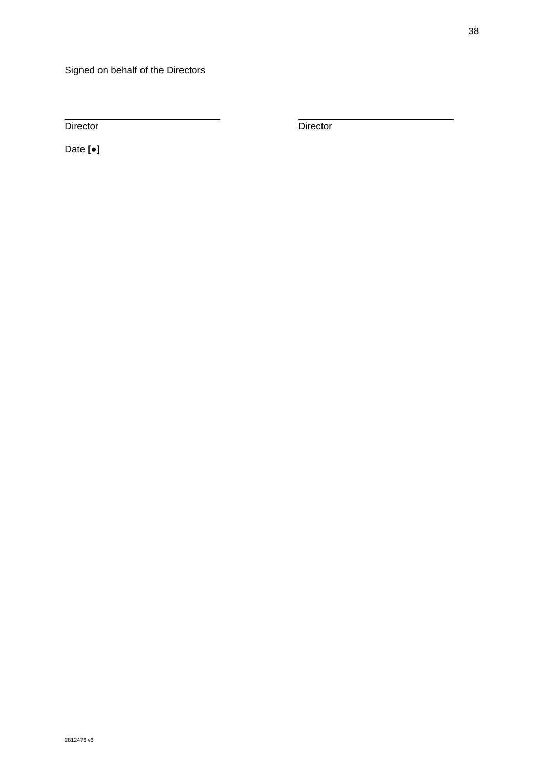Signed on behalf of the Directors

| \_\_\_\_\_\_\_\_\_\_\_\_\_\_\_\_\_\_\_\_\_\_\_\_\_\_\_\_ | \_\_\_\_\_\_\_\_\_\_\_\_\_\_\_\_\_\_\_\_\_\_\_\_\_\_\_\_ |
|---|---|
| Director | Director |

Date **[●]**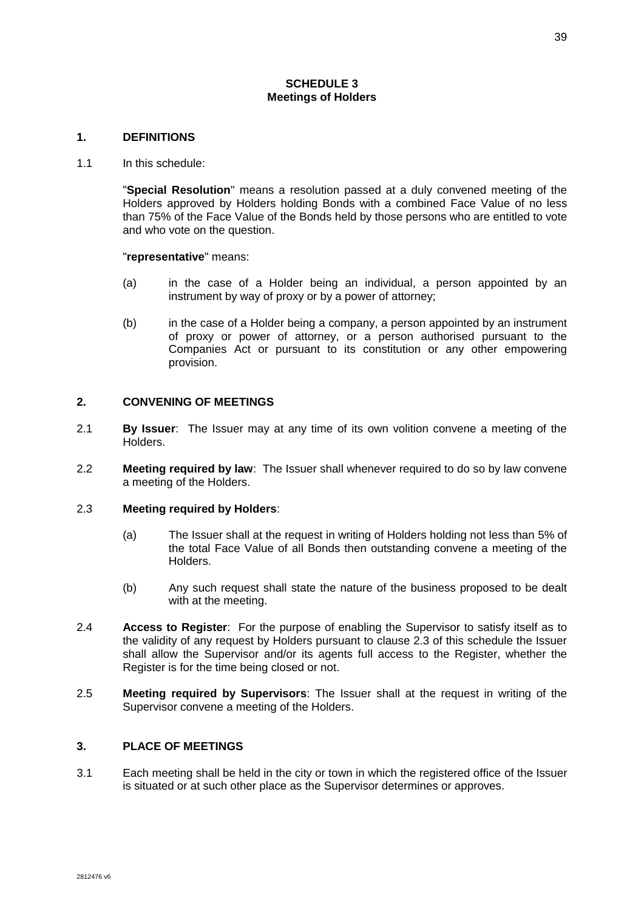# SCHEDULE 3
## Meetings of Holders

### 1. DEFINITIONS

1.1 In this schedule:

"**Special Resolution**" means a resolution passed at a duly convened meeting of the Holders approved by Holders holding Bonds with a combined Face Value of no less than 75% of the Face Value of the Bonds held by those persons who are entitled to vote and who vote on the question.

"**representative**" means:

(a) in the case of a Holder being an individual, a person appointed by an instrument by way of proxy or by a power of attorney;

(b) in the case of a Holder being a company, a person appointed by an instrument of proxy or power of attorney, or a person authorised pursuant to the Companies Act or pursuant to its constitution or any other empowering provision.

### 2. CONVENING OF MEETINGS

2.1 **By Issuer**: The Issuer may at any time of its own volition convene a meeting of the Holders.

2.2 **Meeting required by law**: The Issuer shall whenever required to do so by law convene a meeting of the Holders.

2.3 **Meeting required by Holders**:

(a) The Issuer shall at the request in writing of Holders holding not less than 5% of the total Face Value of all Bonds then outstanding convene a meeting of the Holders.

(b) Any such request shall state the nature of the business proposed to be dealt with at the meeting.

2.4 **Access to Register**: For the purpose of enabling the Supervisor to satisfy itself as to the validity of any request by Holders pursuant to clause 2.3 of this schedule the Issuer shall allow the Supervisor and/or its agents full access to the Register, whether the Register is for the time being closed or not.

2.5 **Meeting required by Supervisors**: The Issuer shall at the request in writing of the Supervisor convene a meeting of the Holders.

### 3. PLACE OF MEETINGS

3.1 Each meeting shall be held in the city or town in which the registered office of the Issuer is situated or at such other place as the Supervisor determines or approves.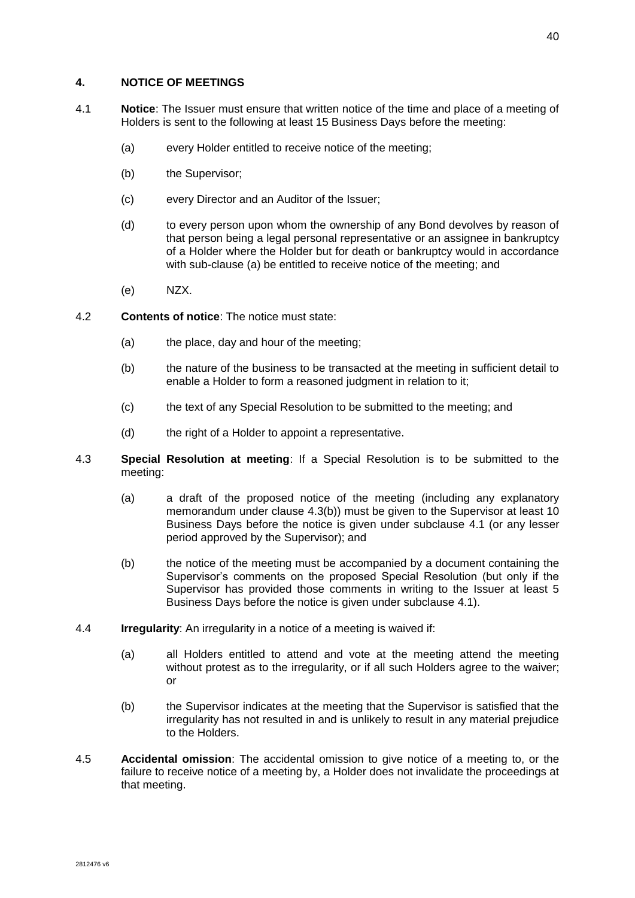## 4. NOTICE OF MEETINGS

4.1 **Notice**: The Issuer must ensure that written notice of the time and place of a meeting of Holders is sent to the following at least 15 Business Days before the meeting:

(a) every Holder entitled to receive notice of the meeting;

(b) the Supervisor;

(c) every Director and an Auditor of the Issuer;

(d) to every person upon whom the ownership of any Bond devolves by reason of that person being a legal personal representative or an assignee in bankruptcy of a Holder where the Holder but for death or bankruptcy would in accordance with sub-clause (a) be entitled to receive notice of the meeting; and

(e) NZX.

4.2 **Contents of notice**: The notice must state:

(a) the place, day and hour of the meeting;

(b) the nature of the business to be transacted at the meeting in sufficient detail to enable a Holder to form a reasoned judgment in relation to it;

(c) the text of any Special Resolution to be submitted to the meeting; and

(d) the right of a Holder to appoint a representative.

4.3 **Special Resolution at meeting**: If a Special Resolution is to be submitted to the meeting:

(a) a draft of the proposed notice of the meeting (including any explanatory memorandum under clause 4.3(b)) must be given to the Supervisor at least 10 Business Days before the notice is given under subclause 4.1 (or any lesser period approved by the Supervisor); and

(b) the notice of the meeting must be accompanied by a document containing the Supervisor's comments on the proposed Special Resolution (but only if the Supervisor has provided those comments in writing to the Issuer at least 5 Business Days before the notice is given under subclause 4.1).

4.4 **Irregularity**: An irregularity in a notice of a meeting is waived if:

(a) all Holders entitled to attend and vote at the meeting attend the meeting without protest as to the irregularity, or if all such Holders agree to the waiver; or

(b) the Supervisor indicates at the meeting that the Supervisor is satisfied that the irregularity has not resulted in and is unlikely to result in any material prejudice to the Holders.

4.5 **Accidental omission**: The accidental omission to give notice of a meeting to, or the failure to receive notice of a meeting by, a Holder does not invalidate the proceedings at that meeting.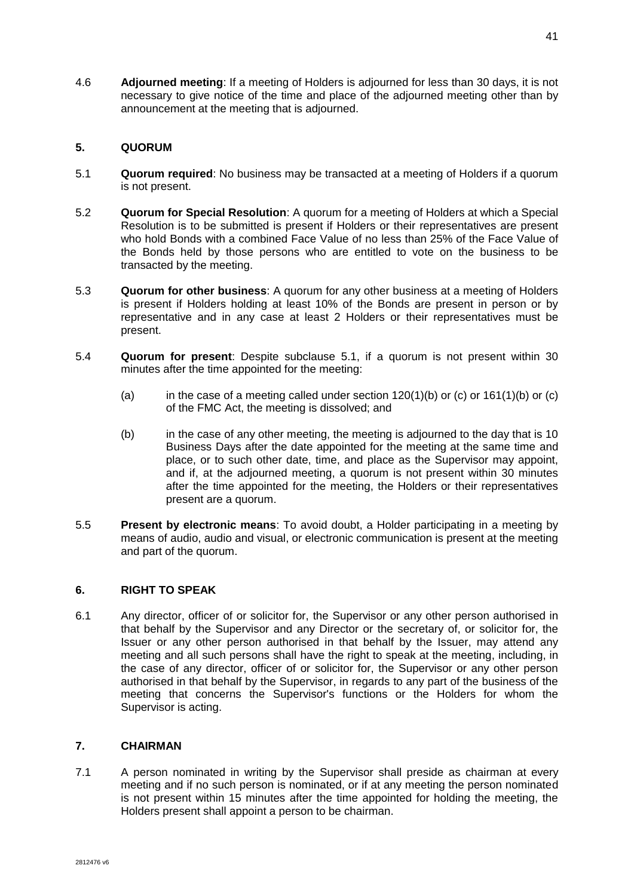4.6 **Adjourned meeting**: If a meeting of Holders is adjourned for less than 30 days, it is not necessary to give notice of the time and place of the adjourned meeting other than by announcement at the meeting that is adjourned.

## 5. QUORUM

5.1 **Quorum required**: No business may be transacted at a meeting of Holders if a quorum is not present.

5.2 **Quorum for Special Resolution**: A quorum for a meeting of Holders at which a Special Resolution is to be submitted is present if Holders or their representatives are present who hold Bonds with a combined Face Value of no less than 25% of the Face Value of the Bonds held by those persons who are entitled to vote on the business to be transacted by the meeting.

5.3 **Quorum for other business**: A quorum for any other business at a meeting of Holders is present if Holders holding at least 10% of the Bonds are present in person or by representative and in any case at least 2 Holders or their representatives must be present.

5.4 **Quorum for present**: Despite subclause 5.1, if a quorum is not present within 30 minutes after the time appointed for the meeting:

(a) in the case of a meeting called under section 120(1)(b) or (c) or 161(1)(b) or (c) of the FMC Act, the meeting is dissolved; and

(b) in the case of any other meeting, the meeting is adjourned to the day that is 10 Business Days after the date appointed for the meeting at the same time and place, or to such other date, time, and place as the Supervisor may appoint, and if, at the adjourned meeting, a quorum is not present within 30 minutes after the time appointed for the meeting, the Holders or their representatives present are a quorum.

5.5 **Present by electronic means**: To avoid doubt, a Holder participating in a meeting by means of audio, audio and visual, or electronic communication is present at the meeting and part of the quorum.

## 6. RIGHT TO SPEAK

6.1 Any director, officer of or solicitor for, the Supervisor or any other person authorised in that behalf by the Supervisor and any Director or the secretary of, or solicitor for, the Issuer or any other person authorised in that behalf by the Issuer, may attend any meeting and all such persons shall have the right to speak at the meeting, including, in the case of any director, officer of or solicitor for, the Supervisor or any other person authorised in that behalf by the Supervisor, in regards to any part of the business of the meeting that concerns the Supervisor's functions or the Holders for whom the Supervisor is acting.

## 7. CHAIRMAN

7.1 A person nominated in writing by the Supervisor shall preside as chairman at every meeting and if no such person is nominated, or if at any meeting the person nominated is not present within 15 minutes after the time appointed for holding the meeting, the Holders present shall appoint a person to be chairman.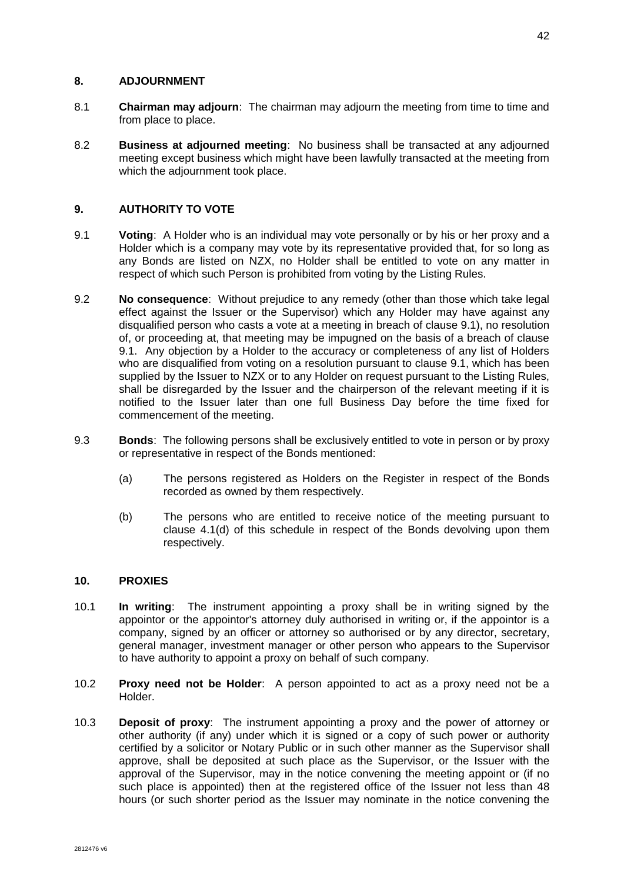## 8. ADJOURNMENT

8.1 **Chairman may adjourn**: The chairman may adjourn the meeting from time to time and from place to place.

8.2 **Business at adjourned meeting**: No business shall be transacted at any adjourned meeting except business which might have been lawfully transacted at the meeting from which the adjournment took place.

## 9. AUTHORITY TO VOTE

9.1 **Voting**: A Holder who is an individual may vote personally or by his or her proxy and a Holder which is a company may vote by its representative provided that, for so long as any Bonds are listed on NZX, no Holder shall be entitled to vote on any matter in respect of which such Person is prohibited from voting by the Listing Rules.

9.2 **No consequence**: Without prejudice to any remedy (other than those which take legal effect against the Issuer or the Supervisor) which any Holder may have against any disqualified person who casts a vote at a meeting in breach of clause 9.1), no resolution of, or proceeding at, that meeting may be impugned on the basis of a breach of clause 9.1. Any objection by a Holder to the accuracy or completeness of any list of Holders who are disqualified from voting on a resolution pursuant to clause 9.1, which has been supplied by the Issuer to NZX or to any Holder on request pursuant to the Listing Rules, shall be disregarded by the Issuer and the chairperson of the relevant meeting if it is notified to the Issuer later than one full Business Day before the time fixed for commencement of the meeting.

9.3 **Bonds**: The following persons shall be exclusively entitled to vote in person or by proxy or representative in respect of the Bonds mentioned:

(a) The persons registered as Holders on the Register in respect of the Bonds recorded as owned by them respectively.

(b) The persons who are entitled to receive notice of the meeting pursuant to clause 4.1(d) of this schedule in respect of the Bonds devolving upon them respectively.

## 10. PROXIES

10.1 **In writing**: The instrument appointing a proxy shall be in writing signed by the appointor or the appointor's attorney duly authorised in writing or, if the appointor is a company, signed by an officer or attorney so authorised or by any director, secretary, general manager, investment manager or other person who appears to the Supervisor to have authority to appoint a proxy on behalf of such company.

10.2 **Proxy need not be Holder**: A person appointed to act as a proxy need not be a Holder.

10.3 **Deposit of proxy**: The instrument appointing a proxy and the power of attorney or other authority (if any) under which it is signed or a copy of such power or authority certified by a solicitor or Notary Public or in such other manner as the Supervisor shall approve, shall be deposited at such place as the Supervisor, or the Issuer with the approval of the Supervisor, may in the notice convening the meeting appoint or (if no such place is appointed) then at the registered office of the Issuer not less than 48 hours (or such shorter period as the Issuer may nominate in the notice convening the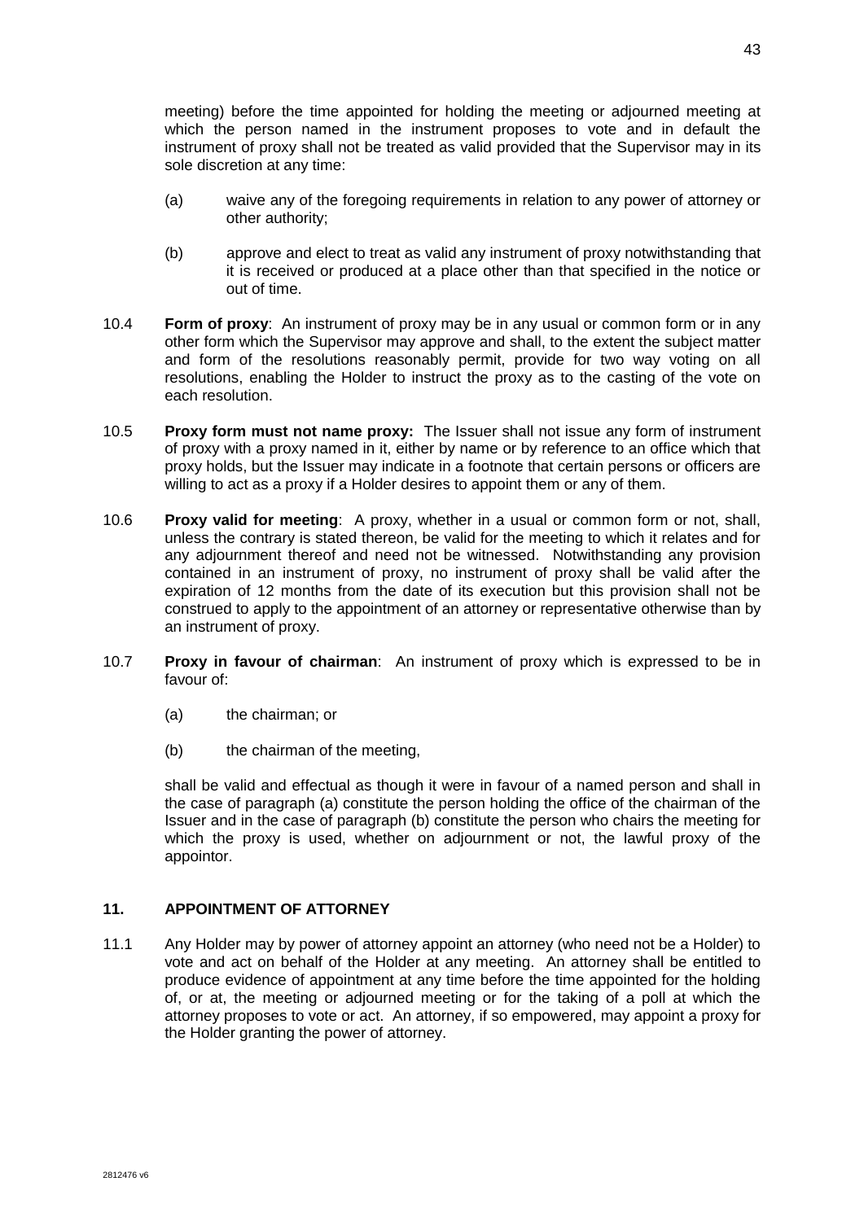meeting) before the time appointed for holding the meeting or adjourned meeting at which the person named in the instrument proposes to vote and in default the instrument of proxy shall not be treated as valid provided that the Supervisor may in its sole discretion at any time:

(a) waive any of the foregoing requirements in relation to any power of attorney or other authority;

(b) approve and elect to treat as valid any instrument of proxy notwithstanding that it is received or produced at a place other than that specified in the notice or out of time.

10.4 **Form of proxy**: An instrument of proxy may be in any usual or common form or in any other form which the Supervisor may approve and shall, to the extent the subject matter and form of the resolutions reasonably permit, provide for two way voting on all resolutions, enabling the Holder to instruct the proxy as to the casting of the vote on each resolution.

10.5 **Proxy form must not name proxy:** The Issuer shall not issue any form of instrument of proxy with a proxy named in it, either by name or by reference to an office which that proxy holds, but the Issuer may indicate in a footnote that certain persons or officers are willing to act as a proxy if a Holder desires to appoint them or any of them.

10.6 **Proxy valid for meeting**: A proxy, whether in a usual or common form or not, shall, unless the contrary is stated thereon, be valid for the meeting to which it relates and for any adjournment thereof and need not be witnessed. Notwithstanding any provision contained in an instrument of proxy, no instrument of proxy shall be valid after the expiration of 12 months from the date of its execution but this provision shall not be construed to apply to the appointment of an attorney or representative otherwise than by an instrument of proxy.

10.7 **Proxy in favour of chairman**: An instrument of proxy which is expressed to be in favour of:

(a) the chairman; or

(b) the chairman of the meeting,

shall be valid and effectual as though it were in favour of a named person and shall in the case of paragraph (a) constitute the person holding the office of the chairman of the Issuer and in the case of paragraph (b) constitute the person who chairs the meeting for which the proxy is used, whether on adjournment or not, the lawful proxy of the appointor.

## 11. APPOINTMENT OF ATTORNEY

11.1 Any Holder may by power of attorney appoint an attorney (who need not be a Holder) to vote and act on behalf of the Holder at any meeting. An attorney shall be entitled to produce evidence of appointment at any time before the time appointed for the holding of, or at, the meeting or adjourned meeting or for the taking of a poll at which the attorney proposes to vote or act. An attorney, if so empowered, may appoint a proxy for the Holder granting the power of attorney.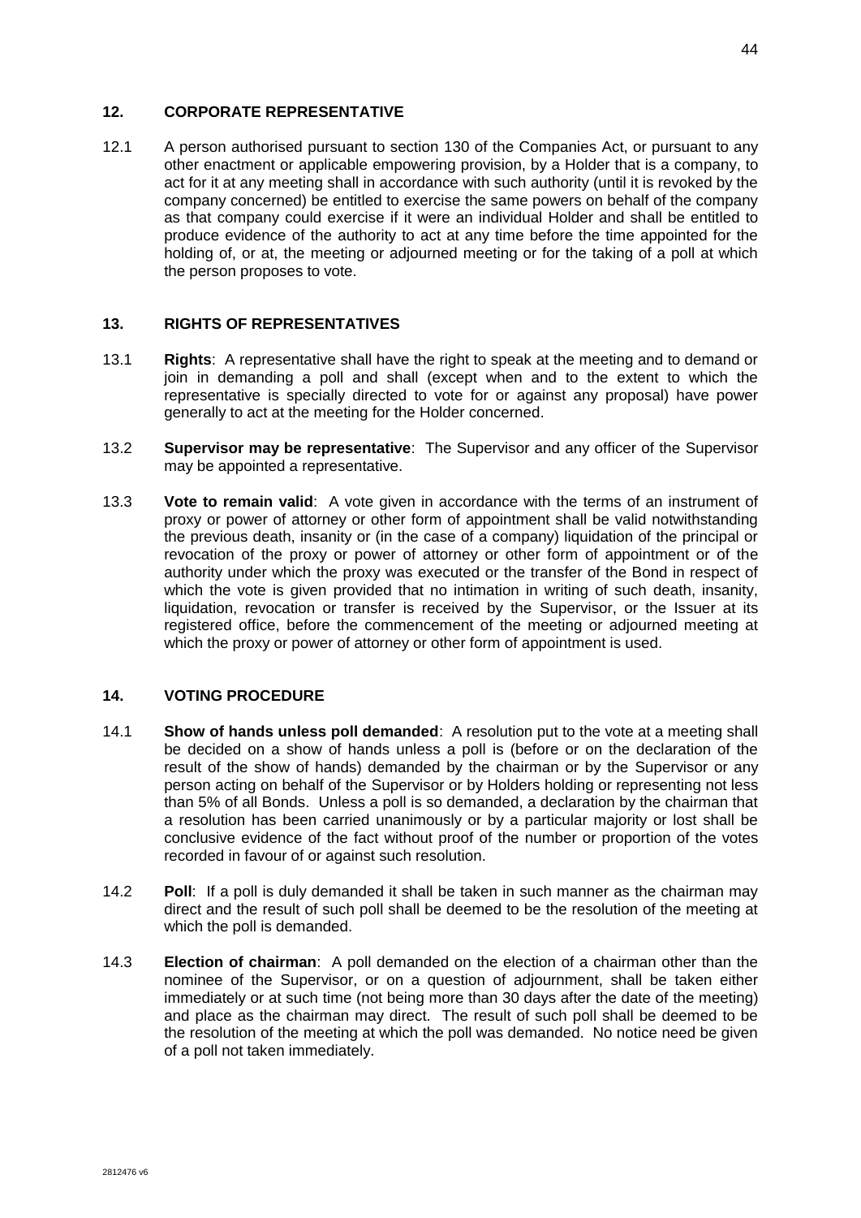## 12. CORPORATE REPRESENTATIVE

12.1 A person authorised pursuant to section 130 of the Companies Act, or pursuant to any other enactment or applicable empowering provision, by a Holder that is a company, to act for it at any meeting shall in accordance with such authority (until it is revoked by the company concerned) be entitled to exercise the same powers on behalf of the company as that company could exercise if it were an individual Holder and shall be entitled to produce evidence of the authority to act at any time before the time appointed for the holding of, or at, the meeting or adjourned meeting or for the taking of a poll at which the person proposes to vote.

## 13. RIGHTS OF REPRESENTATIVES

13.1 **Rights**: A representative shall have the right to speak at the meeting and to demand or join in demanding a poll and shall (except when and to the extent to which the representative is specially directed to vote for or against any proposal) have power generally to act at the meeting for the Holder concerned.

13.2 **Supervisor may be representative**: The Supervisor and any officer of the Supervisor may be appointed a representative.

13.3 **Vote to remain valid**: A vote given in accordance with the terms of an instrument of proxy or power of attorney or other form of appointment shall be valid notwithstanding the previous death, insanity or (in the case of a company) liquidation of the principal or revocation of the proxy or power of attorney or other form of appointment or of the authority under which the proxy was executed or the transfer of the Bond in respect of which the vote is given provided that no intimation in writing of such death, insanity, liquidation, revocation or transfer is received by the Supervisor, or the Issuer at its registered office, before the commencement of the meeting or adjourned meeting at which the proxy or power of attorney or other form of appointment is used.

## 14. VOTING PROCEDURE

14.1 **Show of hands unless poll demanded**: A resolution put to the vote at a meeting shall be decided on a show of hands unless a poll is (before or on the declaration of the result of the show of hands) demanded by the chairman or by the Supervisor or any person acting on behalf of the Supervisor or by Holders holding or representing not less than 5% of all Bonds. Unless a poll is so demanded, a declaration by the chairman that a resolution has been carried unanimously or by a particular majority or lost shall be conclusive evidence of the fact without proof of the number or proportion of the votes recorded in favour of or against such resolution.

14.2 **Poll**: If a poll is duly demanded it shall be taken in such manner as the chairman may direct and the result of such poll shall be deemed to be the resolution of the meeting at which the poll is demanded.

14.3 **Election of chairman**: A poll demanded on the election of a chairman other than the nominee of the Supervisor, or on a question of adjournment, shall be taken either immediately or at such time (not being more than 30 days after the date of the meeting) and place as the chairman may direct. The result of such poll shall be deemed to be the resolution of the meeting at which the poll was demanded. No notice need be given of a poll not taken immediately.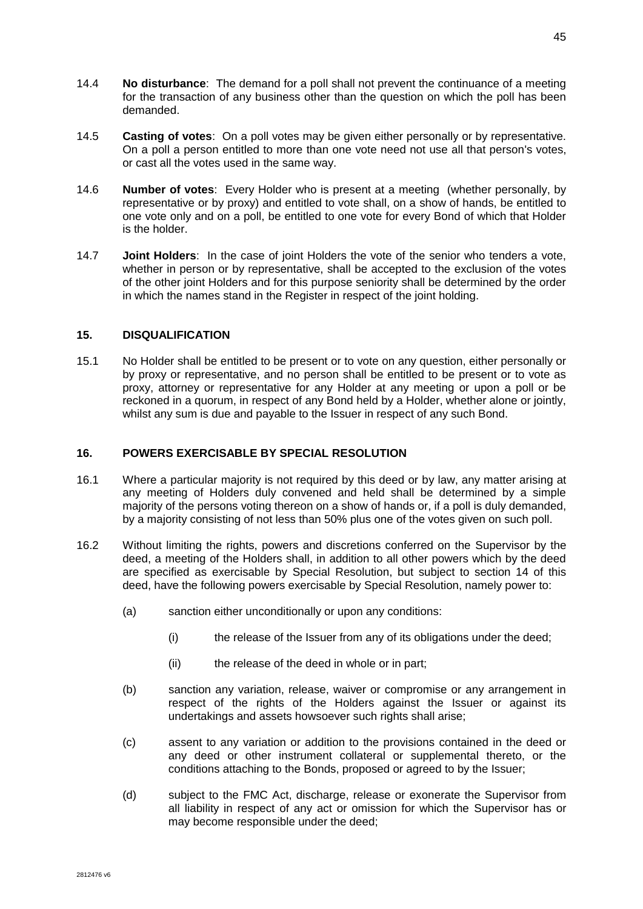14.4 **No disturbance**: The demand for a poll shall not prevent the continuance of a meeting for the transaction of any business other than the question on which the poll has been demanded.

14.5 **Casting of votes**: On a poll votes may be given either personally or by representative. On a poll a person entitled to more than one vote need not use all that person's votes, or cast all the votes used in the same way.

14.6 **Number of votes**: Every Holder who is present at a meeting (whether personally, by representative or by proxy) and entitled to vote shall, on a show of hands, be entitled to one vote only and on a poll, be entitled to one vote for every Bond of which that Holder is the holder.

14.7 **Joint Holders**: In the case of joint Holders the vote of the senior who tenders a vote, whether in person or by representative, shall be accepted to the exclusion of the votes of the other joint Holders and for this purpose seniority shall be determined by the order in which the names stand in the Register in respect of the joint holding.

## 15. DISQUALIFICATION

15.1 No Holder shall be entitled to be present or to vote on any question, either personally or by proxy or representative, and no person shall be entitled to be present or to vote as proxy, attorney or representative for any Holder at any meeting or upon a poll or be reckoned in a quorum, in respect of any Bond held by a Holder, whether alone or jointly, whilst any sum is due and payable to the Issuer in respect of any such Bond.

## 16. POWERS EXERCISABLE BY SPECIAL RESOLUTION

16.1 Where a particular majority is not required by this deed or by law, any matter arising at any meeting of Holders duly convened and held shall be determined by a simple majority of the persons voting thereon on a show of hands or, if a poll is duly demanded, by a majority consisting of not less than 50% plus one of the votes given on such poll.

16.2 Without limiting the rights, powers and discretions conferred on the Supervisor by the deed, a meeting of the Holders shall, in addition to all other powers which by the deed are specified as exercisable by Special Resolution, but subject to section 14 of this deed, have the following powers exercisable by Special Resolution, namely power to:

(a) sanction either unconditionally or upon any conditions:

(i) the release of the Issuer from any of its obligations under the deed;

(ii) the release of the deed in whole or in part;

(b) sanction any variation, release, waiver or compromise or any arrangement in respect of the rights of the Holders against the Issuer or against its undertakings and assets howsoever such rights shall arise;

(c) assent to any variation or addition to the provisions contained in the deed or any deed or other instrument collateral or supplemental thereto, or the conditions attaching to the Bonds, proposed or agreed to by the Issuer;

(d) subject to the FMC Act, discharge, release or exonerate the Supervisor from all liability in respect of any act or omission for which the Supervisor has or may become responsible under the deed;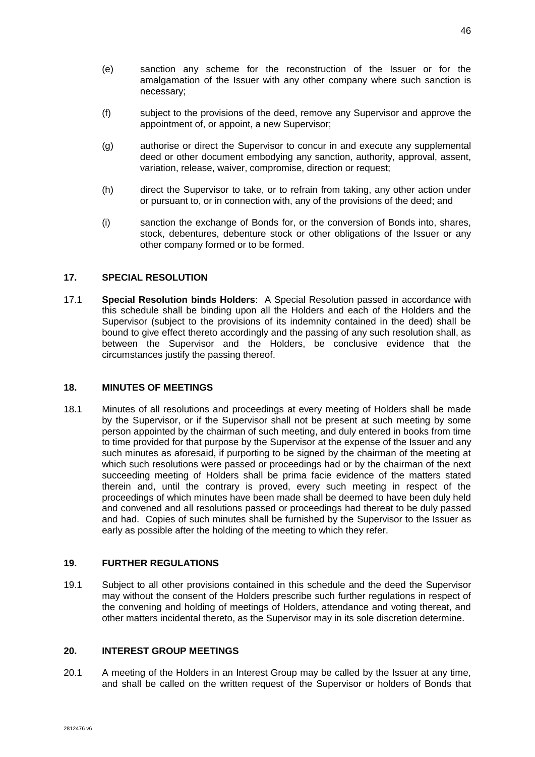(e) sanction any scheme for the reconstruction of the Issuer or for the amalgamation of the Issuer with any other company where such sanction is necessary;

(f) subject to the provisions of the deed, remove any Supervisor and approve the appointment of, or appoint, a new Supervisor;

(g) authorise or direct the Supervisor to concur in and execute any supplemental deed or other document embodying any sanction, authority, approval, assent, variation, release, waiver, compromise, direction or request;

(h) direct the Supervisor to take, or to refrain from taking, any other action under or pursuant to, or in connection with, any of the provisions of the deed; and

(i) sanction the exchange of Bonds for, or the conversion of Bonds into, shares, stock, debentures, debenture stock or other obligations of the Issuer or any other company formed or to be formed.

## 17. SPECIAL RESOLUTION

17.1 **Special Resolution binds Holders**: A Special Resolution passed in accordance with this schedule shall be binding upon all the Holders and each of the Holders and the Supervisor (subject to the provisions of its indemnity contained in the deed) shall be bound to give effect thereto accordingly and the passing of any such resolution shall, as between the Supervisor and the Holders, be conclusive evidence that the circumstances justify the passing thereof.

## 18. MINUTES OF MEETINGS

18.1 Minutes of all resolutions and proceedings at every meeting of Holders shall be made by the Supervisor, or if the Supervisor shall not be present at such meeting by some person appointed by the chairman of such meeting, and duly entered in books from time to time provided for that purpose by the Supervisor at the expense of the Issuer and any such minutes as aforesaid, if purporting to be signed by the chairman of the meeting at which such resolutions were passed or proceedings had or by the chairman of the next succeeding meeting of Holders shall be prima facie evidence of the matters stated therein and, until the contrary is proved, every such meeting in respect of the proceedings of which minutes have been made shall be deemed to have been duly held and convened and all resolutions passed or proceedings had thereat to be duly passed and had. Copies of such minutes shall be furnished by the Supervisor to the Issuer as early as possible after the holding of the meeting to which they refer.

## 19. FURTHER REGULATIONS

19.1 Subject to all other provisions contained in this schedule and the deed the Supervisor may without the consent of the Holders prescribe such further regulations in respect of the convening and holding of meetings of Holders, attendance and voting thereat, and other matters incidental thereto, as the Supervisor may in its sole discretion determine.

## 20. INTEREST GROUP MEETINGS

20.1 A meeting of the Holders in an Interest Group may be called by the Issuer at any time, and shall be called on the written request of the Supervisor or holders of Bonds that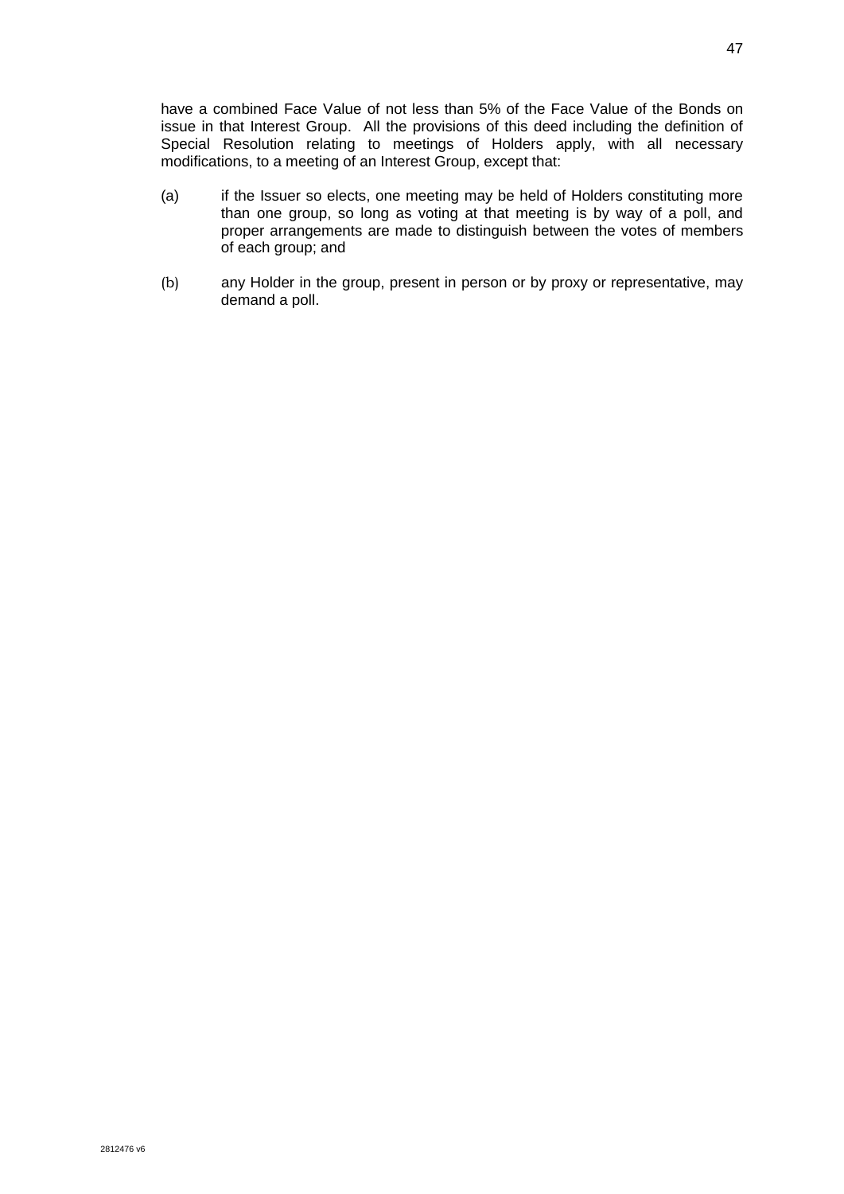have a combined Face Value of not less than 5% of the Face Value of the Bonds on issue in that Interest Group. All the provisions of this deed including the definition of Special Resolution relating to meetings of Holders apply, with all necessary modifications, to a meeting of an Interest Group, except that:

(a) if the Issuer so elects, one meeting may be held of Holders constituting more than one group, so long as voting at that meeting is by way of a poll, and proper arrangements are made to distinguish between the votes of members of each group; and

(b) any Holder in the group, present in person or by proxy or representative, may demand a poll.